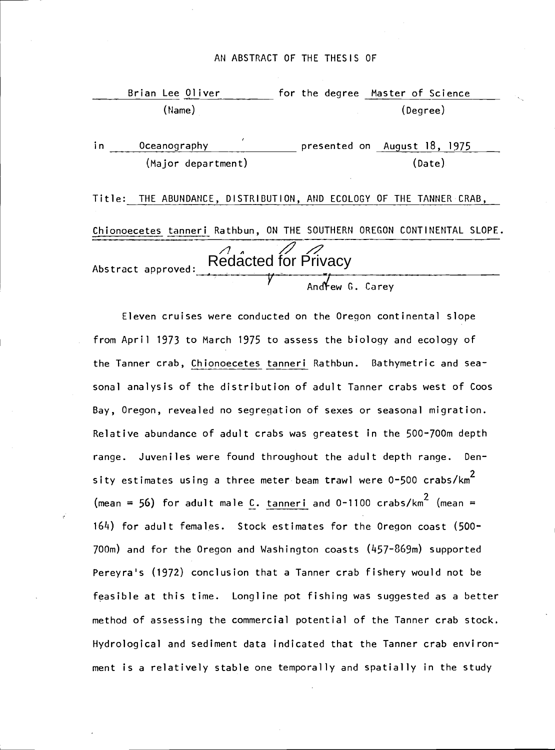AN ABSTRACT OF THE THESIS OF

Brian Lee Oliver for the degree Master of Science
(Name) (Degree)

in Oceanography presented on August 18, 1975
(Major department) (Date)

Title: THE ABUNDANCE, DISTRIBUTION, AND ECOLOGY OF THE TANNER CRAB, *Chionoecetes tanneri* Rathbun, ON THE SOUTHERN OREGON CONTINENTAL SLOPE.

Abstract approved: Redacted for Privacy
Andrew G. Carey

Eleven cruises were conducted on the Oregon continental slope from April 1973 to March 1975 to assess the biology and ecology of the Tanner crab, *Chionoecetes tanneri* Rathbun. Bathymetric and seasonal analysis of the distribution of adult Tanner crabs west of Coos Bay, Oregon, revealed no segregation of sexes or seasonal migration. Relative abundance of adult crabs was greatest in the 500-700m depth range. Juveniles were found throughout the adult depth range. Density estimates using a three meter beam trawl were 0-500 crabs/km$^2$ (mean = 56) for adult male *C. tanneri* and 0-1100 crabs/km$^2$ (mean = 164) for adult females. Stock estimates for the Oregon coast (500-700m) and for the Oregon and Washington coasts (457-869m) supported Pereyra's (1972) conclusion that a Tanner crab fishery would not be feasible at this time. Longline pot fishing was suggested as a better method of assessing the commercial potential of the Tanner crab stock. Hydrological and sediment data indicated that the Tanner crab environment is a relatively stable one temporally and spatially in the study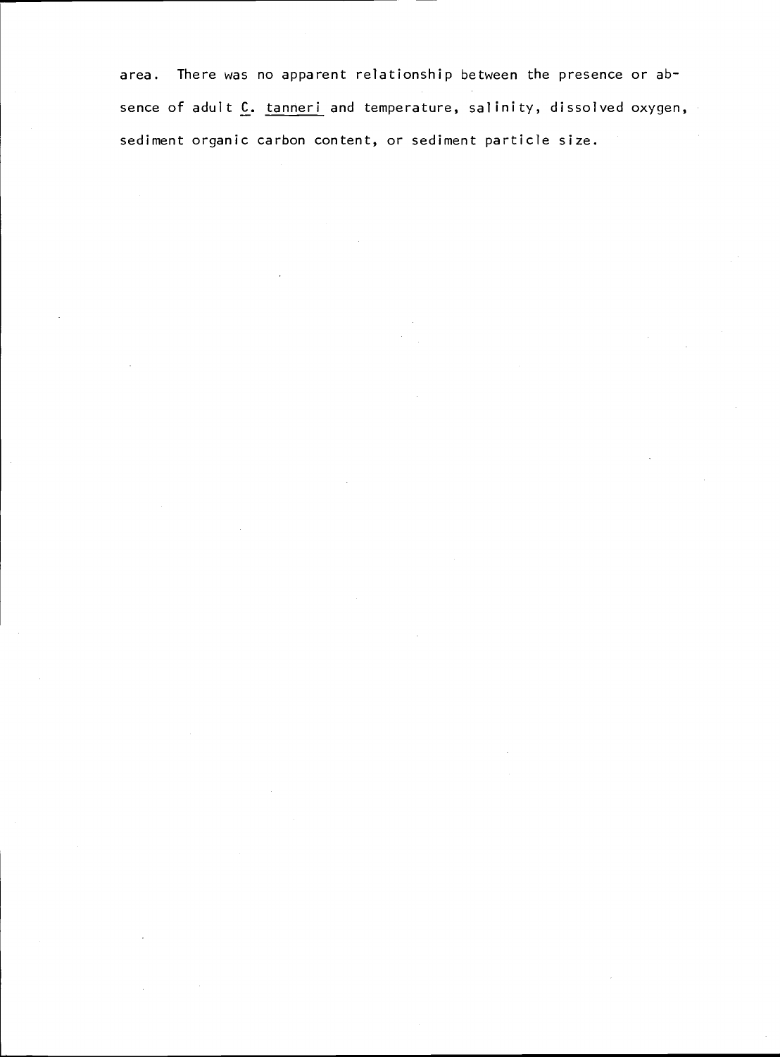area. There was no apparent relationship between the presence or absence of adult *C. tanneri* and temperature, salinity, dissolved oxygen, sediment organic carbon content, or sediment particle size.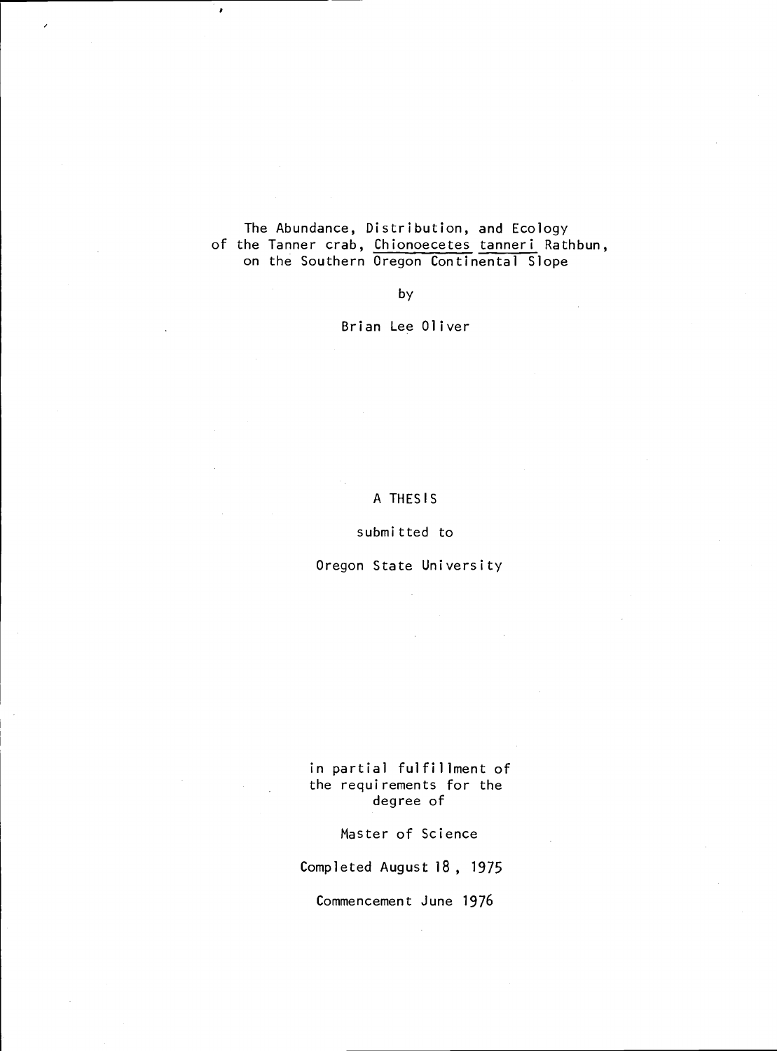The Abundance, Distribution, and Ecology of the Tanner crab, *Chionoecetes tanneri* Rathbun, on the Southern Oregon Continental Slope

by

Brian Lee Oliver

A THESIS

submitted to

Oregon State University

in partial fulfillment of the requirements for the degree of

Master of Science

Completed August 18, 1975

Commencement June 1976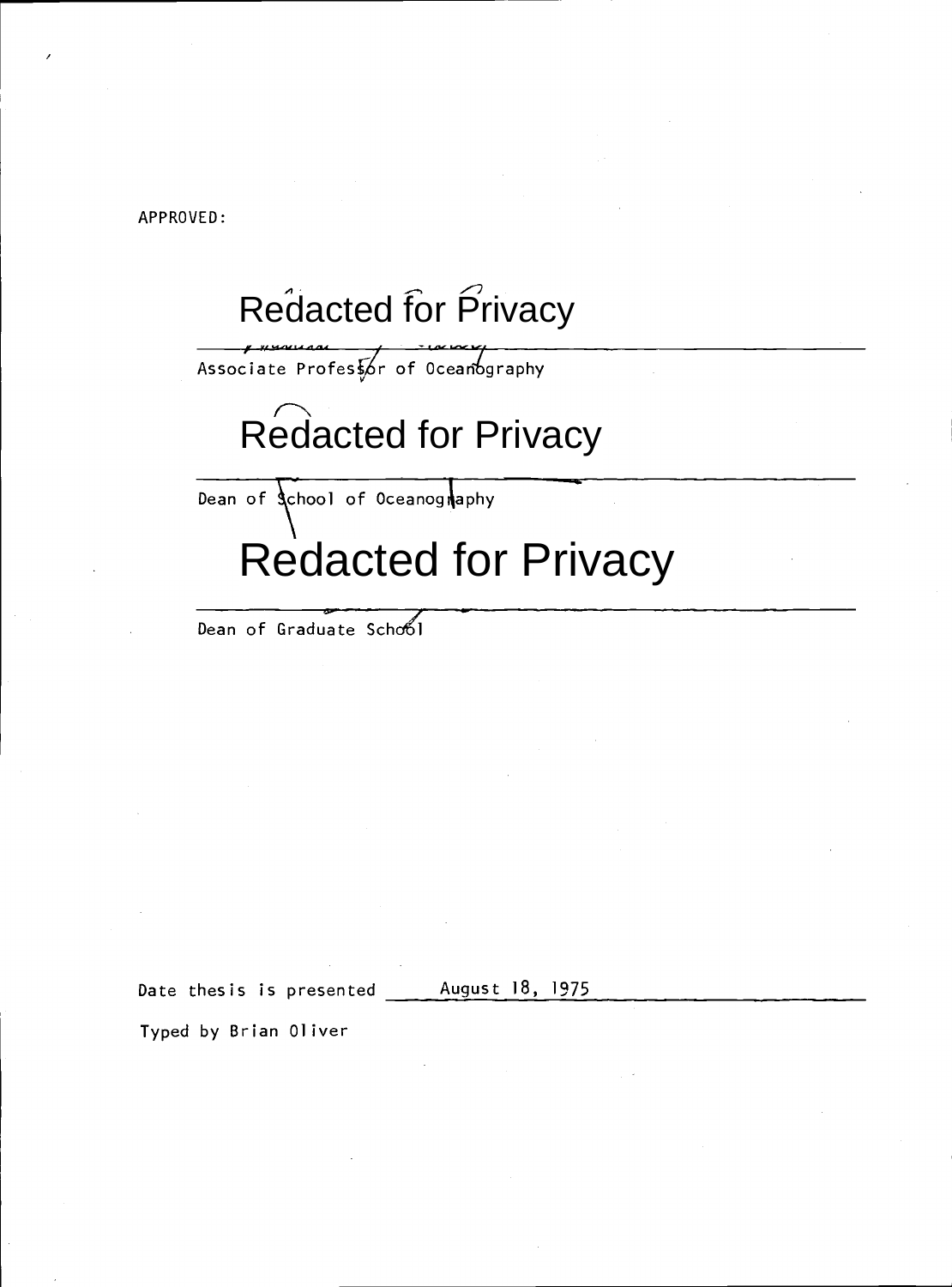APPROVED:

Redacted for Privacy

Associate Professor of Oceanography

Redacted for Privacy

Dean of School of Oceanography

Redacted for Privacy

Dean of Graduate School

Date thesis is presented August 18, 1975

Typed by Brian Oliver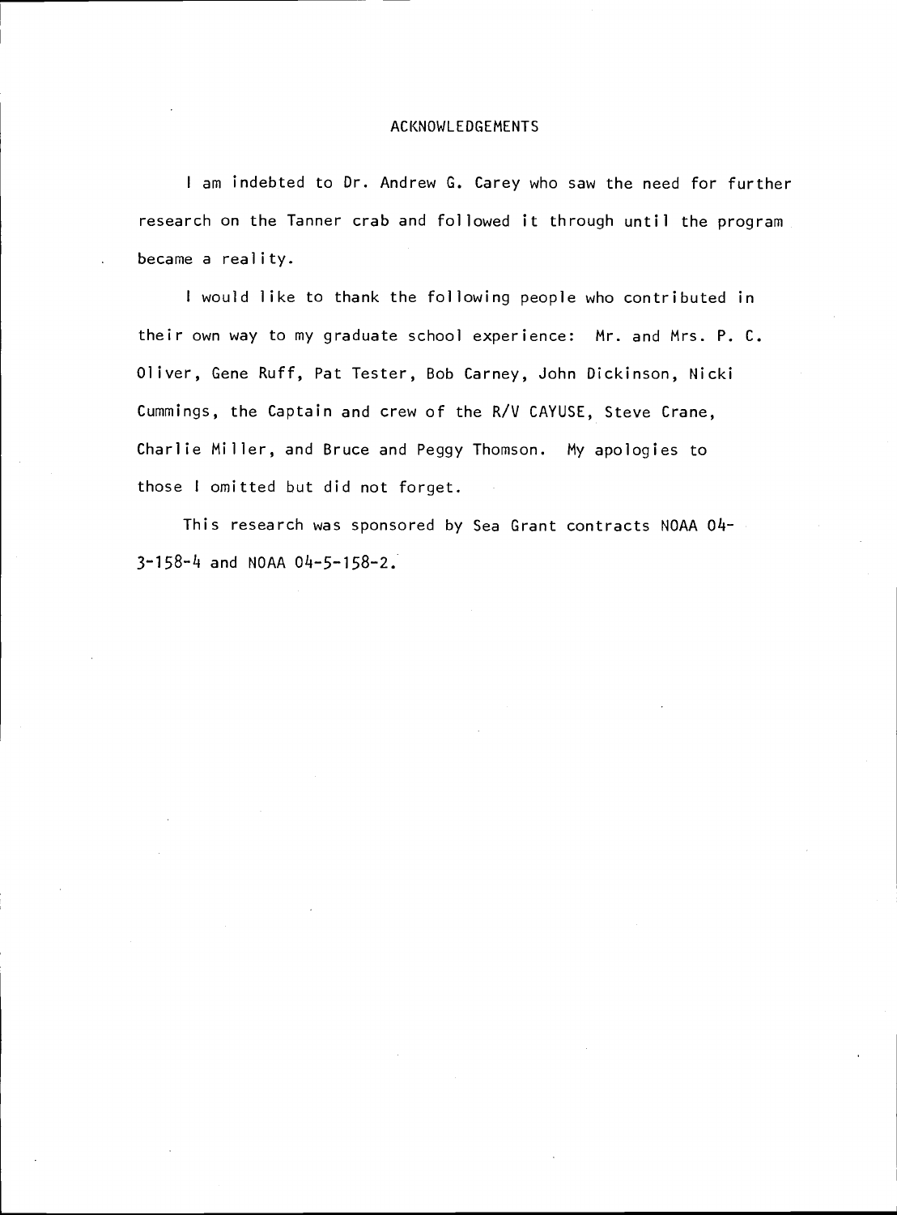# ACKNOWLEDGEMENTS

I am indebted to Dr. Andrew G. Carey who saw the need for further research on the Tanner crab and followed it through until the program became a reality.

I would like to thank the following people who contributed in their own way to my graduate school experience: Mr. and Mrs. P. C. Oliver, Gene Ruff, Pat Tester, Bob Carney, John Dickinson, Nicki Cummings, the Captain and crew of the R/V CAYUSE, Steve Crane, Charlie Miller, and Bruce and Peggy Thomson. My apologies to those I omitted but did not forget.

This research was sponsored by Sea Grant contracts NOAA 04-3-158-4 and NOAA 04-5-158-2.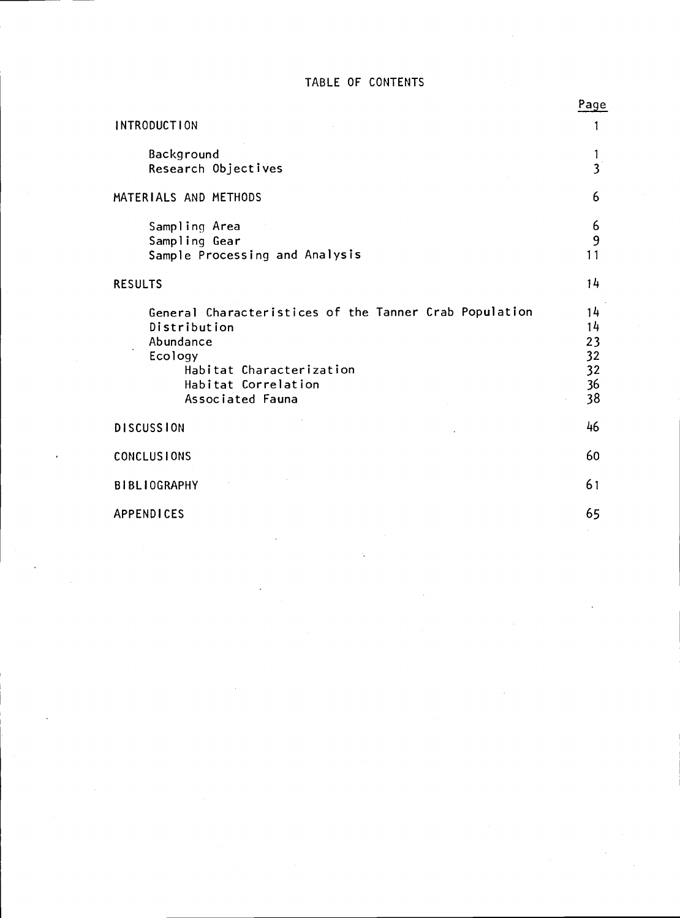# TABLE OF CONTENTS

| | Page |
|---|---|
| INTRODUCTION | 1 |
| Background | 1 |
| Research Objectives | 3 |
| MATERIALS AND METHODS | 6 |
| Sampling Area | 6 |
| Sampling Gear | 9 |
| Sample Processing and Analysis | 11 |
| RESULTS | 14 |
| General Characteristices of the Tanner Crab Population | 14 |
| Distribution | 14 |
| Abundance | 23 |
| Ecology | 32 |
| Habitat Characterization | 32 |
| Habitat Correlation | 36 |
| Associated Fauna | 38 |
| DISCUSSION | 46 |
| CONCLUSIONS | 60 |
| BIBLIOGRAPHY | 61 |
| APPENDICES | 65 |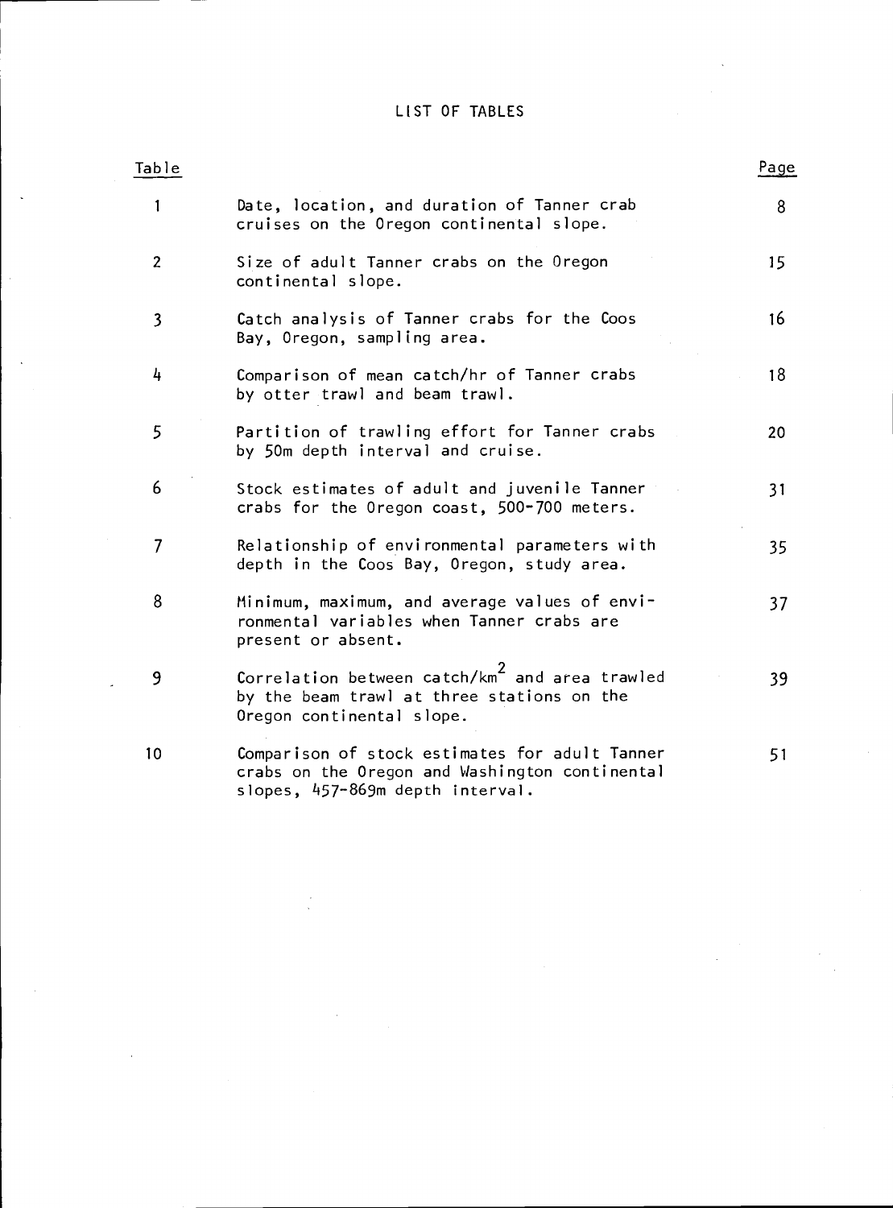# LIST OF TABLES

| Table | | Page |
|---|---|---|
| 1 | Date, location, and duration of Tanner crab cruises on the Oregon continental slope. | 8 |
| 2 | Size of adult Tanner crabs on the Oregon continental slope. | 15 |
| 3 | Catch analysis of Tanner crabs for the Coos Bay, Oregon, sampling area. | 16 |
| 4 | Comparison of mean catch/hr of Tanner crabs by otter trawl and beam trawl. | 18 |
| 5 | Partition of trawling effort for Tanner crabs by 50m depth interval and cruise. | 20 |
| 6 | Stock estimates of adult and juvenile Tanner crabs for the Oregon coast, 500-700 meters. | 31 |
| 7 | Relationship of environmental parameters with depth in the Coos Bay, Oregon, study area. | 35 |
| 8 | Minimum, maximum, and average values of environmental variables when Tanner crabs are present or absent. | 37 |
| 9 | Correlation between catch/$km^2$ and area trawled by the beam trawl at three stations on the Oregon continental slope. | 39 |
| 10 | Comparison of stock estimates for adult Tanner crabs on the Oregon and Washington continental slopes, 457-869m depth interval. | 51 |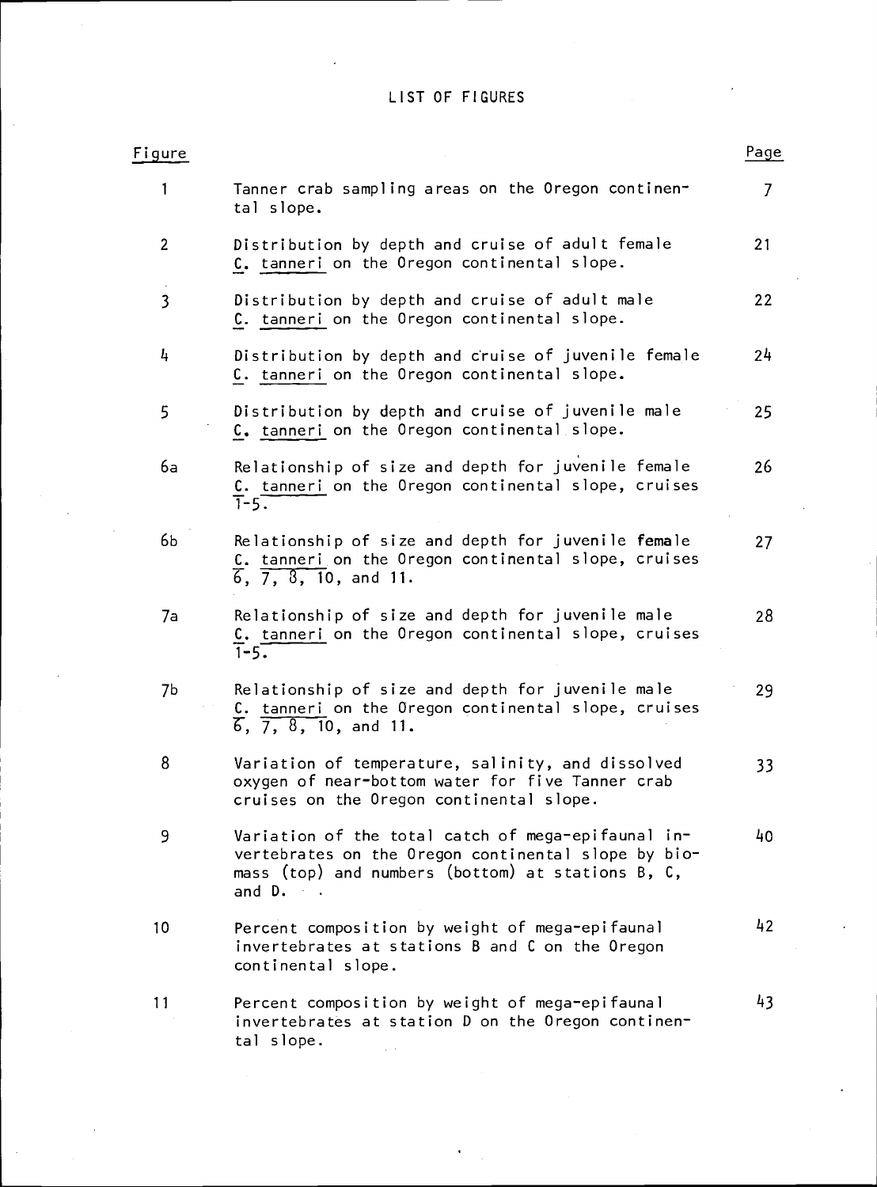# LIST OF FIGURES

| Figure | | Page |
|---|---|---|
| 1 | Tanner crab sampling areas on the Oregon continental slope. | 7 |
| 2 | Distribution by depth and cruise of adult female *C. tanneri* on the Oregon continental slope. | 21 |
| 3 | Distribution by depth and cruise of adult male *C. tanneri* on the Oregon continental slope. | 22 |
| 4 | Distribution by depth and cruise of juvenile female *C. tanneri* on the Oregon continental slope. | 24 |
| 5 | Distribution by depth and cruise of juvenile male *C. tanneri* on the Oregon continental slope. | 25 |
| 6a | Relationship of size and depth for juvenile female *C. tanneri* on the Oregon continental slope, cruises 1-5. | 26 |
| 6b | Relationship of size and depth for juvenile female *C. tanneri* on the Oregon continental slope, cruises 6, 7, 8, 10, and 11. | 27 |
| 7a | Relationship of size and depth for juvenile male *C. tanneri* on the Oregon continental slope, cruises 1-5. | 28 |
| 7b | Relationship of size and depth for juvenile male *C. tanneri* on the Oregon continental slope, cruises 6, 7, 8, 10, and 11. | 29 |
| 8 | Variation of temperature, salinity, and dissolved oxygen of near-bottom water for five Tanner crab cruises on the Oregon continental slope. | 33 |
| 9 | Variation of the total catch of mega-epifaunal invertebrates on the Oregon continental slope by biomass (top) and numbers (bottom) at stations B, C, and D. | 40 |
| 10 | Percent composition by weight of mega-epifaunal invertebrates at stations B and C on the Oregon continental slope. | 42 |
| 11 | Percent composition by weight of mega-epifaunal invertebrates at station D on the Oregon continental slope. | 43 |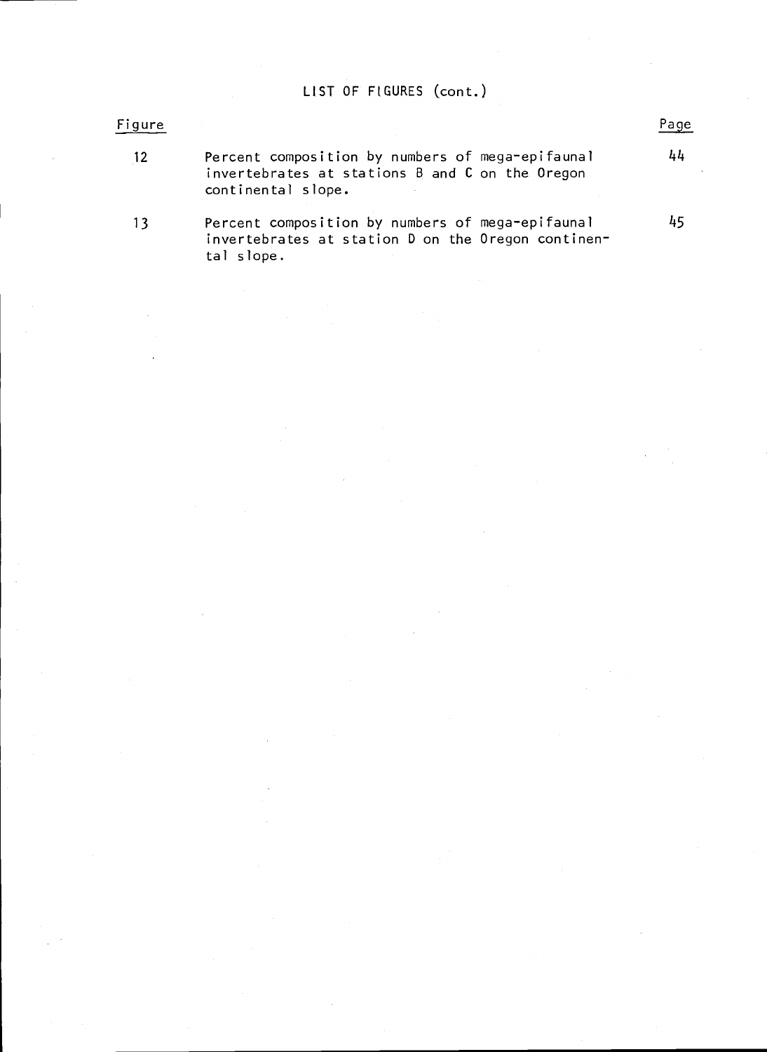## LIST OF FIGURES (cont.)

| Figure | | Page |
|---|---|---|
| 12 | Percent composition by numbers of mega-epifaunal invertebrates at stations B and C on the Oregon continental slope. | 44 |
| 13 | Percent composition by numbers of mega-epifaunal invertebrates at station D on the Oregon continental slope. | 45 |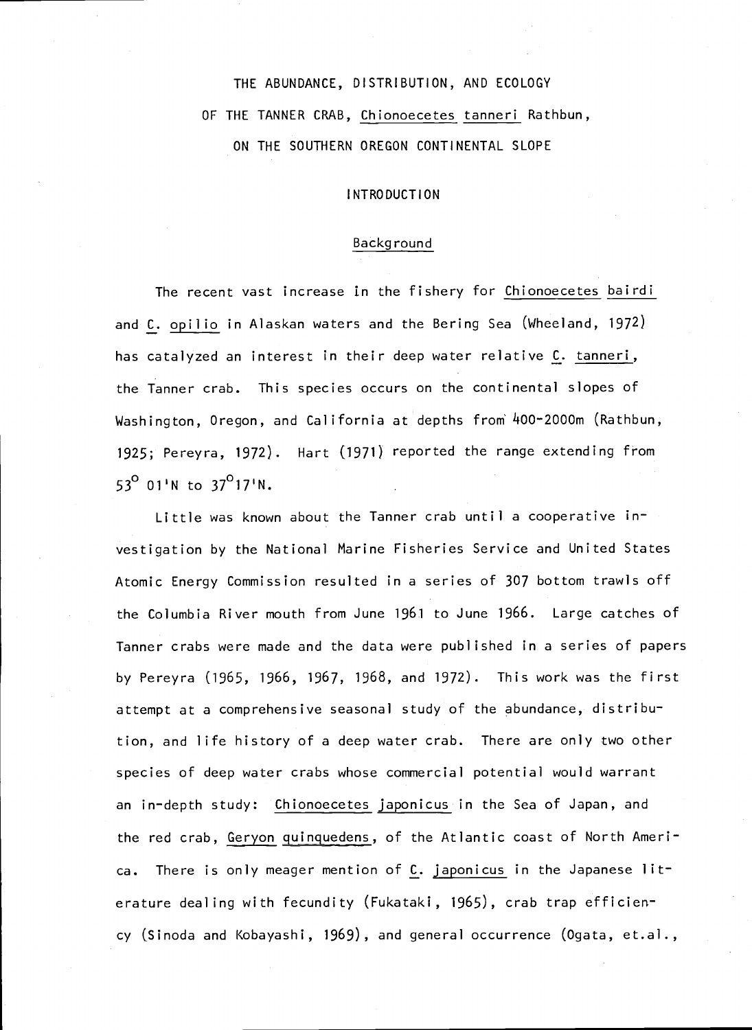# THE ABUNDANCE, DISTRIBUTION, AND ECOLOGY OF THE TANNER CRAB, *Chionoecetes tanneri* Rathbun, ON THE SOUTHERN OREGON CONTINENTAL SLOPE

## INTRODUCTION

### Background

The recent vast increase in the fishery for *Chionoecetes bairdi* and *C. opilio* in Alaskan waters and the Bering Sea (Wheeland, 1972) has catalyzed an interest in their deep water relative *C. tanneri*, the Tanner crab. This species occurs on the continental slopes of Washington, Oregon, and California at depths from 400-2000m (Rathbun, 1925; Pereyra, 1972). Hart (1971) reported the range extending from 53° 01'N to 37°17'N.

Little was known about the Tanner crab until a cooperative investigation by the National Marine Fisheries Service and United States Atomic Energy Commission resulted in a series of 307 bottom trawls off the Columbia River mouth from June 1961 to June 1966. Large catches of Tanner crabs were made and the data were published in a series of papers by Pereyra (1965, 1966, 1967, 1968, and 1972). This work was the first attempt at a comprehensive seasonal study of the abundance, distribution, and life history of a deep water crab. There are only two other species of deep water crabs whose commercial potential would warrant an in-depth study: *Chionoecetes japonicus* in the Sea of Japan, and the red crab, *Geryon quinquedens*, of the Atlantic coast of North America. There is only meager mention of *C. japonicus* in the Japanese literature dealing with fecundity (Fukataki, 1965), crab trap efficiency (Sinoda and Kobayashi, 1969), and general occurrence (Ogata, et.al.,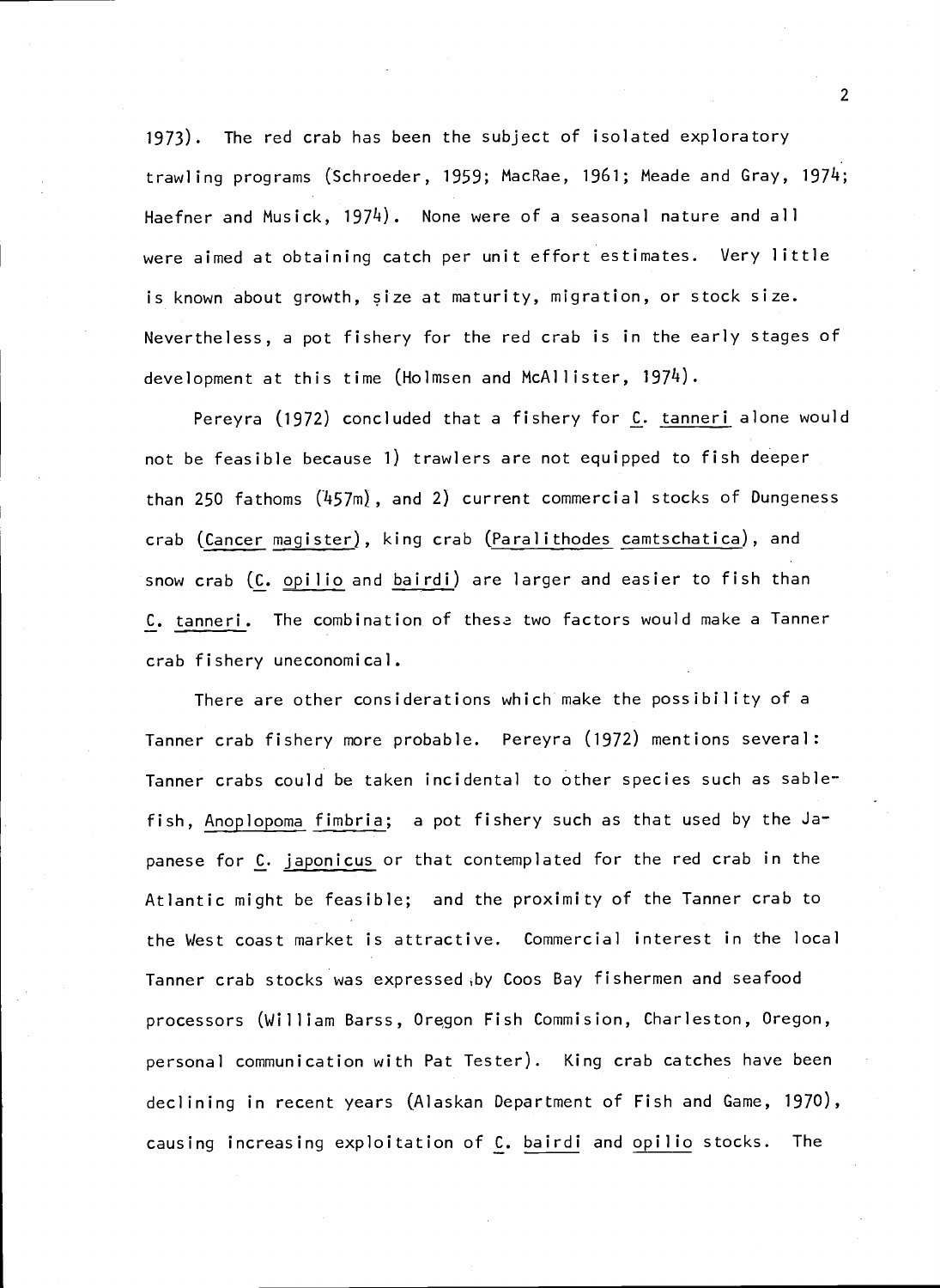1973). The red crab has been the subject of isolated exploratory trawling programs (Schroeder, 1959; MacRae, 1961; Meade and Gray, 1974; Haefner and Musick, 1974). None were of a seasonal nature and all were aimed at obtaining catch per unit effort estimates. Very little is known about growth, size at maturity, migration, or stock size. Nevertheless, a pot fishery for the red crab is in the early stages of development at this time (Holmsen and McAllister, 1974).

Pereyra (1972) concluded that a fishery for _C. tanneri_ alone would not be feasible because 1) trawlers are not equipped to fish deeper than 250 fathoms (457m), and 2) current commercial stocks of Dungeness crab (_Cancer magister_), king crab (_Paralithodes camtschatica_), and snow crab (_C. opilio_ and _bairdi_) are larger and easier to fish than _C. tanneri_. The combination of these two factors would make a Tanner crab fishery uneconomical.

There are other considerations which make the possibility of a Tanner crab fishery more probable. Pereyra (1972) mentions several: Tanner crabs could be taken incidental to other species such as sablefish, _Anoplopoma fimbria_; a pot fishery such as that used by the Japanese for _C. japonicus_ or that contemplated for the red crab in the Atlantic might be feasible; and the proximity of the Tanner crab to the West coast market is attractive. Commercial interest in the local Tanner crab stocks was expressed by Coos Bay fishermen and seafood processors (William Barss, Oregon Fish Commision, Charleston, Oregon, personal communication with Pat Tester). King crab catches have been declining in recent years (Alaskan Department of Fish and Game, 1970), causing increasing exploitation of _C. bairdi_ and _opilio_ stocks. The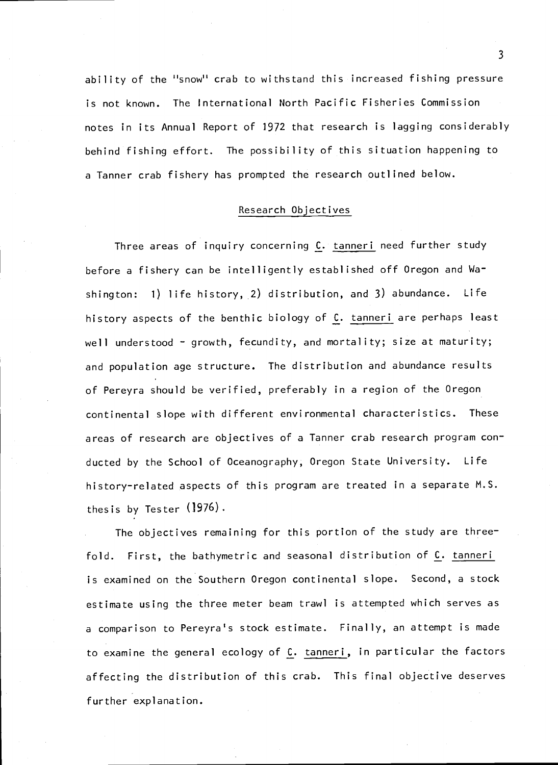ability of the "snow" crab to withstand this increased fishing pressure is not known. The International North Pacific Fisheries Commission notes in its Annual Report of 1972 that research is lagging considerably behind fishing effort. The possibility of this situation happening to a Tanner crab fishery has prompted the research outlined below.

## Research Objectives

Three areas of inquiry concerning _C. tanneri_ need further study before a fishery can be intelligently established off Oregon and Washington: 1) life history, 2) distribution, and 3) abundance. Life history aspects of the benthic biology of _C. tanneri_ are perhaps least well understood - growth, fecundity, and mortality; size at maturity; and population age structure. The distribution and abundance results of Pereyra should be verified, preferably in a region of the Oregon continental slope with different environmental characteristics. These areas of research are objectives of a Tanner crab research program conducted by the School of Oceanography, Oregon State University. Life history-related aspects of this program are treated in a separate M.S. thesis by Tester (1976).

The objectives remaining for this portion of the study are threefold. First, the bathymetric and seasonal distribution of _C. tanneri_ is examined on the Southern Oregon continental slope. Second, a stock estimate using the three meter beam trawl is attempted which serves as a comparison to Pereyra's stock estimate. Finally, an attempt is made to examine the general ecology of _C. tanneri_, in particular the factors affecting the distribution of this crab. This final objective deserves further explanation.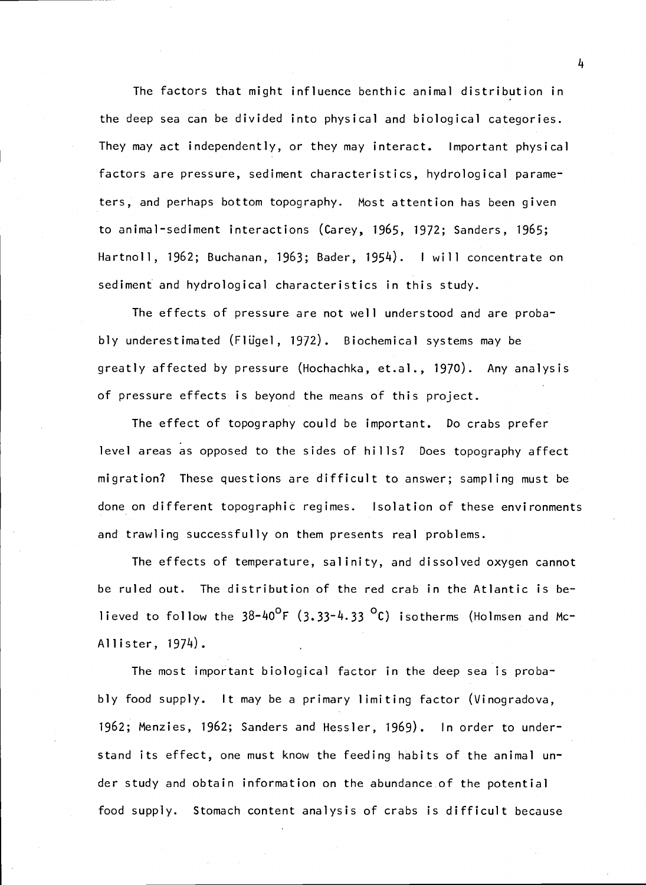The factors that might influence benthic animal distribution in the deep sea can be divided into physical and biological categories. They may act independently, or they may interact. Important physical factors are pressure, sediment characteristics, hydrological parameters, and perhaps bottom topography. Most attention has been given to animal-sediment interactions (Carey, 1965, 1972; Sanders, 1965; Hartnoll, 1962; Buchanan, 1963; Bader, 1954). I will concentrate on sediment and hydrological characteristics in this study.

The effects of pressure are not well understood and are probably underestimated (Flügel, 1972). Biochemical systems may be greatly affected by pressure (Hochachka, et.al., 1970). Any analysis of pressure effects is beyond the means of this project.

The effect of topography could be important. Do crabs prefer level areas as opposed to the sides of hills? Does topography affect migration? These questions are difficult to answer; sampling must be done on different topographic regimes. Isolation of these environments and trawling successfully on them presents real problems.

The effects of temperature, salinity, and dissolved oxygen cannot be ruled out. The distribution of the red crab in the Atlantic is believed to follow the 38-40$^{\circ}$F (3.33-4.33 $^{\circ}$C) isotherms (Holmsen and McAllister, 1974).

The most important biological factor in the deep sea is probably food supply. It may be a primary limiting factor (Vinogradova, 1962; Menzies, 1962; Sanders and Hessler, 1969). In order to understand its effect, one must know the feeding habits of the animal under study and obtain information on the abundance of the potential food supply. Stomach content analysis of crabs is difficult because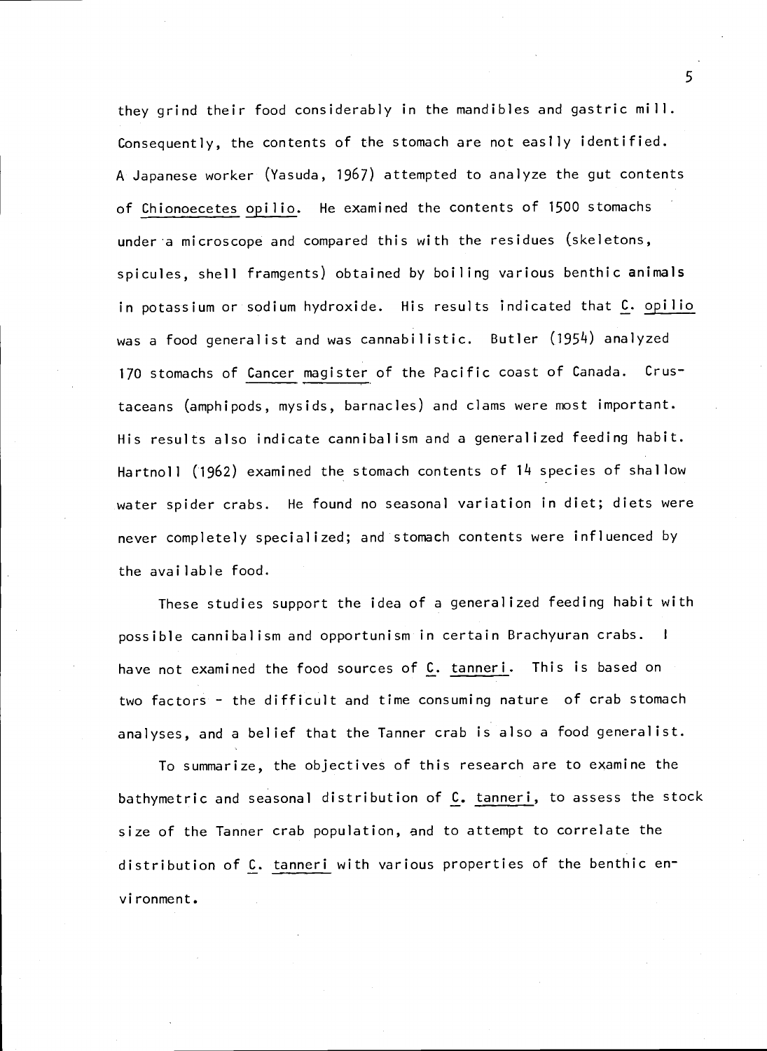they grind their food considerably in the mandibles and gastric mill. Consequently, the contents of the stomach are not easily identified. A Japanese worker (Yasuda, 1967) attempted to analyze the gut contents of *Chionoecetes opilio*. He examined the contents of 1500 stomachs under a microscope and compared this with the residues (skeletons, spicules, shell framgents) obtained by boiling various benthic animals in potassium or sodium hydroxide. His results indicated that *C. opilio* was a food generalist and was cannabilistic. Butler (1954) analyzed 170 stomachs of *Cancer magister* of the Pacific coast of Canada. Crustaceans (amphipods, mysids, barnacles) and clams were most important. His results also indicate cannibalism and a generalized feeding habit. Hartnoll (1962) examined the stomach contents of 14 species of shallow water spider crabs. He found no seasonal variation in diet; diets were never completely specialized; and stomach contents were influenced by the available food.

These studies support the idea of a generalized feeding habit with possible cannibalism and opportunism in certain Brachyuran crabs. I have not examined the food sources of *C. tanneri*. This is based on two factors - the difficult and time consuming nature of crab stomach analyses, and a belief that the Tanner crab is also a food generalist.

To summarize, the objectives of this research are to examine the bathymetric and seasonal distribution of *C. tanneri*, to assess the stock size of the Tanner crab population, and to attempt to correlate the distribution of *C. tanneri* with various properties of the benthic environment.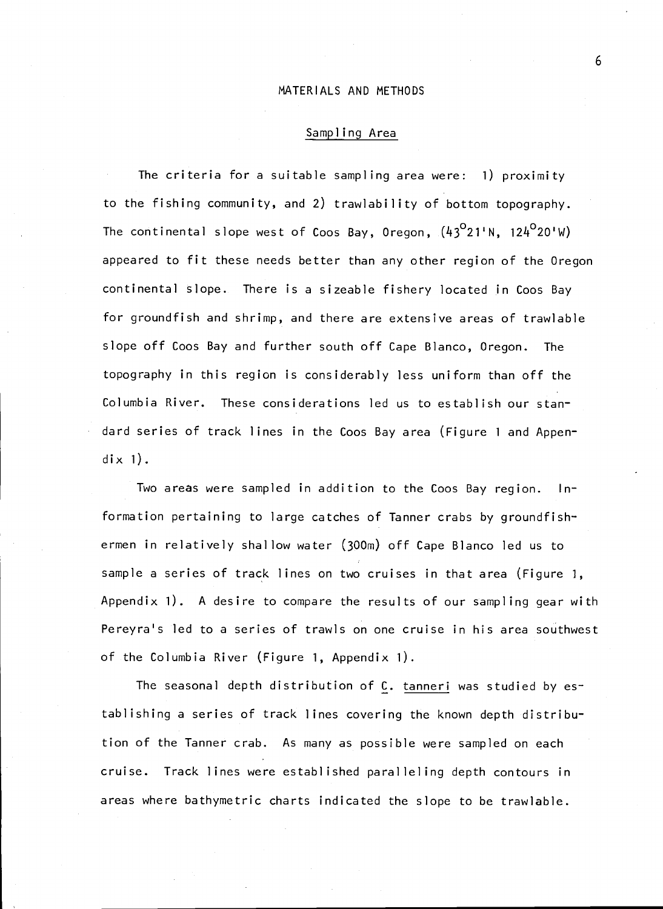# MATERIALS AND METHODS

## Sampling Area

The criteria for a suitable sampling area were: 1) proximity to the fishing community, and 2) trawlability of bottom topography. The continental slope west of Coos Bay, Oregon, ($43^{\circ}21'$N, $124^{\circ}20'$W) appeared to fit these needs better than any other region of the Oregon continental slope. There is a sizeable fishery located in Coos Bay for groundfish and shrimp, and there are extensive areas of trawlable slope off Coos Bay and further south off Cape Blanco, Oregon. The topography in this region is considerably less uniform than off the Columbia River. These considerations led us to establish our standard series of track lines in the Coos Bay area (Figure 1 and Appendix 1).

Two areas were sampled in addition to the Coos Bay region. Information pertaining to large catches of Tanner crabs by groundfishermen in relatively shallow water (300m) off Cape Blanco led us to sample a series of track lines on two cruises in that area (Figure 1, Appendix 1). A desire to compare the results of our sampling gear with Pereyra's led to a series of trawls on one cruise in his area southwest of the Columbia River (Figure 1, Appendix 1).

The seasonal depth distribution of *C. tanneri* was studied by establishing a series of track lines covering the known depth distribution of the Tanner crab. As many as possible were sampled on each cruise. Track lines were established paralleling depth contours in areas where bathymetric charts indicated the slope to be trawlable.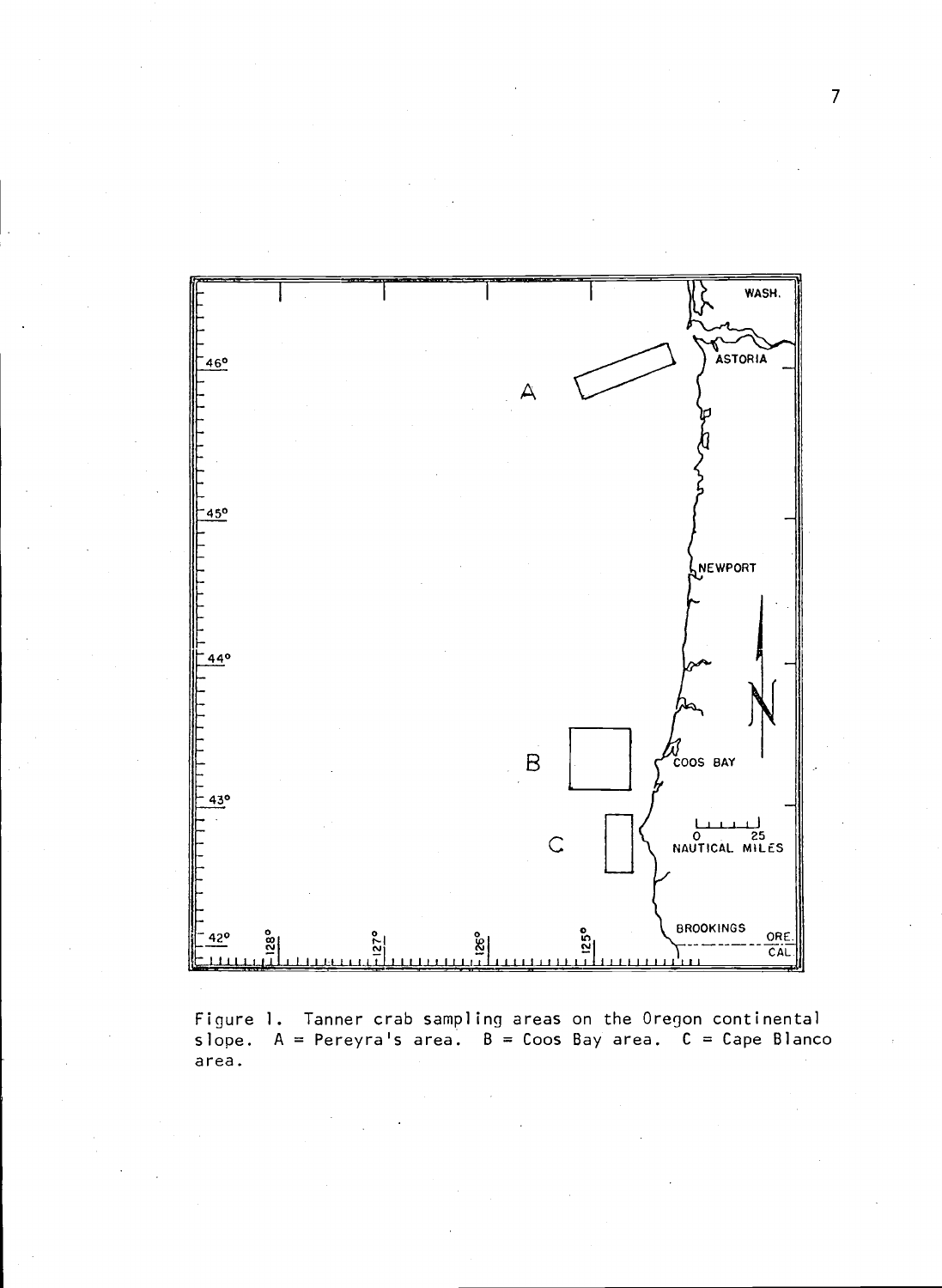Figure 1. Tanner crab sampling areas on the Oregon continental slope. A = Pereyra's area. B = Coos Bay area. C = Cape Blanco area.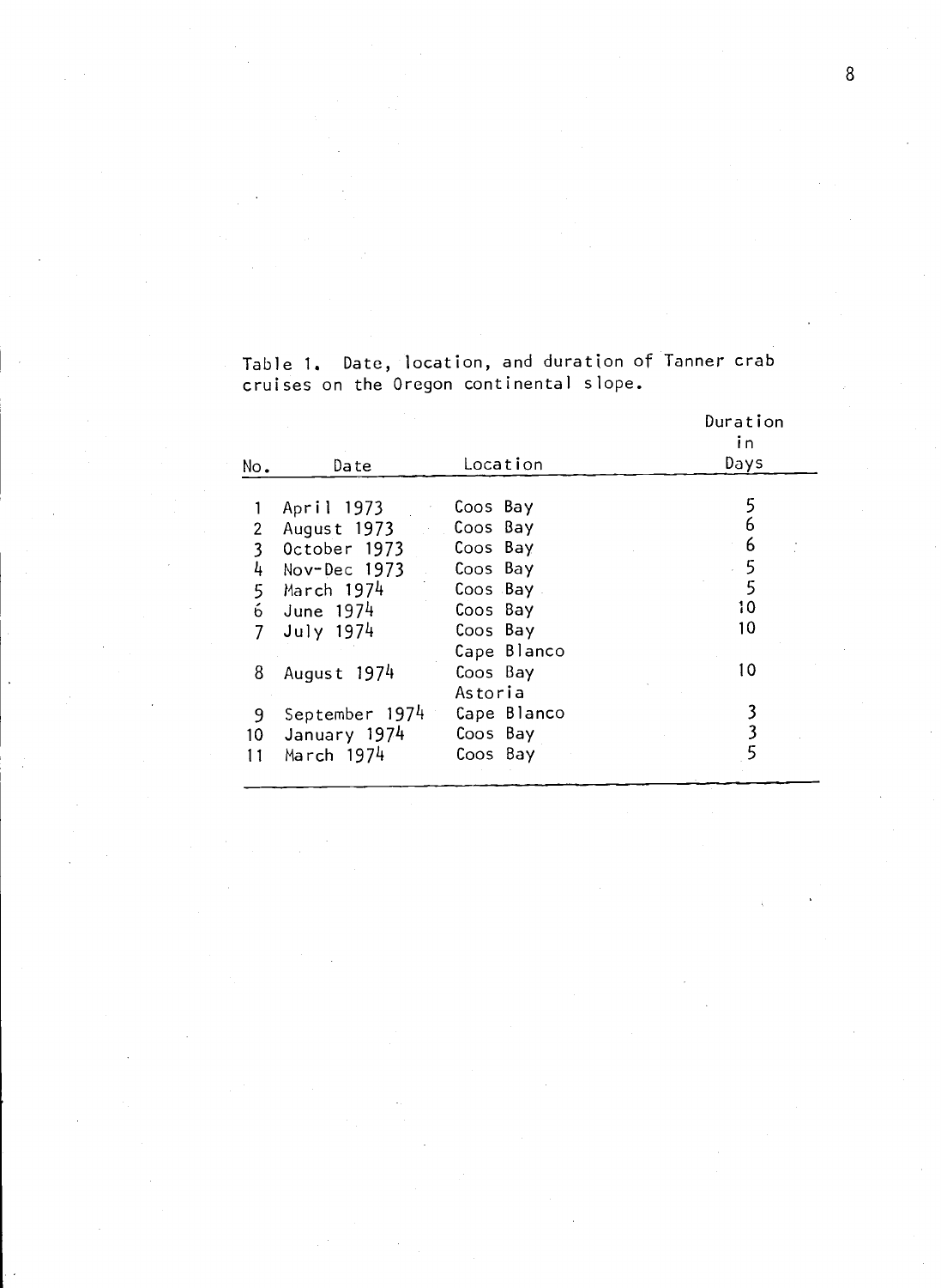Table 1. Date, location, and duration of Tanner crab cruises on the Oregon continental slope.

| No. | Date | Location | Duration in Days |
|---|---|---|---|
| 1 | April 1973 | Coos Bay | 5 |
| 2 | August 1973 | Coos Bay | 6 |
| 3 | October 1973 | Coos Bay | 6 |
| 4 | Nov-Dec 1973 | Coos Bay | 5 |
| 5 | March 1974 | Coos Bay | 5 |
| 6 | June 1974 | Coos Bay | 10 |
| 7 | July 1974 | Coos Bay<br>Cape Blanco | 10 |
| 8 | August 1974 | Coos Bay<br>Astoria | 10 |
| 9 | September 1974 | Cape Blanco | 3 |
| 10 | January 1974 | Coos Bay | 3 |
| 11 | March 1974 | Coos Bay | 5 |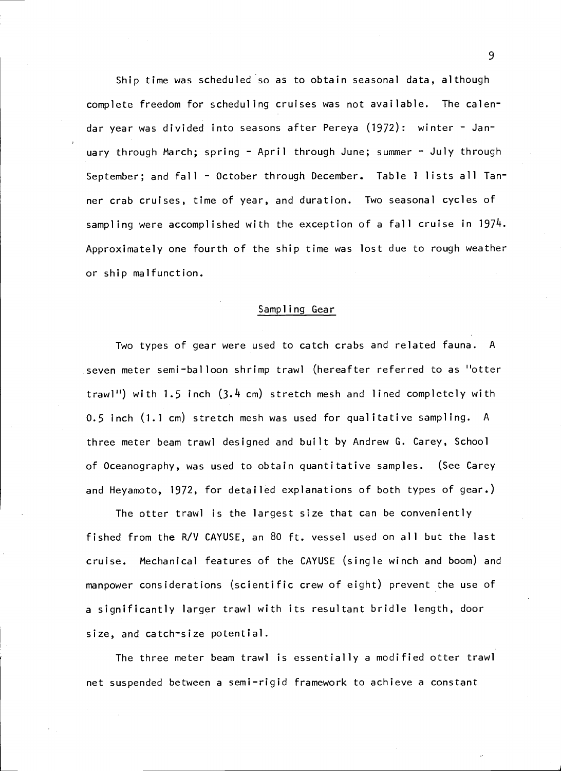Ship time was scheduled so as to obtain seasonal data, although complete freedom for scheduling cruises was not available. The calendar year was divided into seasons after Pereya (1972): winter - January through March; spring - April through June; summer - July through September; and fall - October through December. Table 1 lists all Tanner crab cruises, time of year, and duration. Two seasonal cycles of sampling were accomplished with the exception of a fall cruise in 1974. Approximately one fourth of the ship time was lost due to rough weather or ship malfunction.

## Sampling Gear

Two types of gear were used to catch crabs and related fauna. A seven meter semi-balloon shrimp trawl (hereafter referred to as "otter trawl") with 1.5 inch (3.4 cm) stretch mesh and lined completely with 0.5 inch (1.1 cm) stretch mesh was used for qualitative sampling. A three meter beam trawl designed and built by Andrew G. Carey, School of Oceanography, was used to obtain quantitative samples. (See Carey and Heyamoto, 1972, for detailed explanations of both types of gear.)

The otter trawl is the largest size that can be conveniently fished from the R/V CAYUSE, an 80 ft. vessel used on all but the last cruise. Mechanical features of the CAYUSE (single winch and boom) and manpower considerations (scientific crew of eight) prevent the use of a significantly larger trawl with its resultant bridle length, door size, and catch-size potential.

The three meter beam trawl is essentially a modified otter trawl net suspended between a semi-rigid framework to achieve a constant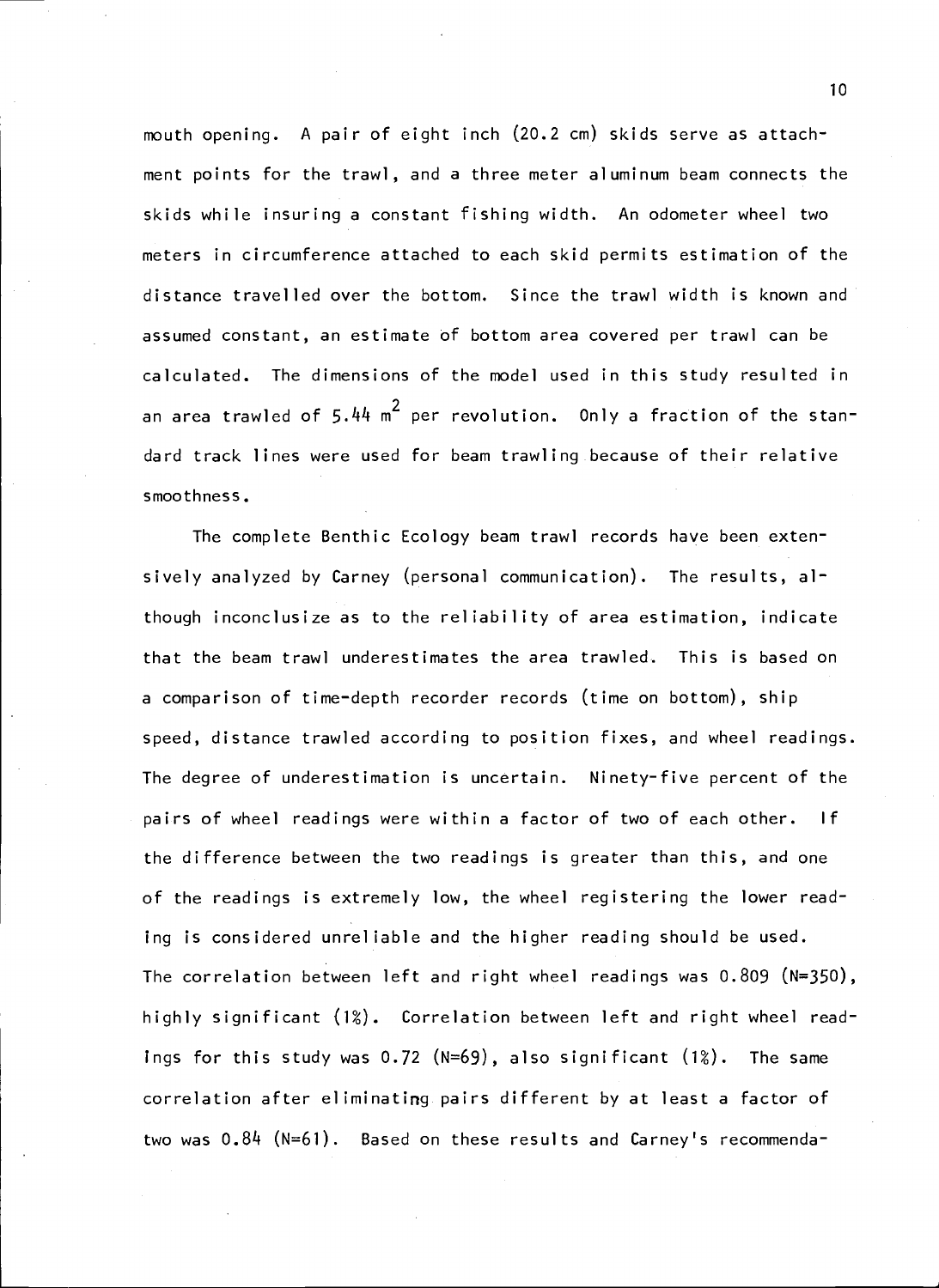mouth opening. A pair of eight inch (20.2 cm) skids serve as attachment points for the trawl, and a three meter aluminum beam connects the skids while insuring a constant fishing width. An odometer wheel two meters in circumference attached to each skid permits estimation of the distance travelled over the bottom. Since the trawl width is known and assumed constant, an estimate of bottom area covered per trawl can be calculated. The dimensions of the model used in this study resulted in an area trawled of 5.44 $m^2$ per revolution. Only a fraction of the standard track lines were used for beam trawling because of their relative smoothness.

The complete Benthic Ecology beam trawl records have been extensively analyzed by Carney (personal communication). The results, although inconclusize as to the reliability of area estimation, indicate that the beam trawl underestimates the area trawled. This is based on a comparison of time-depth recorder records (time on bottom), ship speed, distance trawled according to position fixes, and wheel readings. The degree of underestimation is uncertain. Ninety-five percent of the pairs of wheel readings were within a factor of two of each other. If the difference between the two readings is greater than this, and one of the readings is extremely low, the wheel registering the lower reading is considered unreliable and the higher reading should be used. The correlation between left and right wheel readings was 0.809 (N=350), highly significant (1%). Correlation between left and right wheel readings for this study was 0.72 (N=69), also significant (1%). The same correlation after eliminating pairs different by at least a factor of two was 0.84 (N=61). Based on these results and Carney's recommenda-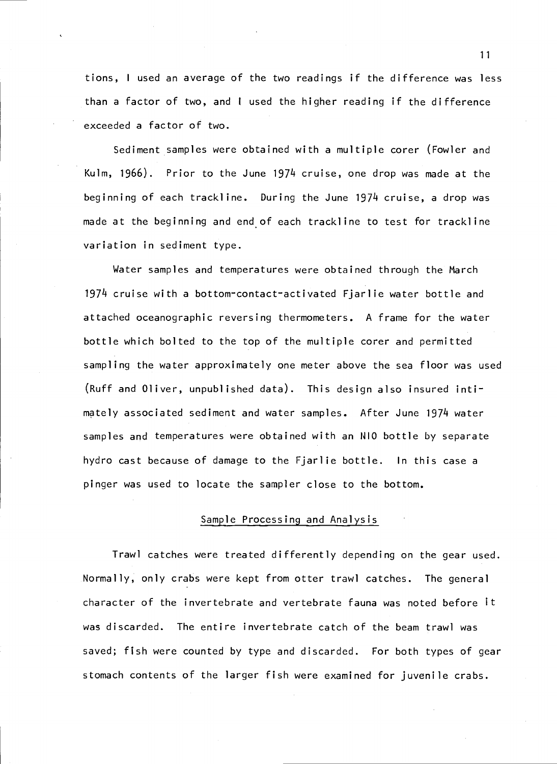tions, I used an average of the two readings if the difference was less than a factor of two, and I used the higher reading if the difference exceeded a factor of two.

Sediment samples were obtained with a multiple corer (Fowler and Kulm, 1966). Prior to the June 1974 cruise, one drop was made at the beginning of each trackline. During the June 1974 cruise, a drop was made at the beginning and end of each trackline to test for trackline variation in sediment type.

Water samples and temperatures were obtained through the March 1974 cruise with a bottom-contact-activated Fjarlie water bottle and attached oceanographic reversing thermometers. A frame for the water bottle which bolted to the top of the multiple corer and permitted sampling the water approximately one meter above the sea floor was used (Ruff and Oliver, unpublished data). This design also insured intimately associated sediment and water samples. After June 1974 water samples and temperatures were obtained with an NIO bottle by separate hydro cast because of damage to the Fjarlie bottle. In this case a pinger was used to locate the sampler close to the bottom.

## Sample Processing and Analysis

Trawl catches were treated differently depending on the gear used. Normally, only crabs were kept from otter trawl catches. The general character of the invertebrate and vertebrate fauna was noted before it was discarded. The entire invertebrate catch of the beam trawl was saved; fish were counted by type and discarded. For both types of gear stomach contents of the larger fish were examined for juvenile crabs.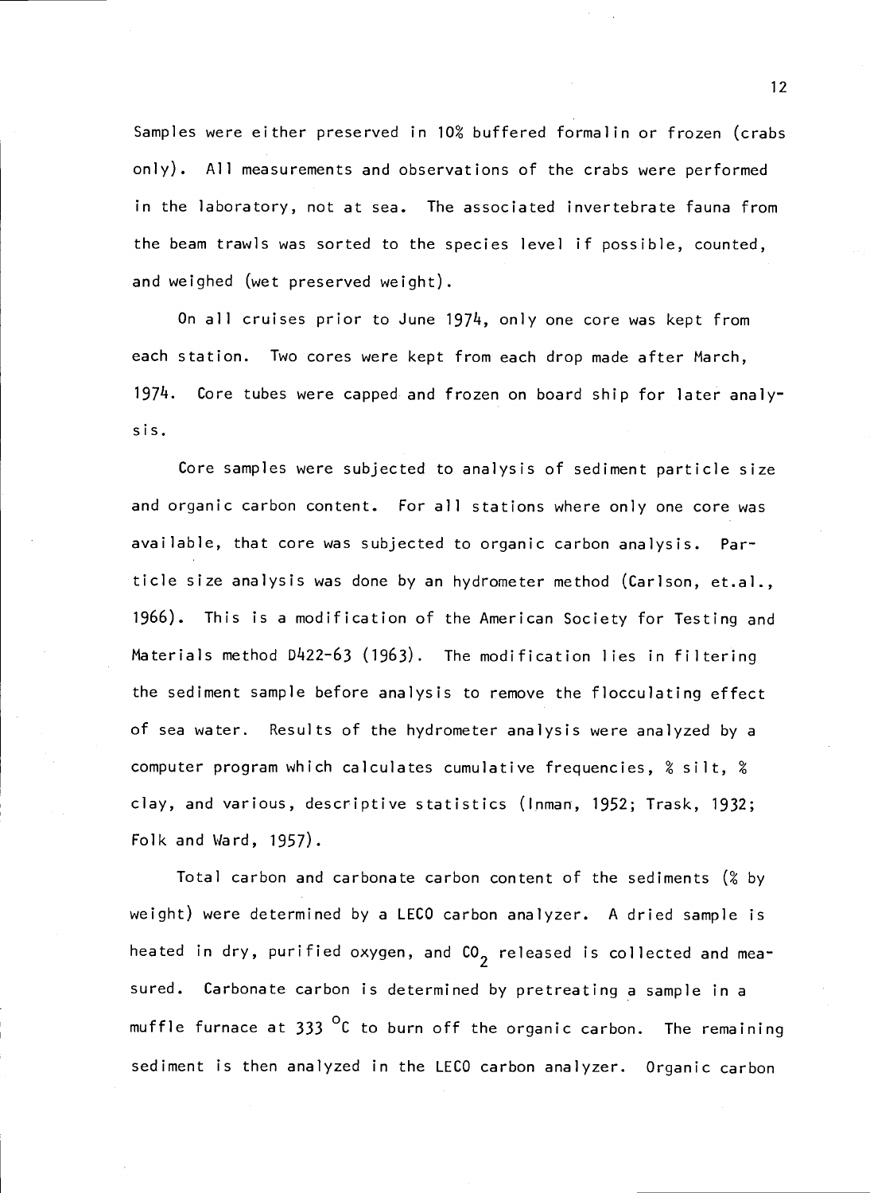Samples were either preserved in 10% buffered formalin or frozen (crabs only). All measurements and observations of the crabs were performed in the laboratory, not at sea. The associated invertebrate fauna from the beam trawls was sorted to the species level if possible, counted, and weighed (wet preserved weight).

On all cruises prior to June 1974, only one core was kept from each station. Two cores were kept from each drop made after March, 1974. Core tubes were capped and frozen on board ship for later analysis.

Core samples were subjected to analysis of sediment particle size and organic carbon content. For all stations where only one core was available, that core was subjected to organic carbon analysis. Particle size analysis was done by an hydrometer method (Carlson, et.al., 1966). This is a modification of the American Society for Testing and Materials method D422-63 (1963). The modification lies in filtering the sediment sample before analysis to remove the flocculating effect of sea water. Results of the hydrometer analysis were analyzed by a computer program which calculates cumulative frequencies, % silt, % clay, and various, descriptive statistics (Inman, 1952; Trask, 1932; Folk and Ward, 1957).

Total carbon and carbonate carbon content of the sediments (% by weight) were determined by a LECO carbon analyzer. A dried sample is heated in dry, purified oxygen, and $CO_2$ released is collected and measured. Carbonate carbon is determined by pretreating a sample in a muffle furnace at 333 $^{\circ}C$ to burn off the organic carbon. The remaining sediment is then analyzed in the LECO carbon analyzer. Organic carbon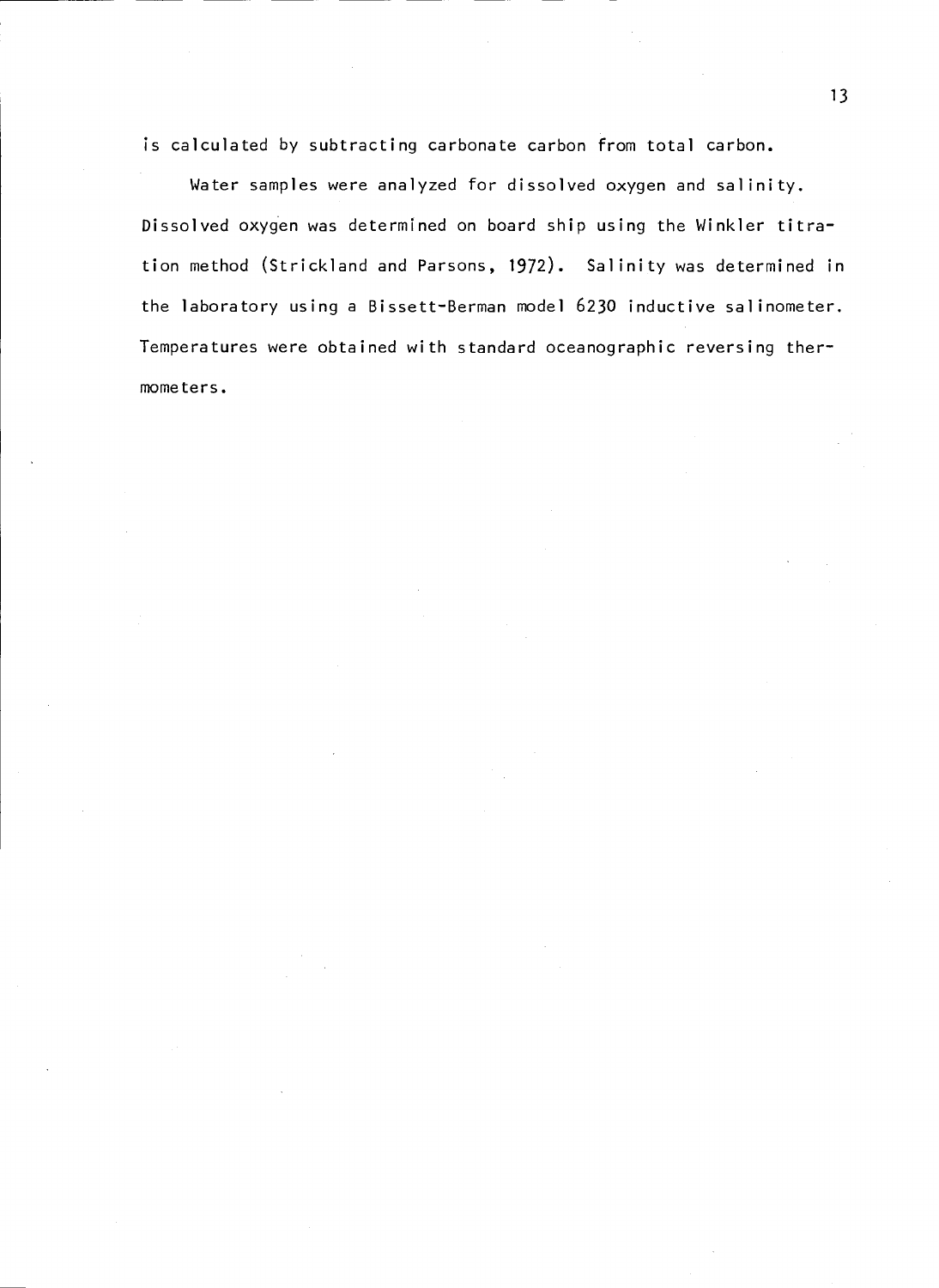is calculated by subtracting carbonate carbon from total carbon.

Water samples were analyzed for dissolved oxygen and salinity. Dissolved oxygen was determined on board ship using the Winkler titration method (Strickland and Parsons, 1972). Salinity was determined in the laboratory using a Bissett-Berman model 6230 inductive salinometer. Temperatures were obtained with standard oceanographic reversing thermometers.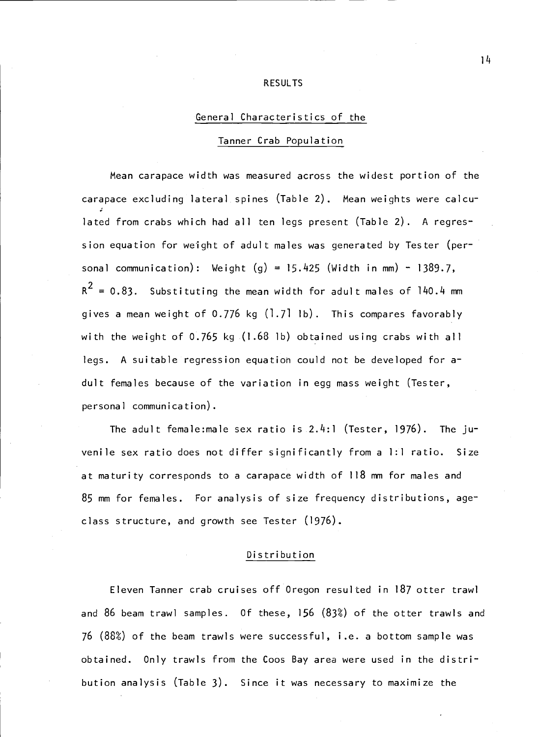# RESULTS

## General Characteristics of the Tanner Crab Population

Mean carapace width was measured across the widest portion of the carapace excluding lateral spines (Table 2). Mean weights were calculated from crabs which had all ten legs present (Table 2). A regression equation for weight of adult males was generated by Tester (personal communication): Weight (g) = 15.425 (Width in mm) - 1389.7, $R^2 = 0.83$. Substituting the mean width for adult males of 140.4 mm gives a mean weight of 0.776 kg (1.71 lb). This compares favorably with the weight of 0.765 kg (1.68 lb) obtained using crabs with all legs. A suitable regression equation could not be developed for adult females because of the variation in egg mass weight (Tester, personal communication).

The adult female:male sex ratio is 2.4:1 (Tester, 1976). The juvenile sex ratio does not differ significantly from a 1:1 ratio. Size at maturity corresponds to a carapace width of 118 mm for males and 85 mm for females. For analysis of size frequency distributions, age-class structure, and growth see Tester (1976).

## Distribution

Eleven Tanner crab cruises off Oregon resulted in 187 otter trawl and 86 beam trawl samples. Of these, 156 (83%) of the otter trawls and 76 (88%) of the beam trawls were successful, i.e. a bottom sample was obtained. Only trawls from the Coos Bay area were used in the distribution analysis (Table 3). Since it was necessary to maximize the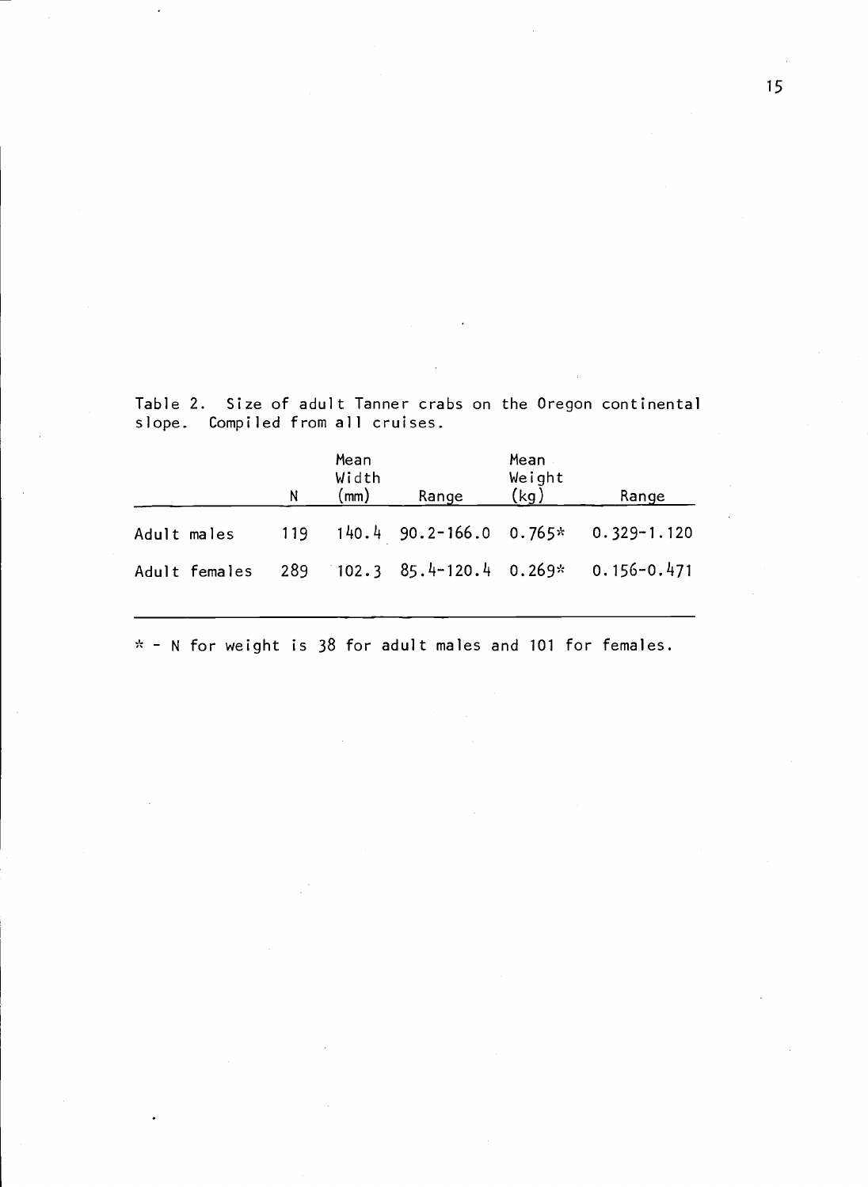Table 2. Size of adult Tanner crabs on the Oregon continental slope. Compiled from all cruises.

| | N | Mean Width (mm) | Range | Mean Weight (kg) | Range |
|---|---|---|---|---|---|
| Adult males | 119 | 140.4 | 90.2-166.0 | 0.765* | 0.329-1.120 |
| Adult females | 289 | 102.3 | 85.4-120.4 | 0.269* | 0.156-0.471 |

* - N for weight is 38 for adult males and 101 for females.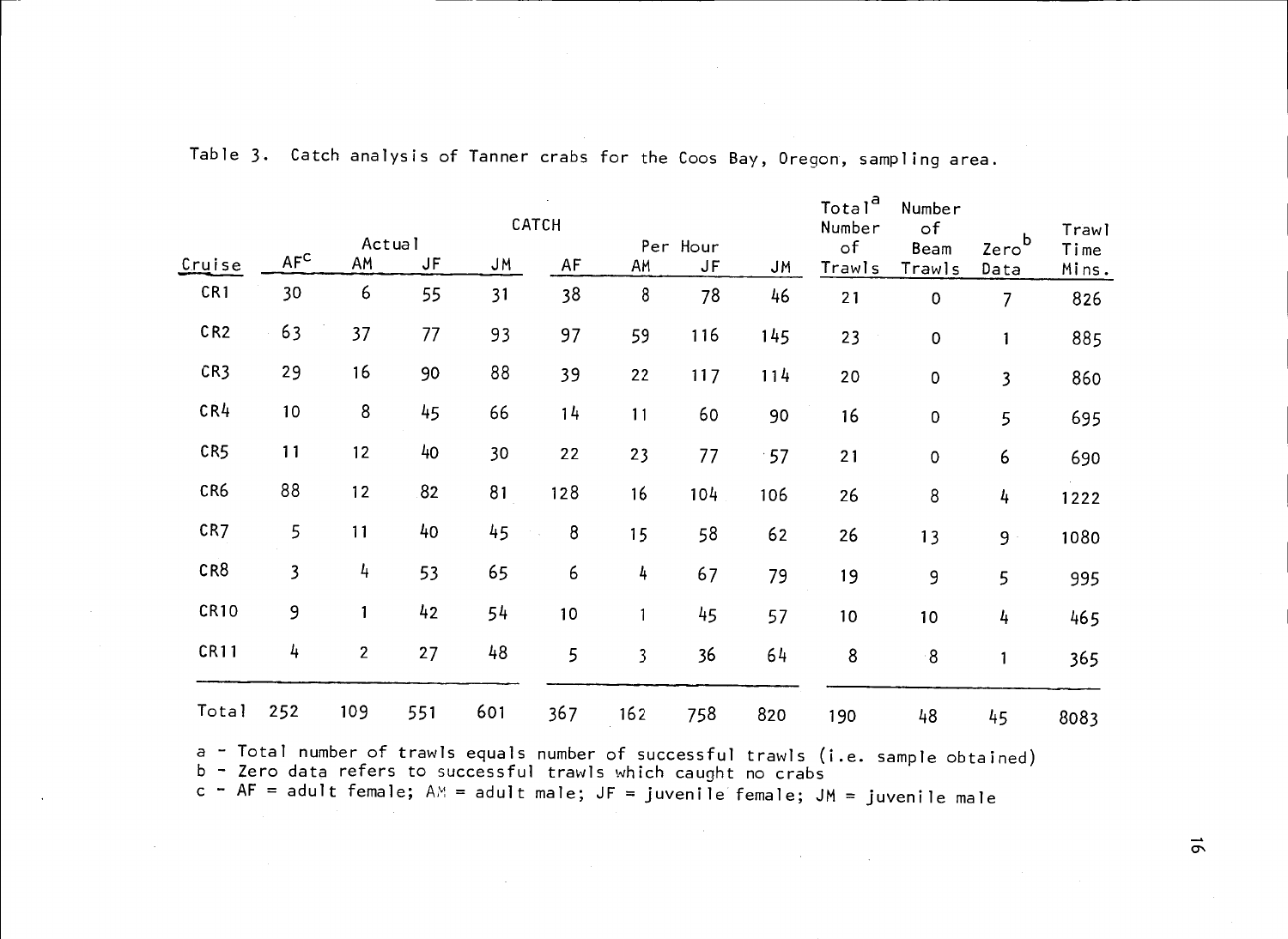Table 3. Catch analysis of Tanner crabs for the Coos Bay, Oregon, sampling area.

| Cruise | CATCH | | | | | | | | Total[a] Number of Trawls | Number of Beam Trawls | Zero[b] Data | Trawl Time Mins. |
|---|---|---|---|---|---|---|---|---|---|---|---|---|
| | Actual | | | | Per Hour | | | | | | | |
| | AF[c] | AM | JF | JM | AF | AM | JF | JM | | | | |
| CR1 | 30 | 6 | 55 | 31 | 38 | 8 | 78 | 46 | 21 | 0 | 7 | 826 |
| CR2 | 63 | 37 | 77 | 93 | 97 | 59 | 116 | 145 | 23 | 0 | 1 | 885 |
| CR3 | 29 | 16 | 90 | 88 | 39 | 22 | 117 | 114 | 20 | 0 | 3 | 860 |
| CR4 | 10 | 8 | 45 | 66 | 14 | 11 | 60 | 90 | 16 | 0 | 5 | 695 |
| CR5 | 11 | 12 | 40 | 30 | 22 | 23 | 77 | 57 | 21 | 0 | 6 | 690 |
| CR6 | 88 | 12 | 82 | 81 | 128 | 16 | 104 | 106 | 26 | 8 | 4 | 1222 |
| CR7 | 5 | 11 | 40 | 45 | 8 | 15 | 58 | 62 | 26 | 13 | 9 | 1080 |
| CR8 | 3 | 4 | 53 | 65 | 6 | 4 | 67 | 79 | 19 | 9 | 5 | 995 |
| CR10 | 9 | 1 | 42 | 54 | 10 | 1 | 45 | 57 | 10 | 10 | 4 | 465 |
| CR11 | 4 | 2 | 27 | 48 | 5 | 3 | 36 | 64 | 8 | 8 | 1 | 365 |
| Total | 252 | 109 | 551 | 601 | 367 | 162 | 758 | 820 | 190 | 48 | 45 | 8083 |

a - Total number of trawls equals number of successful trawls (i.e. sample obtained)
b - Zero data refers to successful trawls which caught no crabs
c - AF = adult female; AM = adult male; JF = juvenile female; JM = juvenile male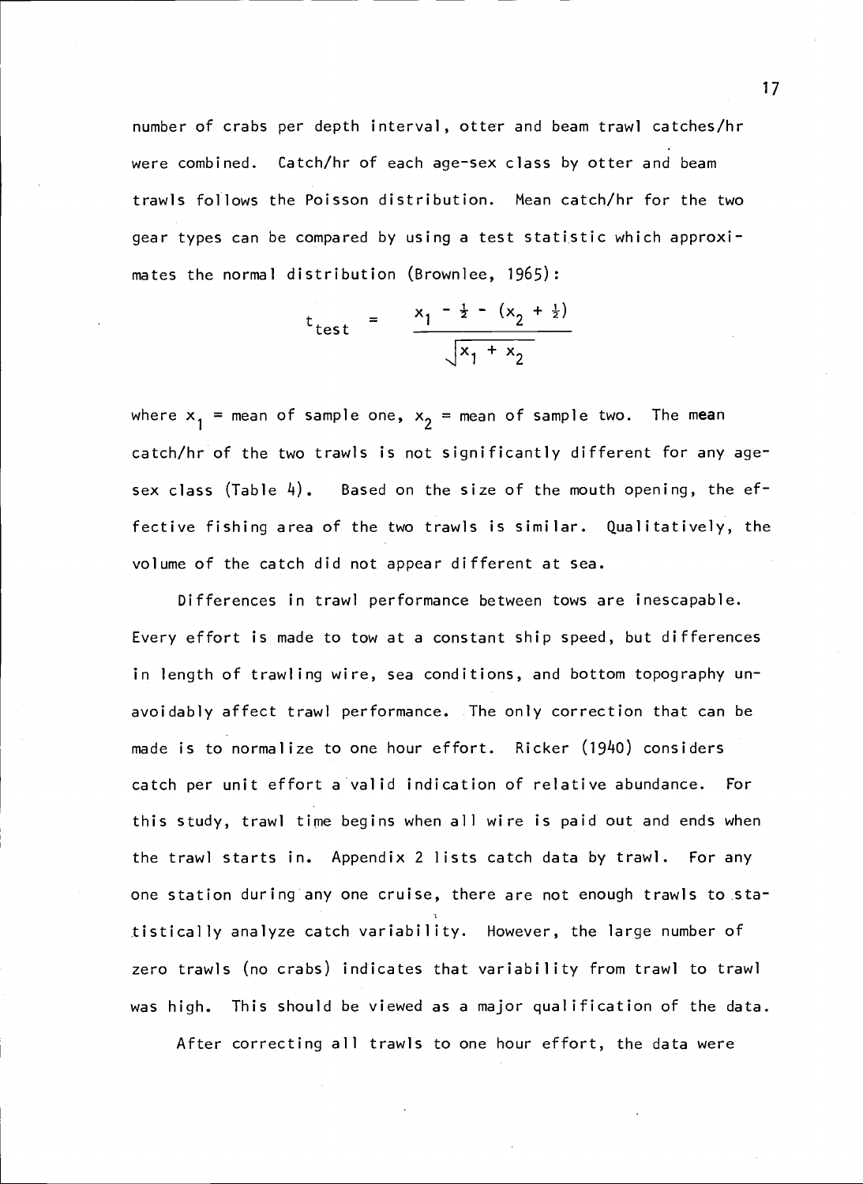number of crabs per depth interval, otter and beam trawl catches/hr were combined. Catch/hr of each age-sex class by otter and beam trawls follows the Poisson distribution. Mean catch/hr for the two gear types can be compared by using a test statistic which approximates the normal distribution (Brownlee, 1965):

$$t_{test} = \frac{x_1 - \frac{1}{2} - (x_2 + \frac{1}{2})}{\sqrt{x_1 + x_2}}$$

where $x_1$ = mean of sample one, $x_2$ = mean of sample two. The mean catch/hr of the two trawls is not significantly different for any age-sex class (Table 4). Based on the size of the mouth opening, the effective fishing area of the two trawls is similar. Qualitatively, the volume of the catch did not appear different at sea.

Differences in trawl performance between tows are inescapable. Every effort is made to tow at a constant ship speed, but differences in length of trawling wire, sea conditions, and bottom topography unavoidably affect trawl performance. The only correction that can be made is to normalize to one hour effort. Ricker (1940) considers catch per unit effort a valid indication of relative abundance. For this study, trawl time begins when all wire is paid out and ends when the trawl starts in. Appendix 2 lists catch data by trawl. For any one station during any one cruise, there are not enough trawls to statistically analyze catch variability. However, the large number of zero trawls (no crabs) indicates that variability from trawl to trawl was high. This should be viewed as a major qualification of the data.

After correcting all trawls to one hour effort, the data were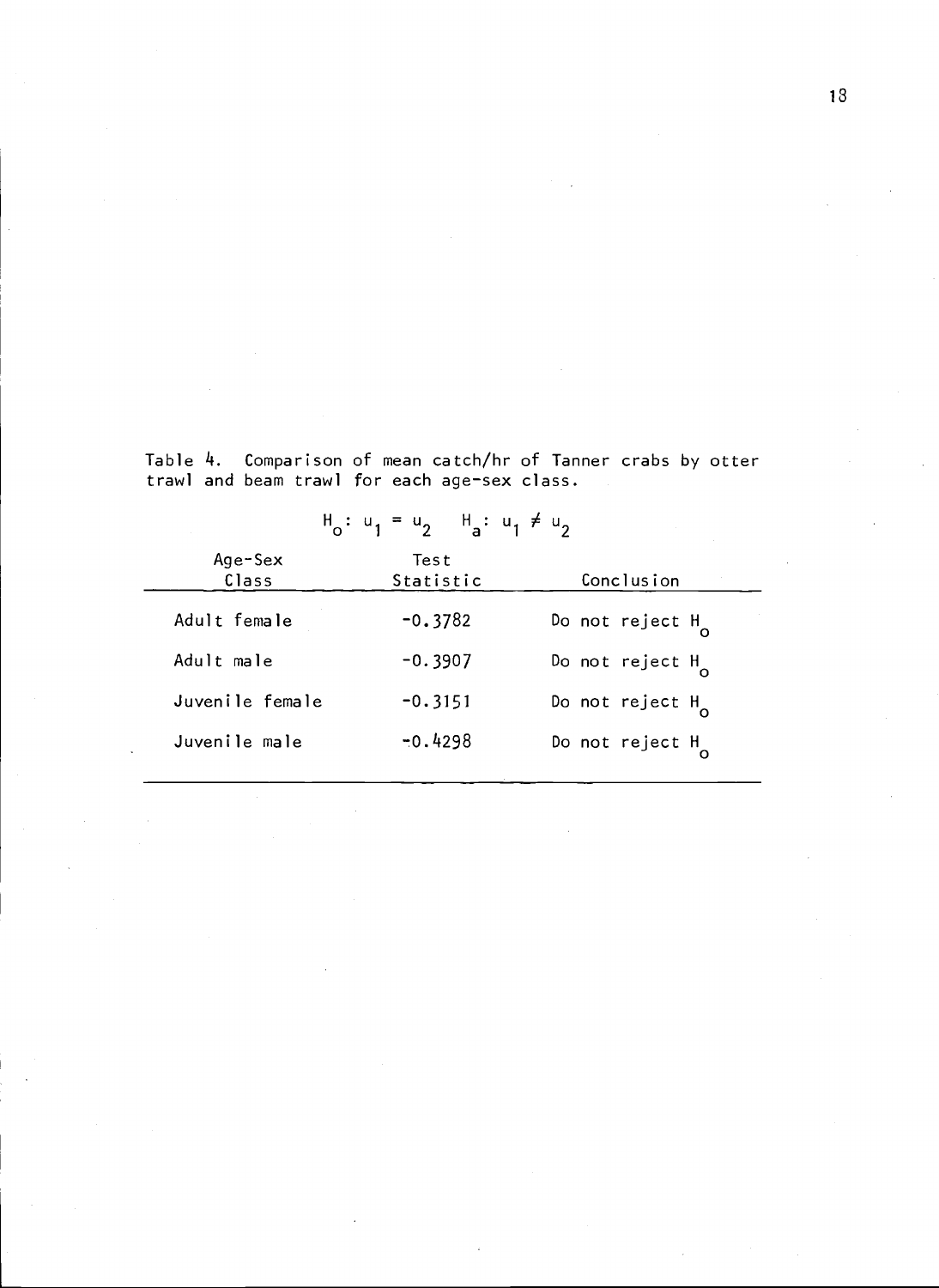Table 4. Comparison of mean catch/hr of Tanner crabs by otter trawl and beam trawl for each age-sex class.

$H_o: u_1 = u_2 \quad H_a: u_1 \neq u_2$

| Age-Sex Class | Test Statistic | Conclusion |
|---|---|---|
| Adult female | -0.3782 | Do not reject $H_o$ |
| Adult male | -0.3907 | Do not reject $H_o$ |
| Juvenile female | -0.3151 | Do not reject $H_o$ |
| Juvenile male | -0.4298 | Do not reject $H_o$ |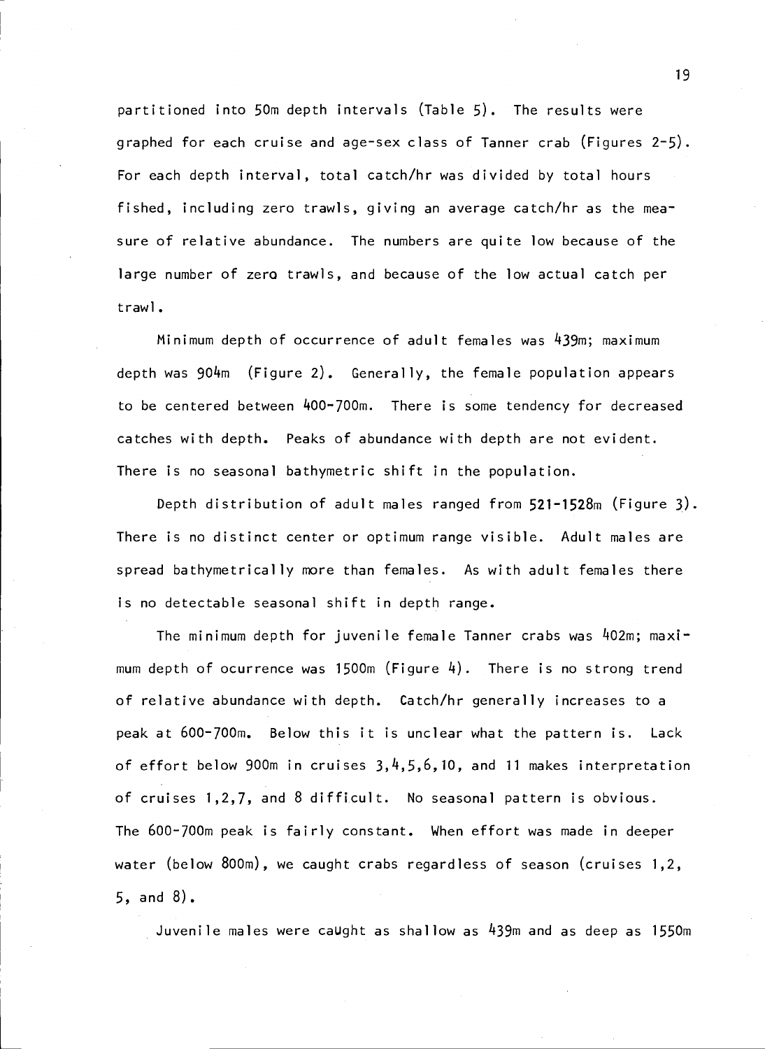partitioned into 50m depth intervals (Table 5). The results were graphed for each cruise and age-sex class of Tanner crab (Figures 2-5). For each depth interval, total catch/hr was divided by total hours fished, including zero trawls, giving an average catch/hr as the measure of relative abundance. The numbers are quite low because of the large number of zero trawls, and because of the low actual catch per trawl.

Minimum depth of occurrence of adult females was 439m; maximum depth was 904m (Figure 2). Generally, the female population appears to be centered between 400-700m. There is some tendency for decreased catches with depth. Peaks of abundance with depth are not evident. There is no seasonal bathymetric shift in the population.

Depth distribution of adult males ranged from 521-1528m (Figure 3). There is no distinct center or optimum range visible. Adult males are spread bathymetrically more than females. As with adult females there is no detectable seasonal shift in depth range.

The minimum depth for juvenile female Tanner crabs was 402m; maximum depth of ocurrence was 1500m (Figure 4). There is no strong trend of relative abundance with depth. Catch/hr generally increases to a peak at 600-700m. Below this it is unclear what the pattern is. Lack of effort below 900m in cruises 3,4,5,6,10, and 11 makes interpretation of cruises 1,2,7, and 8 difficult. No seasonal pattern is obvious. The 600-700m peak is fairly constant. When effort was made in deeper water (below 800m), we caught crabs regardless of season (cruises 1,2, 5, and 8).

Juvenile males were caught as shallow as 439m and as deep as 1550m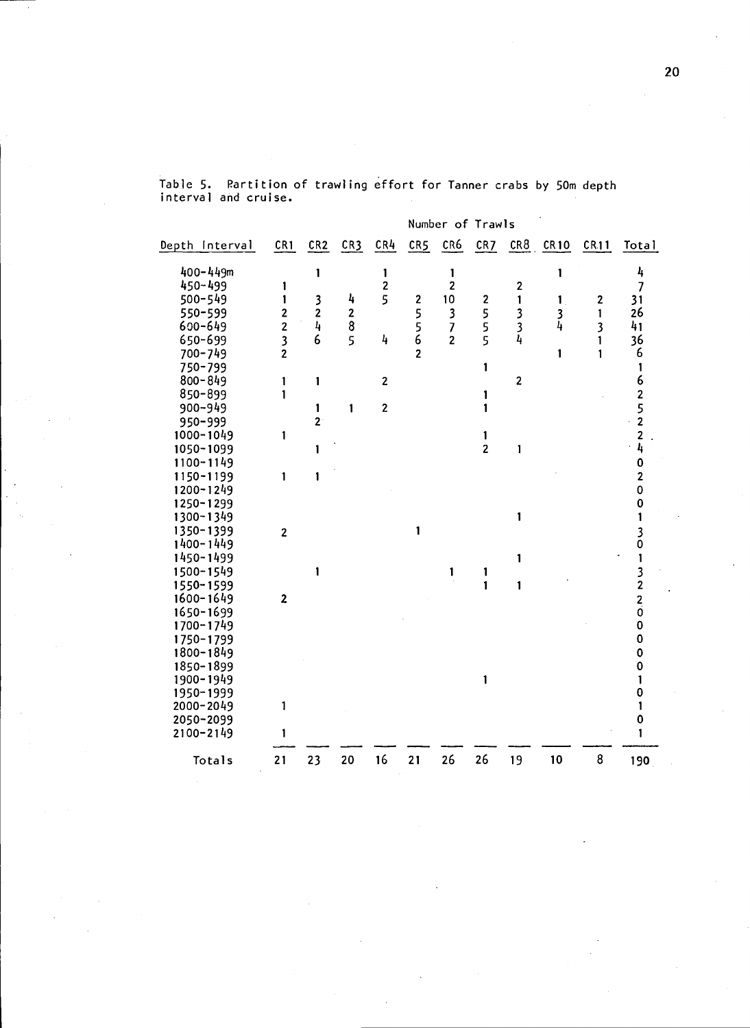Table 5. Partition of trawling effort for Tanner crabs by 50m depth interval and cruise.

| | Number of Trawls | | | | | | | | | | |
|---|---|---|---|---|---|---|---|---|---|---|---|
| Depth Interval | CR1 | CR2 | CR3 | CR4 | CR5 | CR6 | CR7 | CR8 | CR10 | CR11 | Total |
| 400-449m | | 1 | | 1 | | 1 | | | 1 | | 4 |
| 450-499 | 1 | | | 2 | | 2 | | 2 | | | 7 |
| 500-549 | 1 | 3 | 4 | 5 | 2 | 10 | 2 | 1 | 1 | 2 | 31 |
| 550-599 | 2 | 2 | 2 | | 5 | 3 | 5 | 3 | 3 | 1 | 26 |
| 600-649 | 2 | 4 | 8 | | 5 | 7 | 5 | 3 | 4 | 3 | 41 |
| 650-699 | 3 | 6 | 5 | 4 | 6 | 2 | 5 | 4 | | 1 | 36 |
| 700-749 | 2 | | | | 2 | | | | 1 | 1 | 6 |
| 750-799 | | | | | | | 1 | | | | 1 |
| 800-849 | 1 | 1 | | 2 | | | | 2 | | | 6 |
| 850-899 | 1 | | | | | | 1 | | | | 2 |
| 900-949 | | 1 | 1 | 2 | | | 1 | | | | 5 |
| 950-999 | | 2 | | | | | | | | | 2 |
| 1000-1049 | 1 | | | | | | 1 | | | | 2 |
| 1050-1099 | | 1 | | | | | 2 | 1 | | | 4 |
| 1100-1149 | | | | | | | | | | | 0 |
| 1150-1199 | 1 | 1 | | | | | | | | | 2 |
| 1200-1249 | | | | | | | | | | | 0 |
| 1250-1299 | | | | | | | | | | | 0 |
| 1300-1349 | | | | | | | | 1 | | | 1 |
| 1350-1399 | 2 | | | | 1 | | | | | | 3 |
| 1400-1449 | | | | | | | | | | | 0 |
| 1450-1499 | | | | | | | | 1 | | | 1 |
| 1500-1549 | | 1 | | | | 1 | 1 | | | | 3 |
| 1550-1599 | | | | | | | 1 | 1 | | | 2 |
| 1600-1649 | 2 | | | | | | | | | | 2 |
| 1650-1699 | | | | | | | | | | | 0 |
| 1700-1749 | | | | | | | | | | | 0 |
| 1750-1799 | | | | | | | | | | | 0 |
| 1800-1849 | | | | | | | | | | | 0 |
| 1850-1899 | | | | | | | | | | | 0 |
| 1900-1949 | | | | | | | 1 | | | | 1 |
| 1950-1999 | | | | | | | | | | | 0 |
| 2000-2049 | 1 | | | | | | | | | | 1 |
| 2050-2099 | | | | | | | | | | | 0 |
| 2100-2149 | 1 | | | | | | | | | | 1 |
| Totals | 21 | 23 | 20 | 16 | 21 | 26 | 26 | 19 | 10 | 8 | 190 |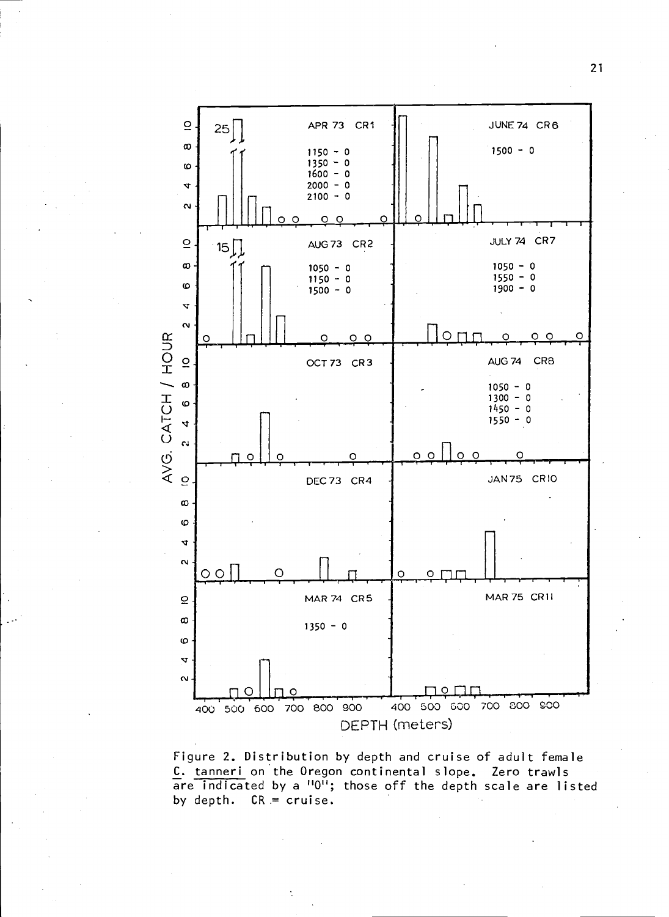Figure 2. Distribution by depth and cruise of adult female C. tanneri on the Oregon continental slope. Zero trawls are indicated by a "0"; those off the depth scale are listed by depth. CR = cruise.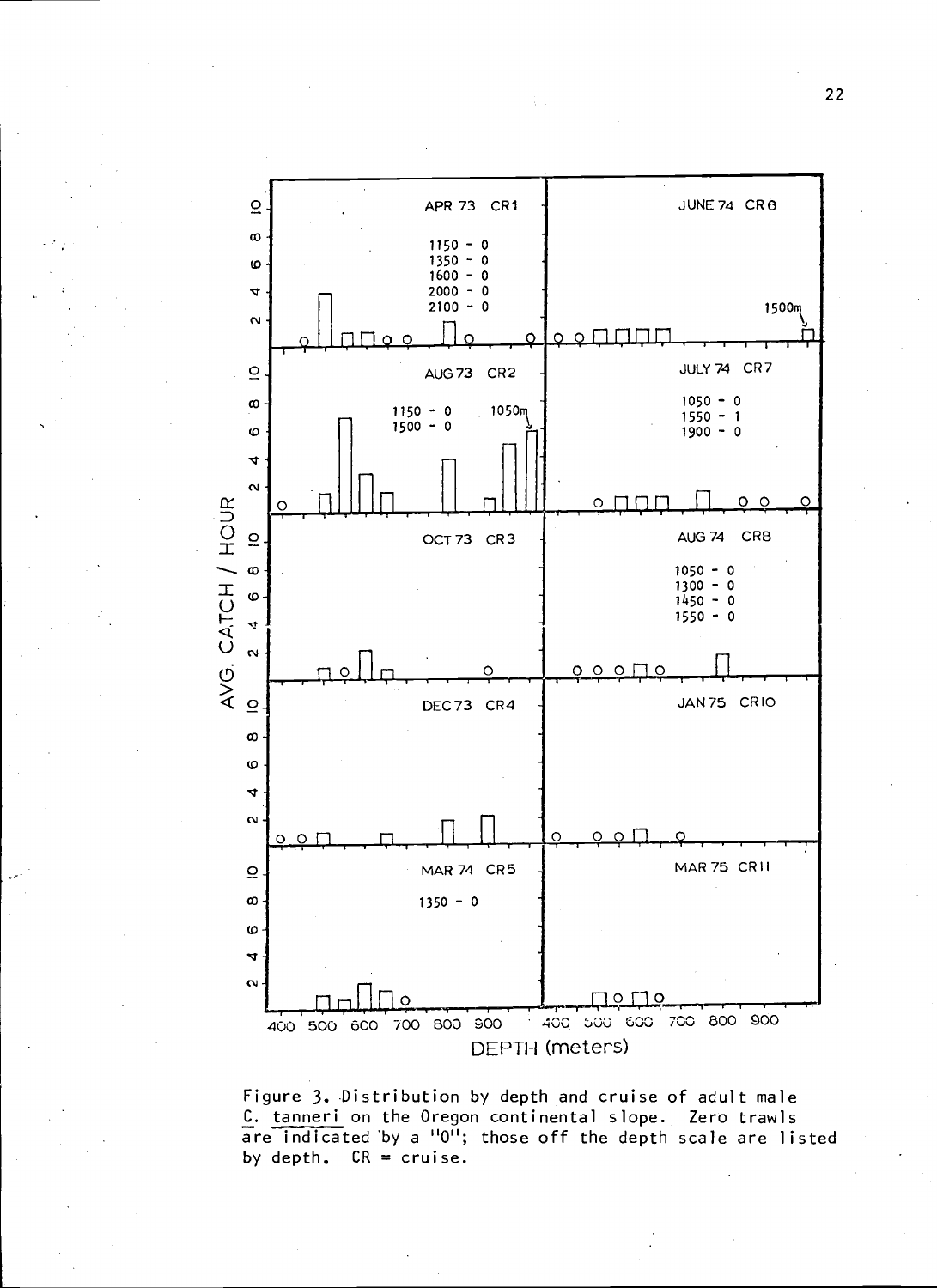Figure 3. Distribution by depth and cruise of adult male C. tanneri on the Oregon continental slope. Zero trawls are indicated by a "0"; those off the depth scale are listed by depth. CR = cruise.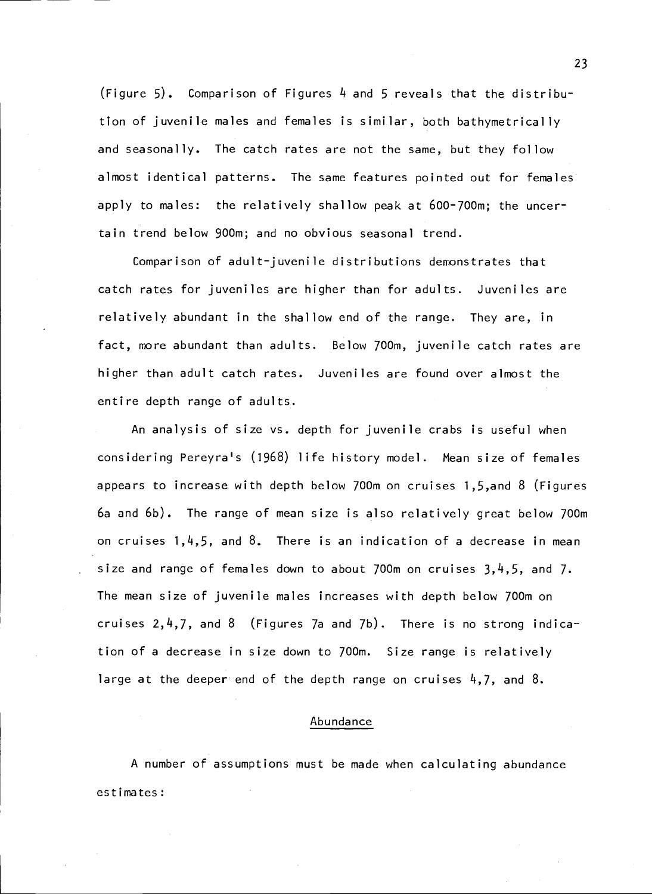(Figure 5). Comparison of Figures 4 and 5 reveals that the distribution of juvenile males and females is similar, both bathymetrically and seasonally. The catch rates are not the same, but they follow almost identical patterns. The same features pointed out for females apply to males: the relatively shallow peak at 600-700m; the uncertain trend below 900m; and no obvious seasonal trend.

Comparison of adult-juvenile distributions demonstrates that catch rates for juveniles are higher than for adults. Juveniles are relatively abundant in the shallow end of the range. They are, in fact, more abundant than adults. Below 700m, juvenile catch rates are higher than adult catch rates. Juveniles are found over almost the entire depth range of adults.

An analysis of size vs. depth for juvenile crabs is useful when considering Pereyra's (1968) life history model. Mean size of females appears to increase with depth below 700m on cruises 1,5,and 8 (Figures 6a and 6b). The range of mean size is also relatively great below 700m on cruises 1,4,5, and 8. There is an indication of a decrease in mean size and range of females down to about 700m on cruises 3,4,5, and 7. The mean size of juvenile males increases with depth below 700m on cruises 2,4,7, and 8 (Figures 7a and 7b). There is no strong indication of a decrease in size down to 700m. Size range is relatively large at the deeper end of the depth range on cruises 4,7, and 8.

## Abundance

A number of assumptions must be made when calculating abundance estimates: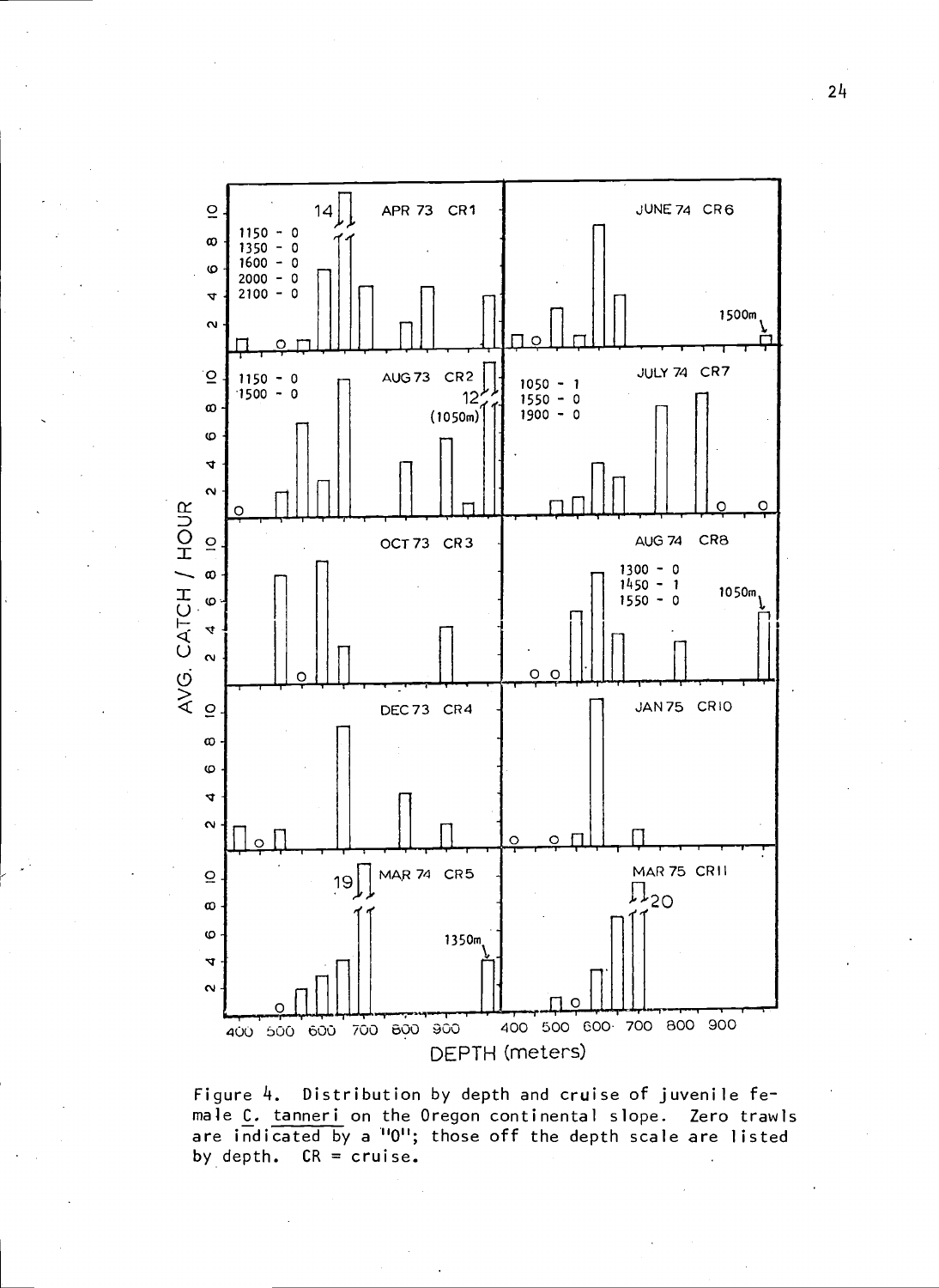Figure 4. Distribution by depth and cruise of juvenile female C. tanneri on the Oregon continental slope. Zero trawls are indicated by a "0"; those off the depth scale are listed by depth. CR = cruise.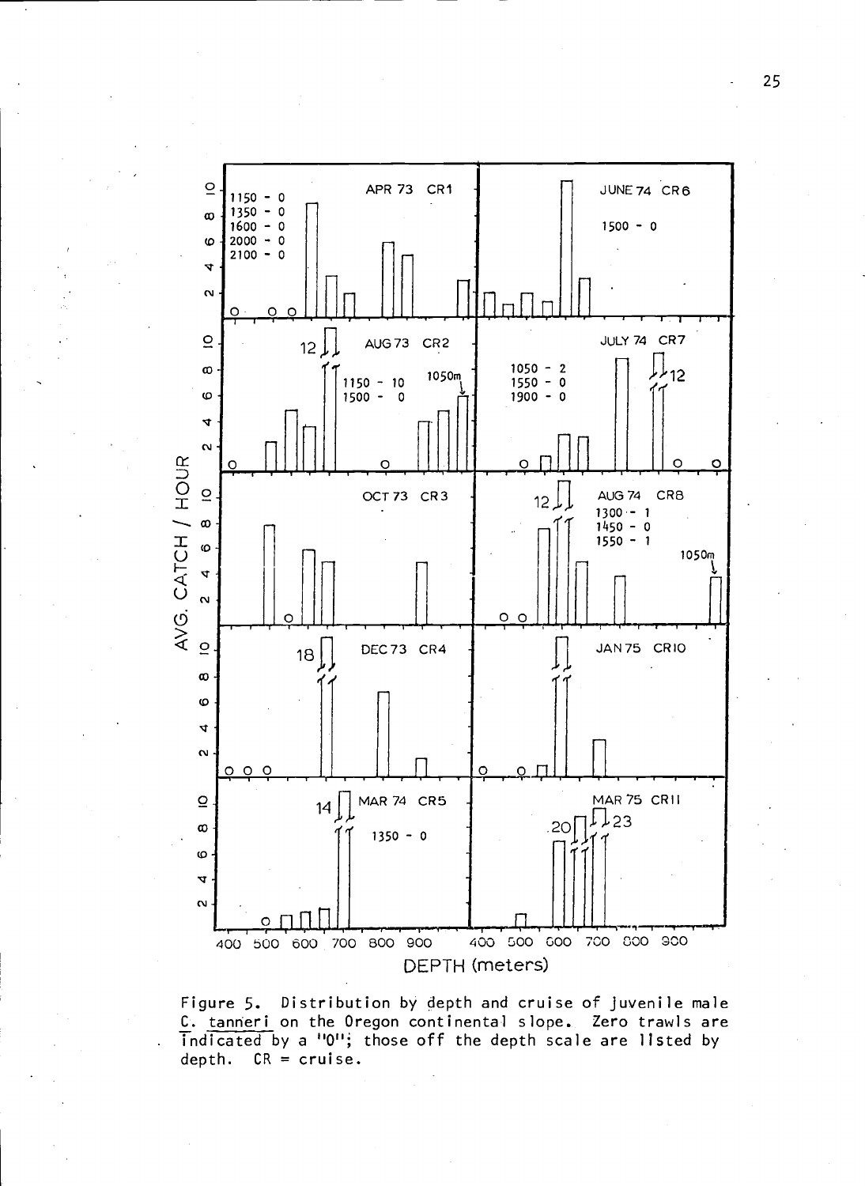Figure 5. Distribution by depth and cruise of juvenile male C. tanneri on the Oregon continental slope. Zero trawls are indicated by a "0"; those off the depth scale are listed by depth. CR = cruise.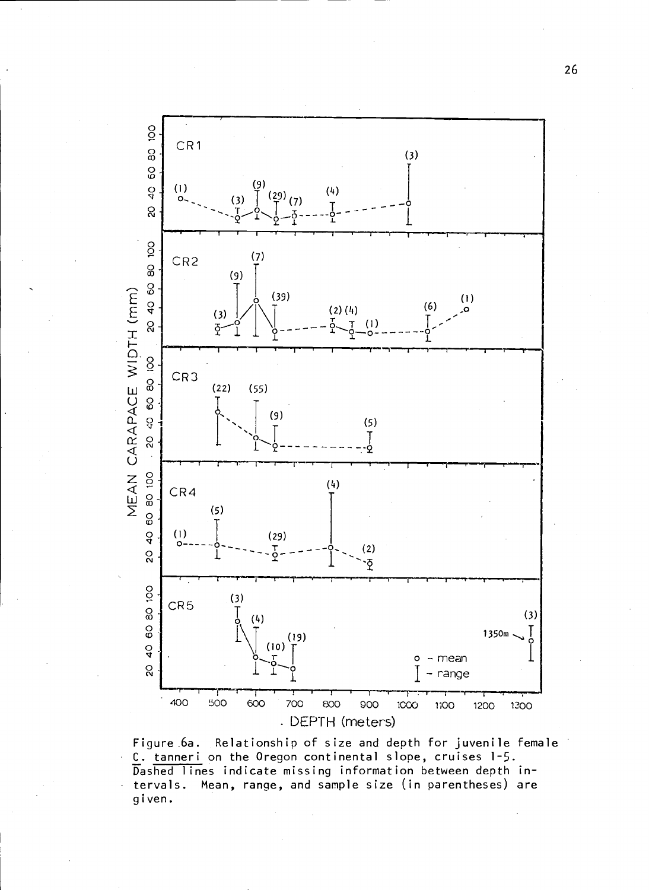Figure 6a. Relationship of size and depth for juvenile female *C. tanneri* on the Oregon continental slope, cruises 1-5. Dashed lines indicate missing information between depth intervals. Mean, range, and sample size (in parentheses) are given.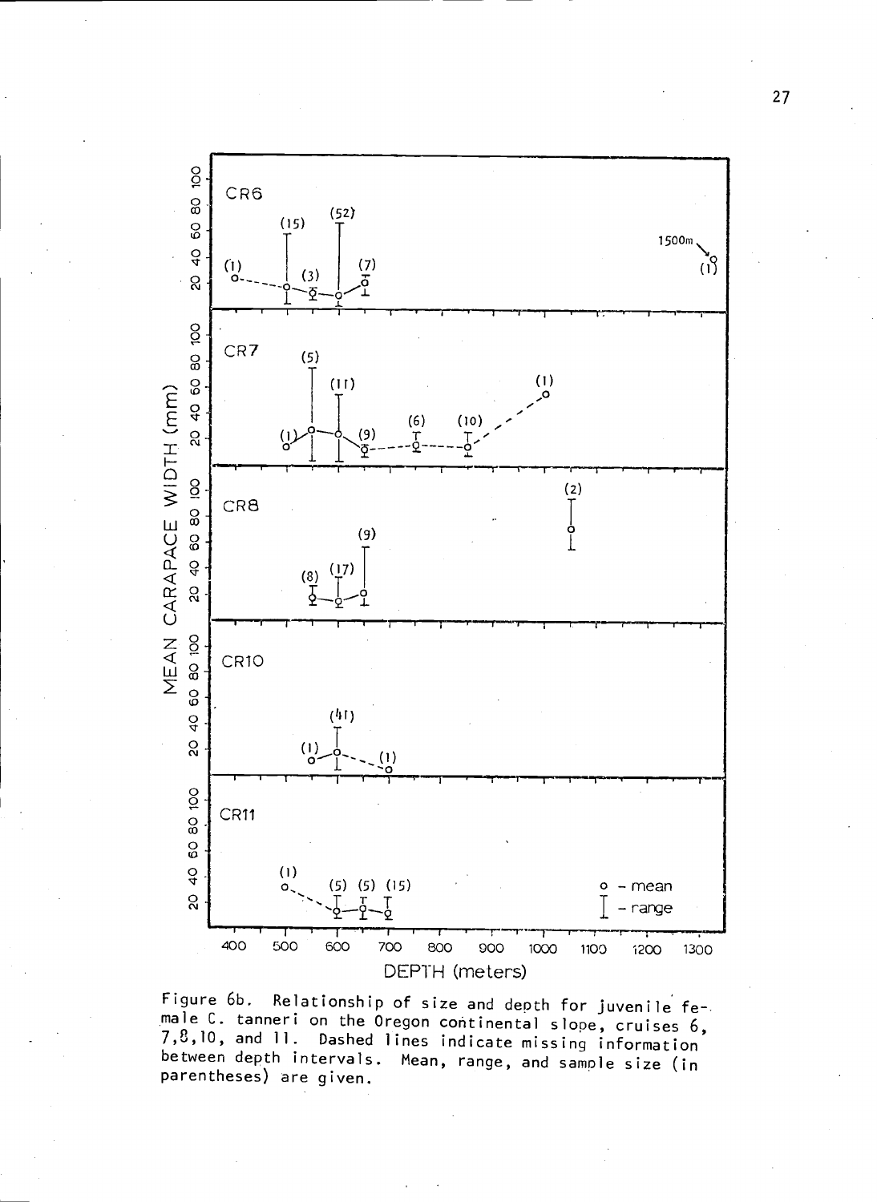Figure 6b. Relationship of size and depth for juvenile female C. tanneri on the Oregon continental slope, cruises 6, 7,8,10, and 11. Dashed lines indicate missing information between depth intervals. Mean, range, and sample size (in parentheses) are given.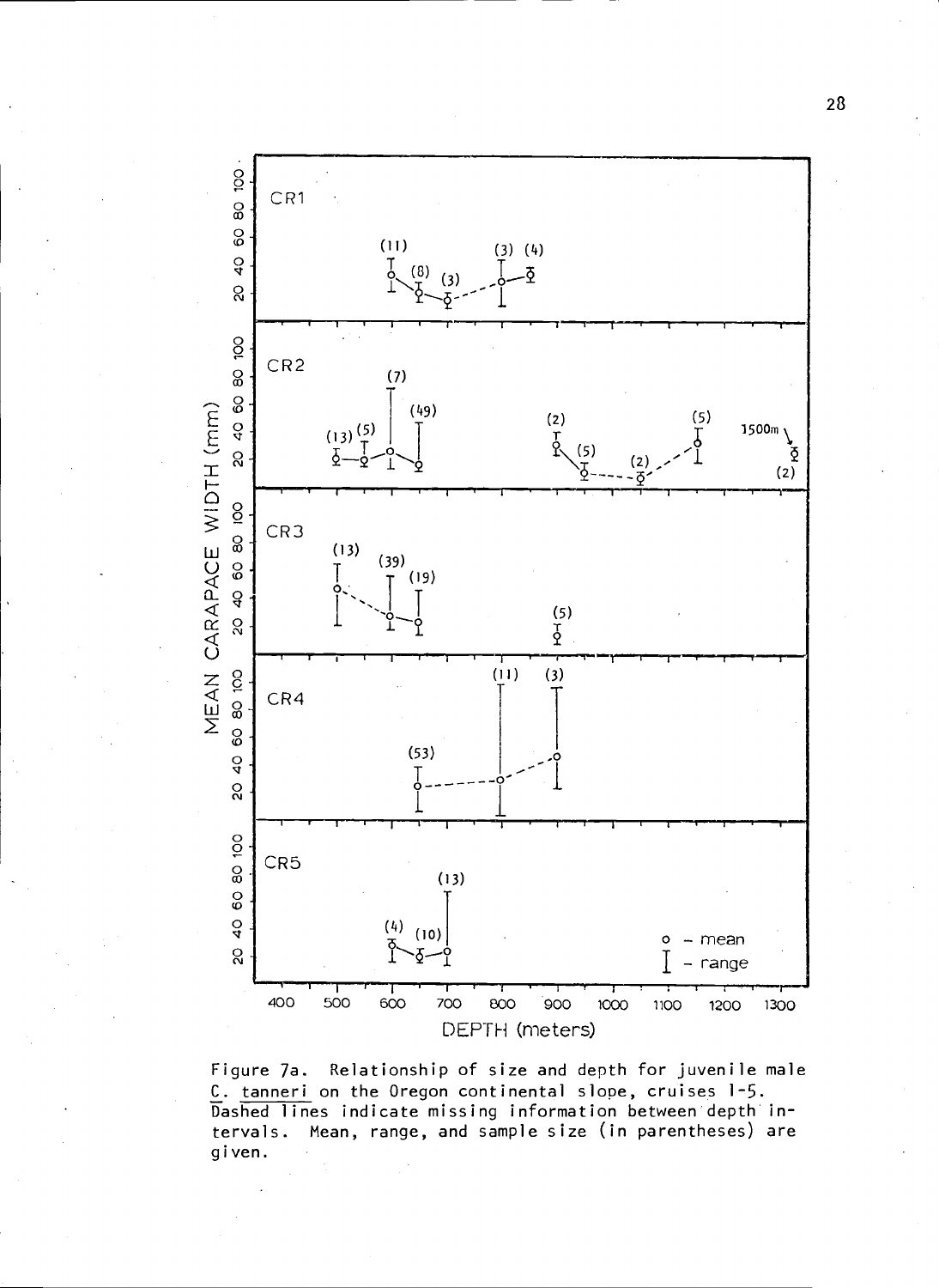Figure 7a. Relationship of size and depth for juvenile male *C. tanneri* on the Oregon continental slope, cruises 1-5. Dashed lines indicate missing information between depth intervals. Mean, range, and sample size (in parentheses) are given.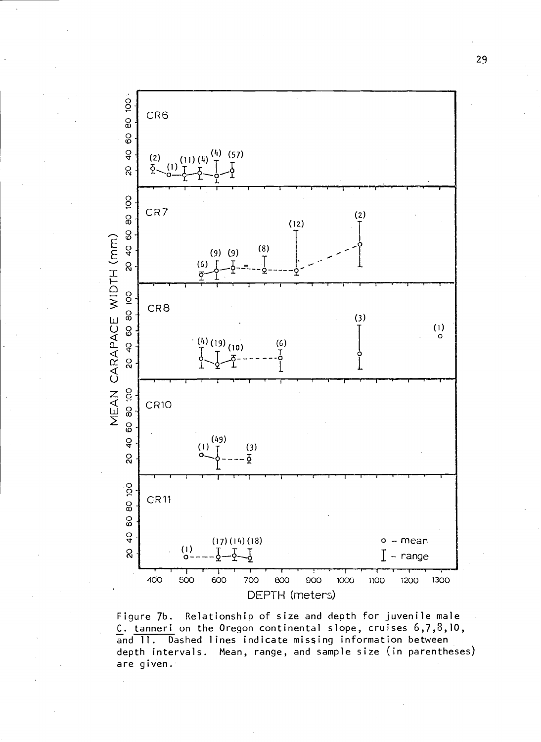Figure 7b. Relationship of size and depth for juvenile male _C. tanneri_ on the Oregon continental slope, cruises 6,7,8,10, and 11. Dashed lines indicate missing information between depth intervals. Mean, range, and sample size (in parentheses) are given.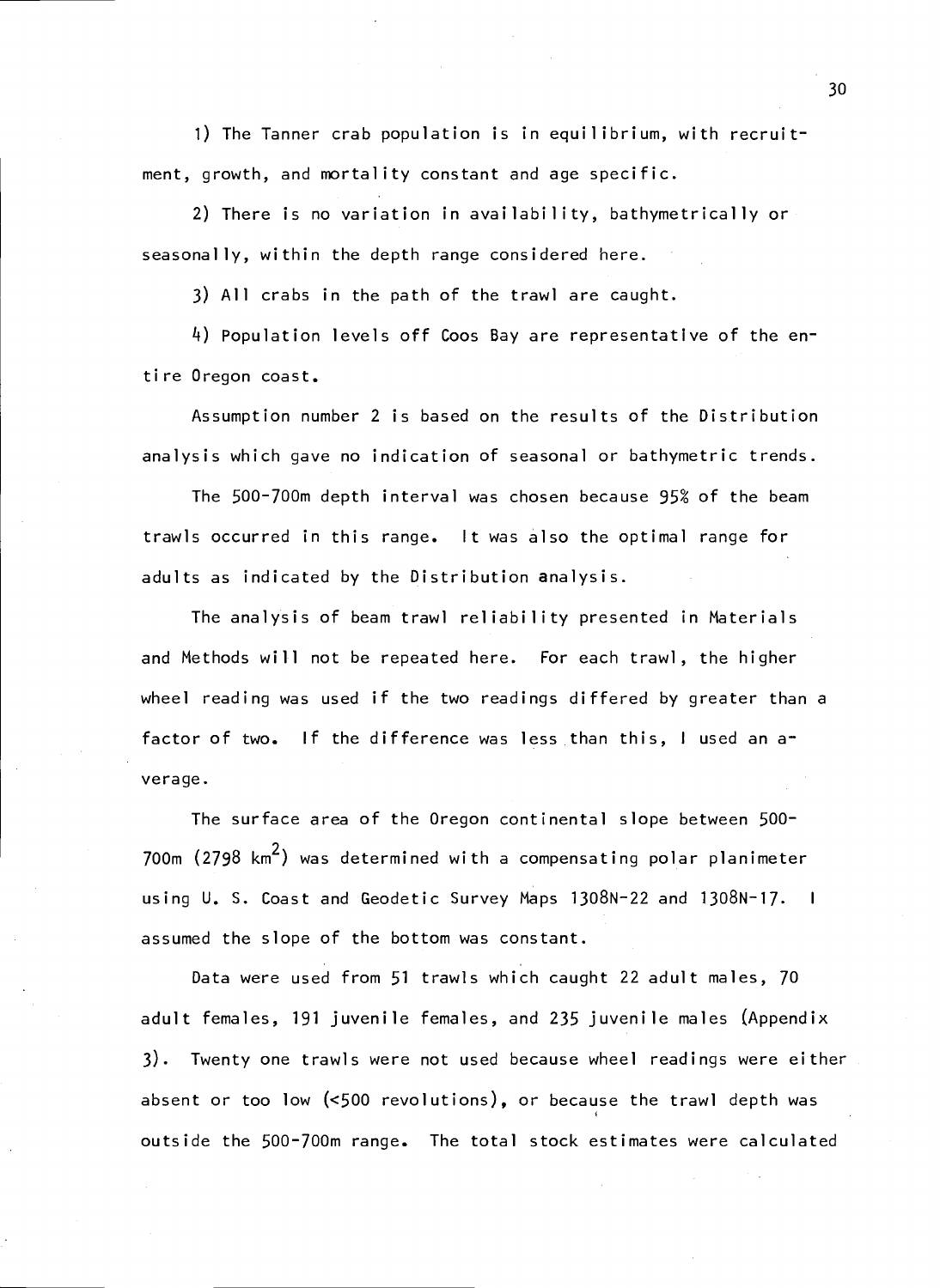1) The Tanner crab population is in equilibrium, with recruitment, growth, and mortality constant and age specific.

2) There is no variation in availability, bathymetrically or seasonally, within the depth range considered here.

3) All crabs in the path of the trawl are caught.

4) Population levels off Coos Bay are representative of the entire Oregon coast.

Assumption number 2 is based on the results of the Distribution analysis which gave no indication of seasonal or bathymetric trends.

The 500-700m depth interval was chosen because 95% of the beam trawls occurred in this range. It was also the optimal range for adults as indicated by the Distribution analysis.

The analysis of beam trawl reliability presented in Materials and Methods will not be repeated here. For each trawl, the higher wheel reading was used if the two readings differed by greater than a factor of two. If the difference was less than this, I used an average.

The surface area of the Oregon continental slope between 500-700m (2798 $km^2$) was determined with a compensating polar planimeter using U. S. Coast and Geodetic Survey Maps 1308N-22 and 1308N-17. I assumed the slope of the bottom was constant.

Data were used from 51 trawls which caught 22 adult males, 70 adult females, 191 juvenile females, and 235 juvenile males (Appendix 3). Twenty one trawls were not used because wheel readings were either absent or too low (<500 revolutions), or because the trawl depth was outside the 500-700m range. The total stock estimates were calculated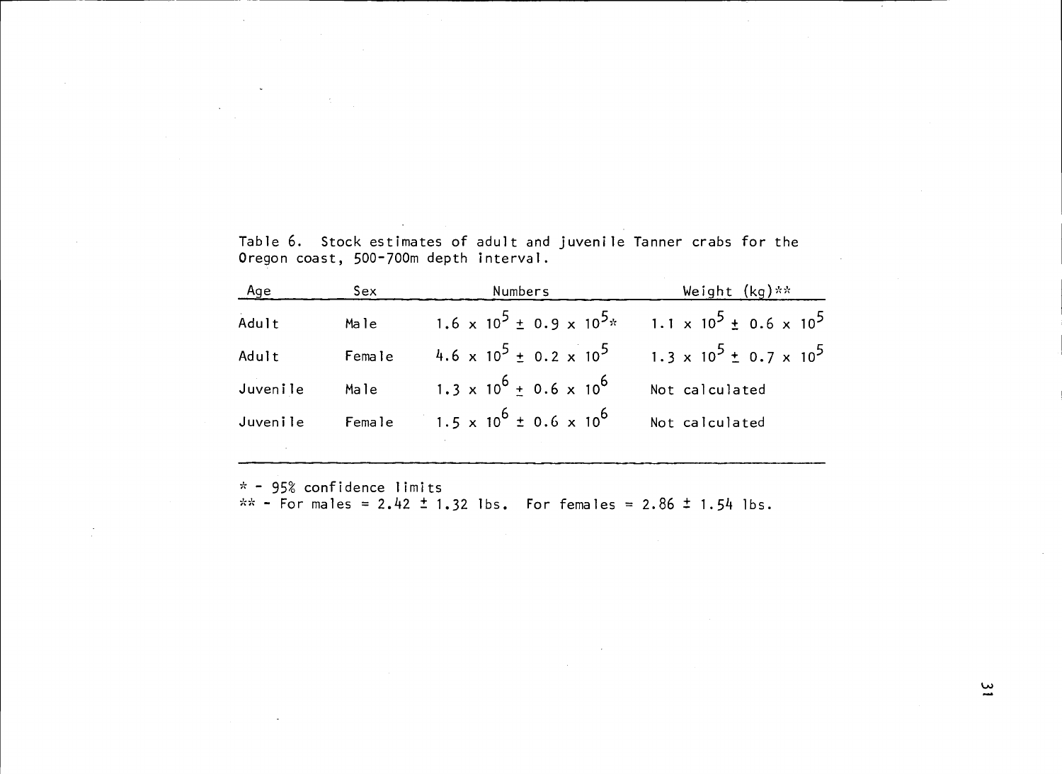Table 6. Stock estimates of adult and juvenile Tanner crabs for the Oregon coast, 500-700m depth interval.

| Age | Sex | Numbers | Weight (kg)** |
|---|---|---|---|
| Adult | Male | $1.6 \times 10^5 \pm 0.9 \times 10^5$* | $1.1 \times 10^5 \pm 0.6 \times 10^5$ |
| Adult | Female | $4.6 \times 10^5 \pm 0.2 \times 10^5$ | $1.3 \times 10^5 \pm 0.7 \times 10^5$ |
| Juvenile | Male | $1.3 \times 10^6 \pm 0.6 \times 10^6$ | Not calculated |
| Juvenile | Female | $1.5 \times 10^6 \pm 0.6 \times 10^6$ | Not calculated |

* - 95% confidence limits
** - For males = $2.42 \pm 1.32$ lbs. For females = $2.86 \pm 1.54$ lbs.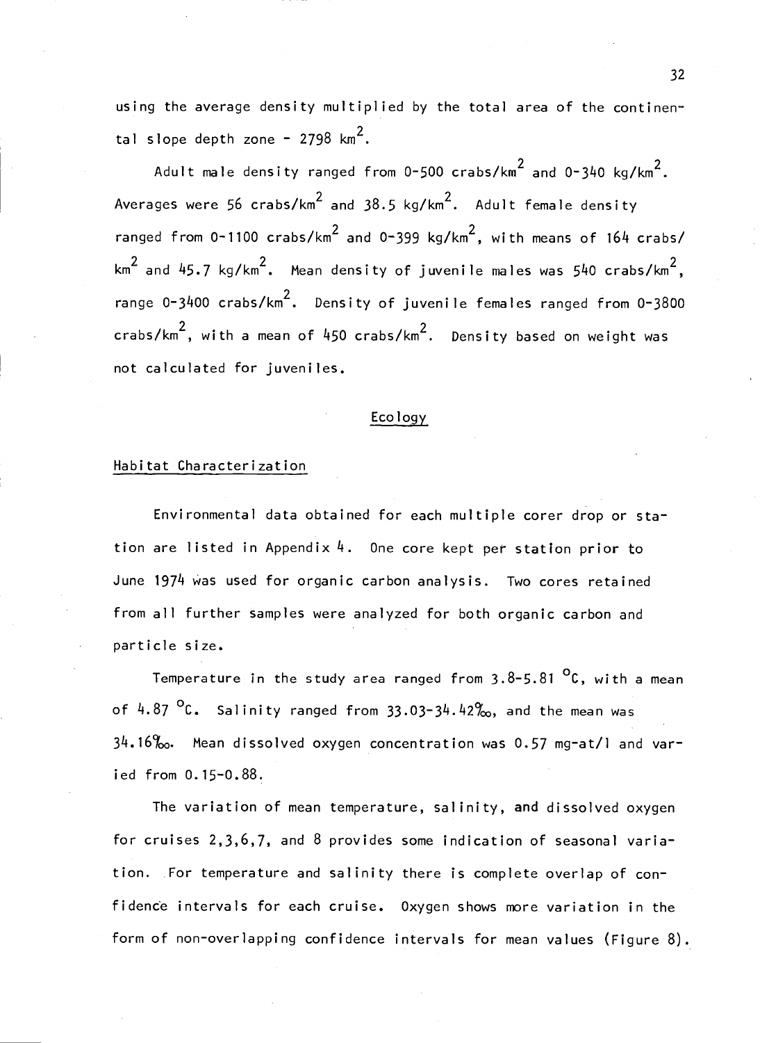using the average density multiplied by the total area of the continental slope depth zone - 2798 $km^2$.

Adult male density ranged from 0-500 crabs/$km^2$ and 0-340 kg/$km^2$. Averages were 56 crabs/$km^2$ and 38.5 kg/$km^2$. Adult female density ranged from 0-1100 crabs/$km^2$ and 0-399 kg/$km^2$, with means of 164 crabs/$km^2$ and 45.7 kg/$km^2$. Mean density of juvenile males was 540 crabs/$km^2$, range 0-3400 crabs/$km^2$. Density of juvenile females ranged from 0-3800 crabs/$km^2$, with a mean of 450 crabs/$km^2$. Density based on weight was not calculated for juveniles.

## Ecology

### Habitat Characterization

Environmental data obtained for each multiple corer drop or station are listed in Appendix 4. One core kept per station prior to June 1974 was used for organic carbon analysis. Two cores retained from all further samples were analyzed for both organic carbon and particle size.

Temperature in the study area ranged from 3.8-5.81 °C, with a mean of 4.87 °C. Salinity ranged from 33.03-34.42‰, and the mean was 34.16‰. Mean dissolved oxygen concentration was 0.57 mg-at/l and varied from 0.15-0.88.

The variation of mean temperature, salinity, and dissolved oxygen for cruises 2,3,6,7, and 8 provides some indication of seasonal variation. For temperature and salinity there is complete overlap of confidence intervals for each cruise. Oxygen shows more variation in the form of non-overlapping confidence intervals for mean values (Figure 8).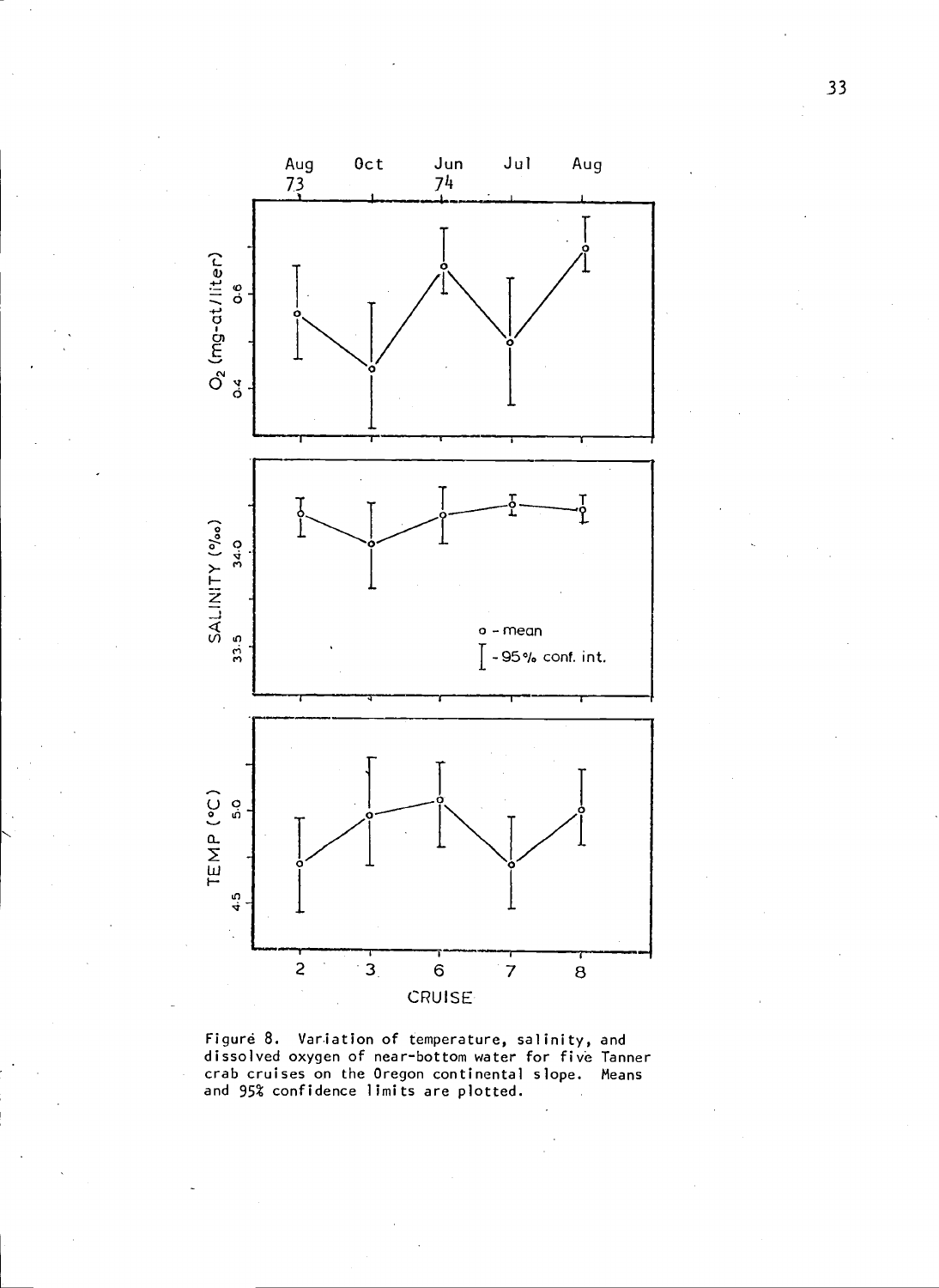Figure 8. Variation of temperature, salinity, and dissolved oxygen of near-bottom water for five Tanner crab cruises on the Oregon continental slope. Means and 95% confidence limits are plotted.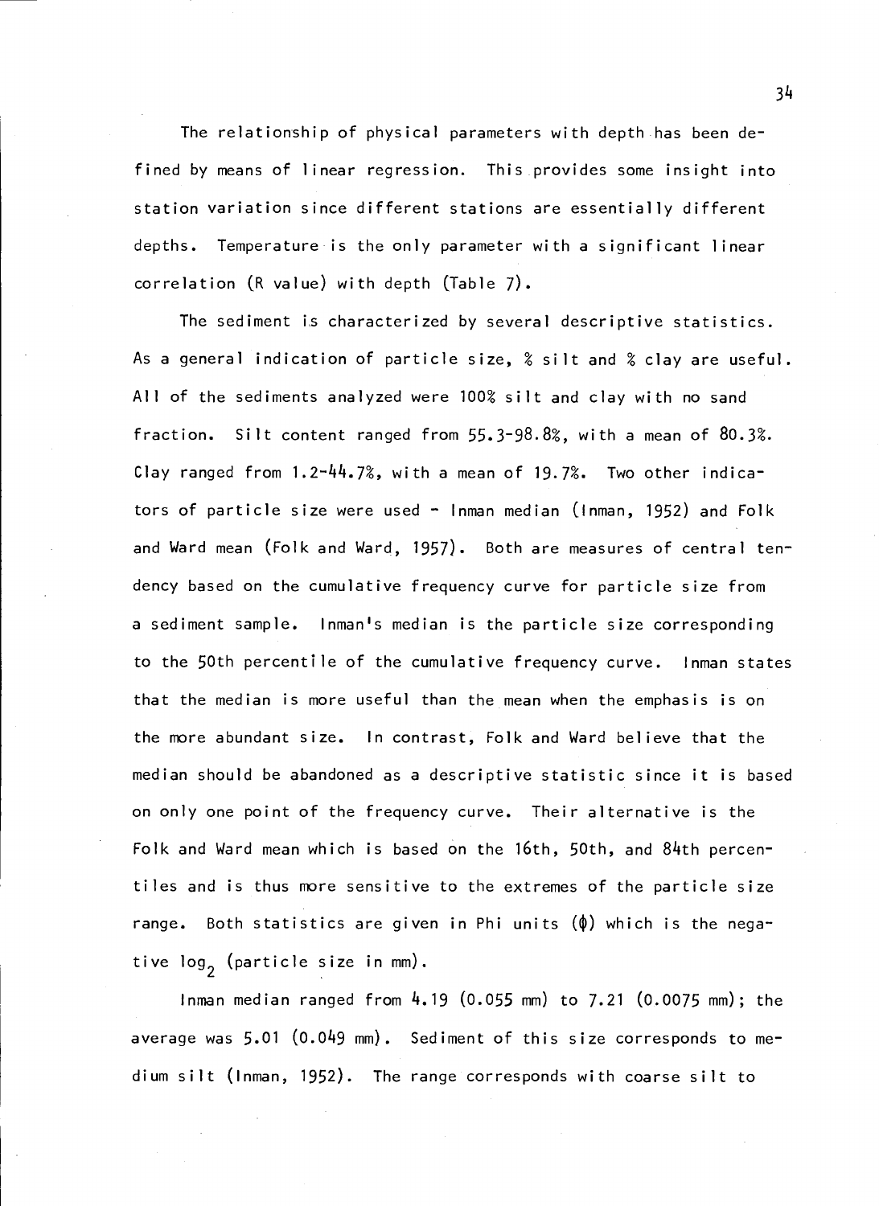The relationship of physical parameters with depth has been defined by means of linear regression. This provides some insight into station variation since different stations are essentially different depths. Temperature is the only parameter with a significant linear correlation (R value) with depth (Table 7).

The sediment is characterized by several descriptive statistics. As a general indication of particle size, % silt and % clay are useful. All of the sediments analyzed were 100% silt and clay with no sand fraction. Silt content ranged from 55.3-98.8%, with a mean of 80.3%. Clay ranged from 1.2-44.7%, with a mean of 19.7%. Two other indicators of particle size were used - Inman median (Inman, 1952) and Folk and Ward mean (Folk and Ward, 1957). Both are measures of central tendency based on the cumulative frequency curve for particle size from a sediment sample. Inman's median is the particle size corresponding to the 50th percentile of the cumulative frequency curve. Inman states that the median is more useful than the mean when the emphasis is on the more abundant size. In contrast, Folk and Ward believe that the median should be abandoned as a descriptive statistic since it is based on only one point of the frequency curve. Their alternative is the Folk and Ward mean which is based on the 16th, 50th, and 84th percentiles and is thus more sensitive to the extremes of the particle size range. Both statistics are given in Phi units ($\phi$) which is the negative $\log_2$ (particle size in mm).

Inman median ranged from 4.19 (0.055 mm) to 7.21 (0.0075 mm); the average was 5.01 (0.049 mm). Sediment of this size corresponds to medium silt (Inman, 1952). The range corresponds with coarse silt to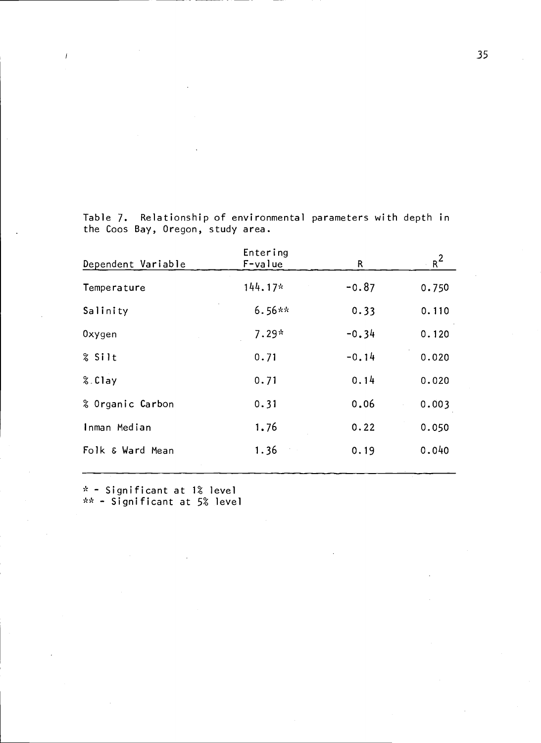Table 7. Relationship of environmental parameters with depth in the Coos Bay, Oregon, study area.

| Dependent Variable | Entering F-value | R | $R^2$ |
|---|---|---|---|
| Temperature | 144.17* | -0.87 | 0.750 |
| Salinity | 6.56** | 0.33 | 0.110 |
| Oxygen | 7.29* | -0.34 | 0.120 |
| % Silt | 0.71 | -0.14 | 0.020 |
| % Clay | 0.71 | 0.14 | 0.020 |
| % Organic Carbon | 0.31 | 0.06 | 0.003 |
| Inman Median | 1.76 | 0.22 | 0.050 |
| Folk & Ward Mean | 1.36 | 0.19 | 0.040 |

\* - Significant at 1% level
\** - Significant at 5% level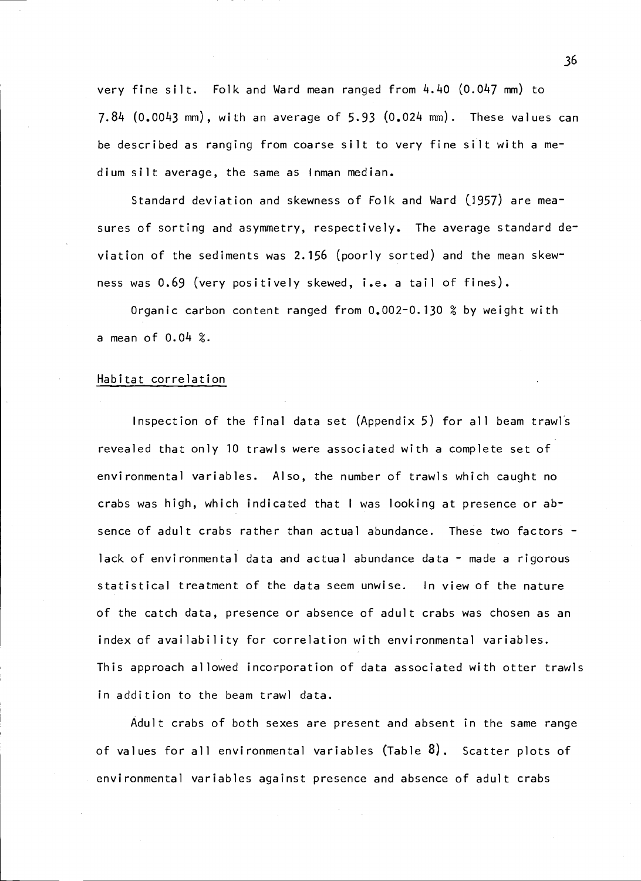very fine silt. Folk and Ward mean ranged from 4.40 (0.047 mm) to 7.84 (0.0043 mm), with an average of 5.93 (0.024 mm). These values can be described as ranging from coarse silt to very fine silt with a medium silt average, the same as Inman median.

Standard deviation and skewness of Folk and Ward (1957) are measures of sorting and asymmetry, respectively. The average standard deviation of the sediments was 2.156 (poorly sorted) and the mean skewness was 0.69 (very positively skewed, i.e. a tail of fines).

Organic carbon content ranged from 0.002-0.130 % by weight with a mean of 0.04 %.

## Habitat correlation

Inspection of the final data set (Appendix 5) for all beam trawls revealed that only 10 trawls were associated with a complete set of environmental variables. Also, the number of trawls which caught no crabs was high, which indicated that I was looking at presence or absence of adult crabs rather than actual abundance. These two factors - lack of environmental data and actual abundance data - made a rigorous statistical treatment of the data seem unwise. In view of the nature of the catch data, presence or absence of adult crabs was chosen as an index of availability for correlation with environmental variables. This approach allowed incorporation of data associated with otter trawls in addition to the beam trawl data.

Adult crabs of both sexes are present and absent in the same range of values for all environmental variables (Table 8). Scatter plots of environmental variables against presence and absence of adult crabs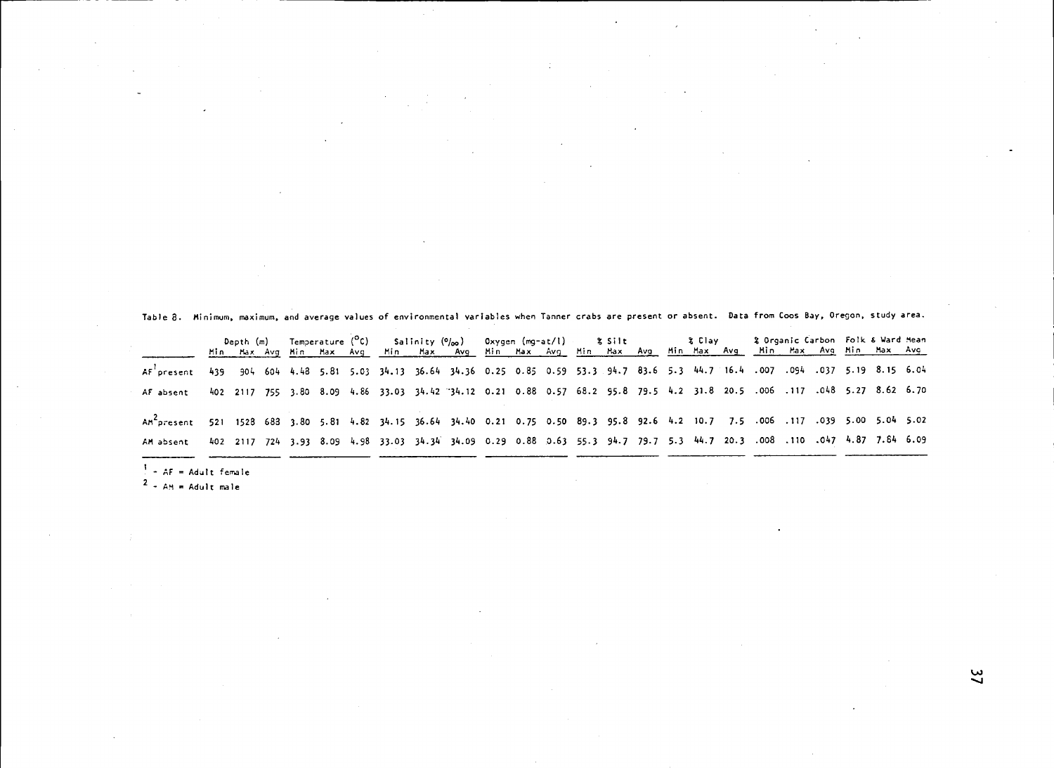Table 8. Minimum, maximum, and average values of environmental variables when Tanner crabs are present or absent. Data from Coos Bay, Oregon, study area.

| | Depth (m) | | | Temperature (°C) | | | Salinity (‰) | | | Oxygen (mg-at/l) | | | % Silt | | | % Clay | | | % Organic Carbon | | | Folk & Ward Mean | | |
|---|---|---|---|---|---|---|---|---|---|---|---|---|---|---|---|---|---|---|---|---|---|---|---|---|
| | Min | Max | Avg | Min | Max | Avg | Min | Max | Avg | Min | Max | Avg | Min | Max | Avg | Min | Max | Avg | Min | Max | Avg | Min | Max | Avg |
| AF[1] present | 439 | 904 | 604 | 4.48 | 5.81 | 5.03 | 34.13 | 36.64 | 34.36 | 0.25 | 0.85 | 0.59 | 53.3 | 94.7 | 83.6 | 5.3 | 44.7 | 16.4 | .007 | .094 | .037 | 5.19 | 8.15 | 6.04 |
| AF absent | 402 | 2117 | 755 | 3.80 | 8.09 | 4.86 | 33.03 | 34.42 | 34.12 | 0.21 | 0.88 | 0.57 | 68.2 | 95.8 | 79.5 | 4.2 | 31.8 | 20.5 | .006 | .117 | .048 | 5.27 | 8.62 | 6.70 |
| AM[2] present | 521 | 1528 | 683 | 3.80 | 5.81 | 4.82 | 34.15 | 36.64 | 34.40 | 0.21 | 0.75 | 0.50 | 89.3 | 95.8 | 92.6 | 4.2 | 10.7 | 7.5 | .006 | .117 | .039 | 5.00 | 5.04 | 5.02 |
| AM absent | 402 | 2117 | 724 | 3.93 | 8.09 | 4.98 | 33.03 | 34.34 | 34.09 | 0.29 | 0.88 | 0.63 | 55.3 | 94.7 | 79.7 | 5.3 | 44.7 | 20.3 | .008 | .110 | .047 | 4.87 | 7.84 | 6.09 |

[1] - AF = Adult female

[2] - AM = Adult male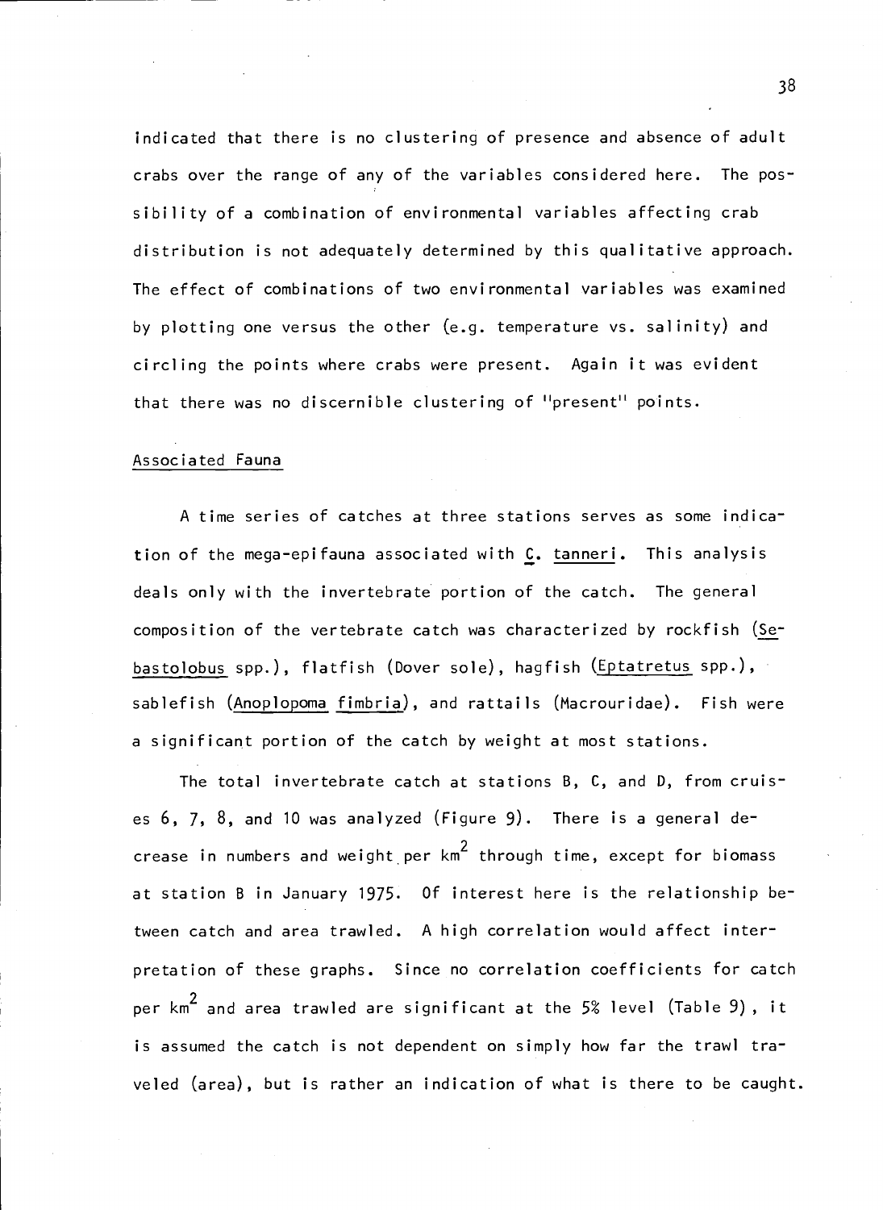indicated that there is no clustering of presence and absence of adult crabs over the range of any of the variables considered here. The possibility of a combination of environmental variables affecting crab distribution is not adequately determined by this qualitative approach. The effect of combinations of two environmental variables was examined by plotting one versus the other (e.g. temperature vs. salinity) and circling the points where crabs were present. Again it was evident that there was no discernible clustering of "present" points.

### Associated Fauna

A time series of catches at three stations serves as some indication of the mega-epifauna associated with *C. tanneri*. This analysis deals only with the invertebrate portion of the catch. The general composition of the vertebrate catch was characterized by rockfish (*Sebastolobus* spp.), flatfish (Dover sole), hagfish (*Eptatretus* spp.), sablefish (*Anoplopoma fimbria*), and rattails (Macrouridae). Fish were a significant portion of the catch by weight at most stations.

The total invertebrate catch at stations B, C, and D, from cruises 6, 7, 8, and 10 was analyzed (Figure 9). There is a general decrease in numbers and weight per $km^2$ through time, except for biomass at station B in January 1975. Of interest here is the relationship between catch and area trawled. A high correlation would affect interpretation of these graphs. Since no correlation coefficients for catch per $km^2$ and area trawled are significant at the 5% level (Table 9), it is assumed the catch is not dependent on simply how far the trawl traveled (area), but is rather an indication of what is there to be caught.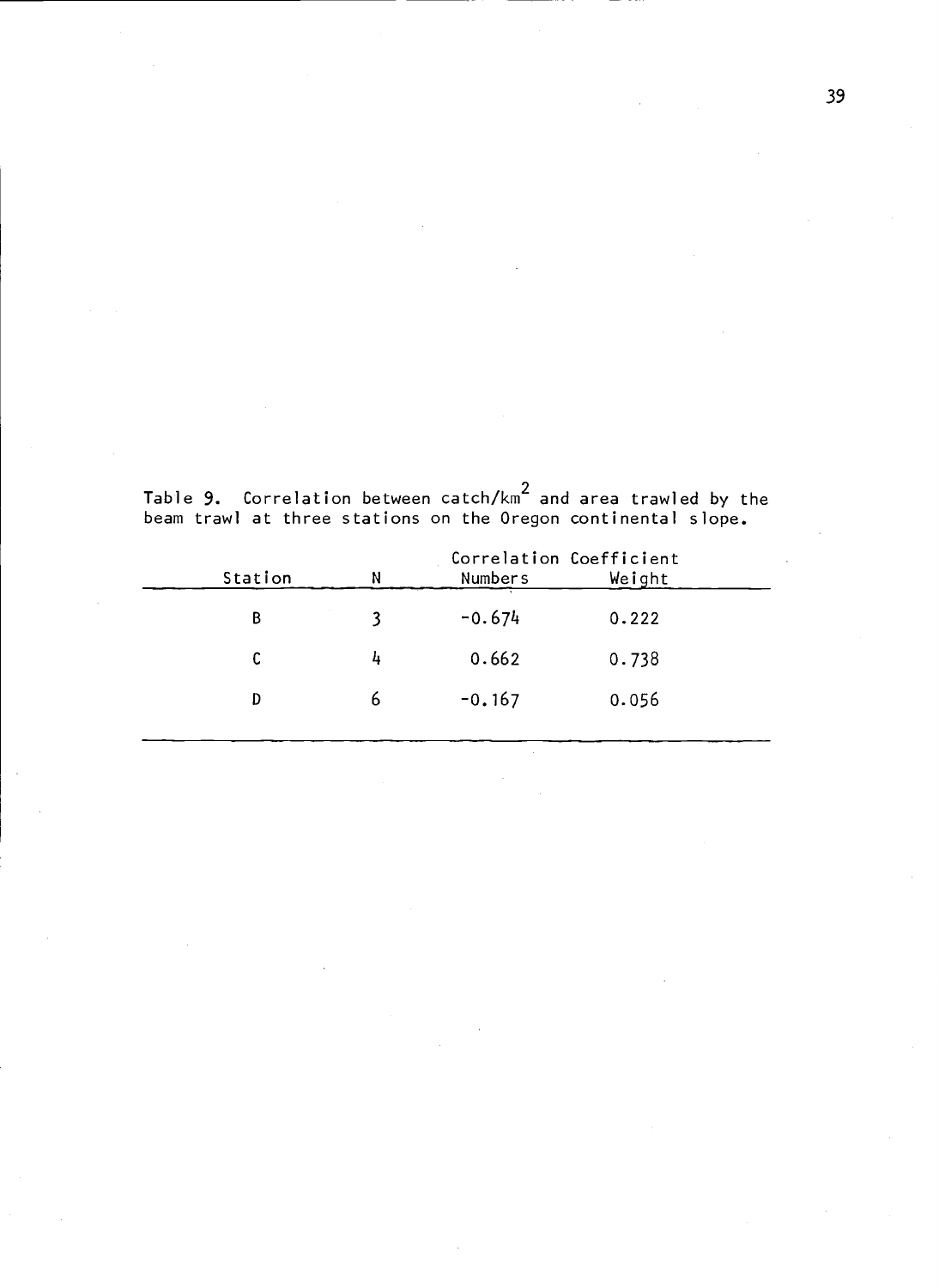Table 9. Correlation between catch/$km^2$ and area trawled by the beam trawl at three stations on the Oregon continental slope.

| Station | N | Correlation Coefficient | |
|---|---|---|---|
| | | Numbers | Weight |
| B | 3 | -0.674 | 0.222 |
| C | 4 | 0.662 | 0.738 |
| D | 6 | -0.167 | 0.056 |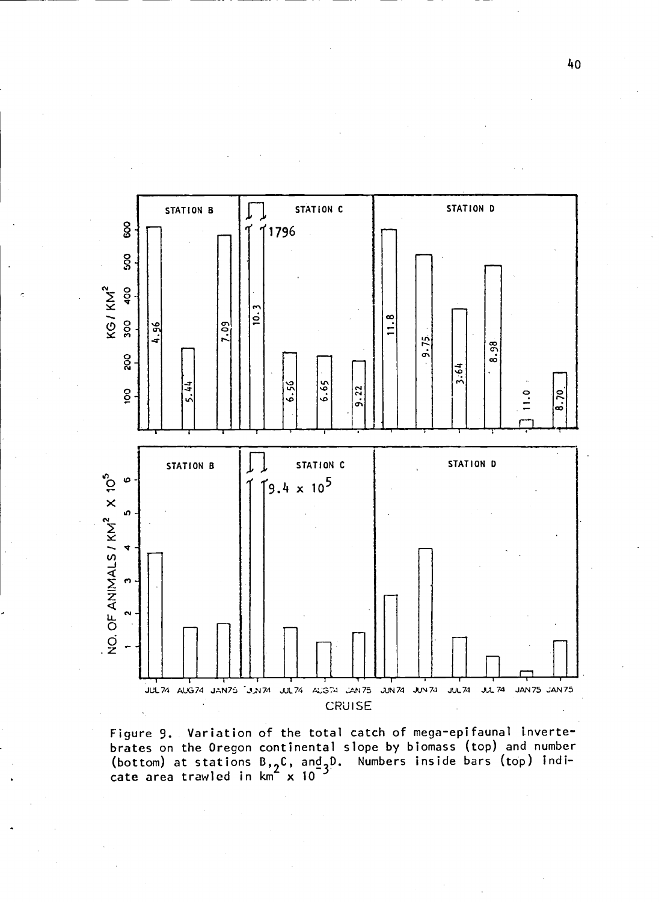Figure 9. Variation of the total catch of mega-epifaunal invertebrates on the Oregon continental slope by biomass (top) and number (bottom) at stations B, C, and D. Numbers inside bars (top) indicate area trawled in $km^2 \times 10^{-3}$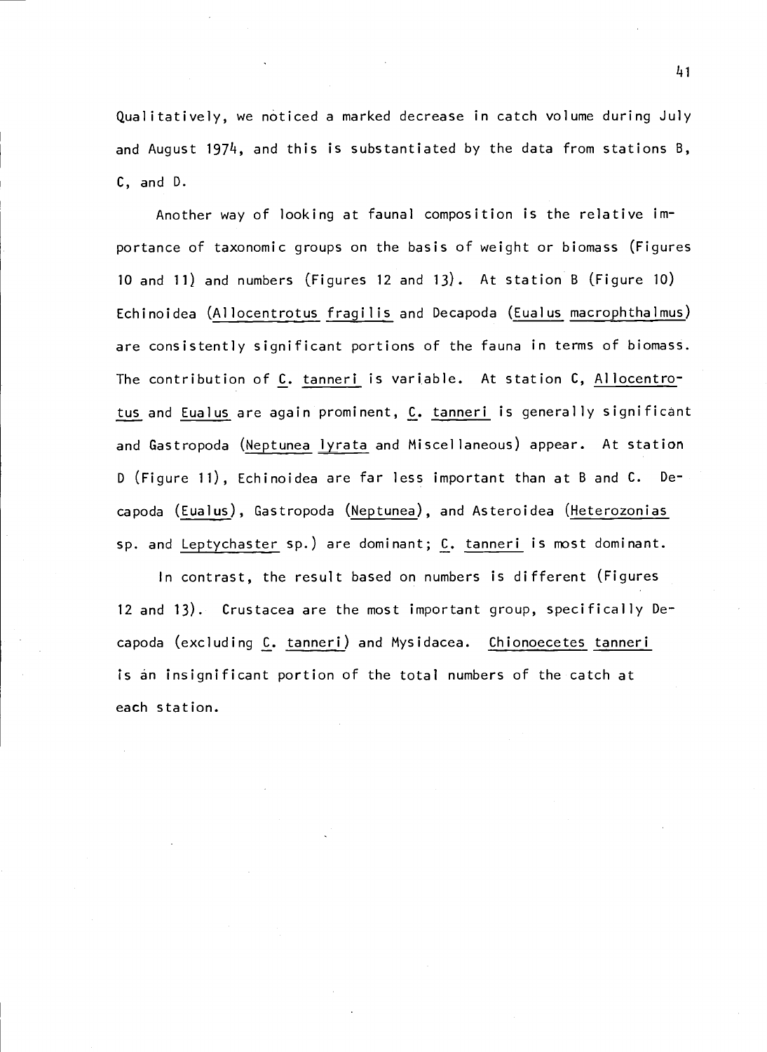Qualitatively, we noticed a marked decrease in catch volume during July and August 1974, and this is substantiated by the data from stations B, C, and D.

Another way of looking at faunal composition is the relative importance of taxonomic groups on the basis of weight or biomass (Figures 10 and 11) and numbers (Figures 12 and 13). At station B (Figure 10) Echinoidea (*Allocentrotus fragilis* and Decapoda (*Eualus macrophthalmus*) are consistently significant portions of the fauna in terms of biomass. The contribution of *C. tanneri* is variable. At station C, *Allocentrotus* and *Eualus* are again prominent, *C. tanneri* is generally significant and Gastropoda (*Neptunea lyrata* and Miscellaneous) appear. At station D (Figure 11), Echinoidea are far less important than at B and C. Decapoda (*Eualus*), Gastropoda (*Neptunea*), and Asteroidea (*Heterozonias* sp. and *Leptychaster* sp.) are dominant; *C. tanneri* is most dominant.

In contrast, the result based on numbers is different (Figures 12 and 13). Crustacea are the most important group, specifically Decapoda (excluding *C. tanneri*) and Mysidacea. *Chionoecetes tanneri* is an insignificant portion of the total numbers of the catch at each station.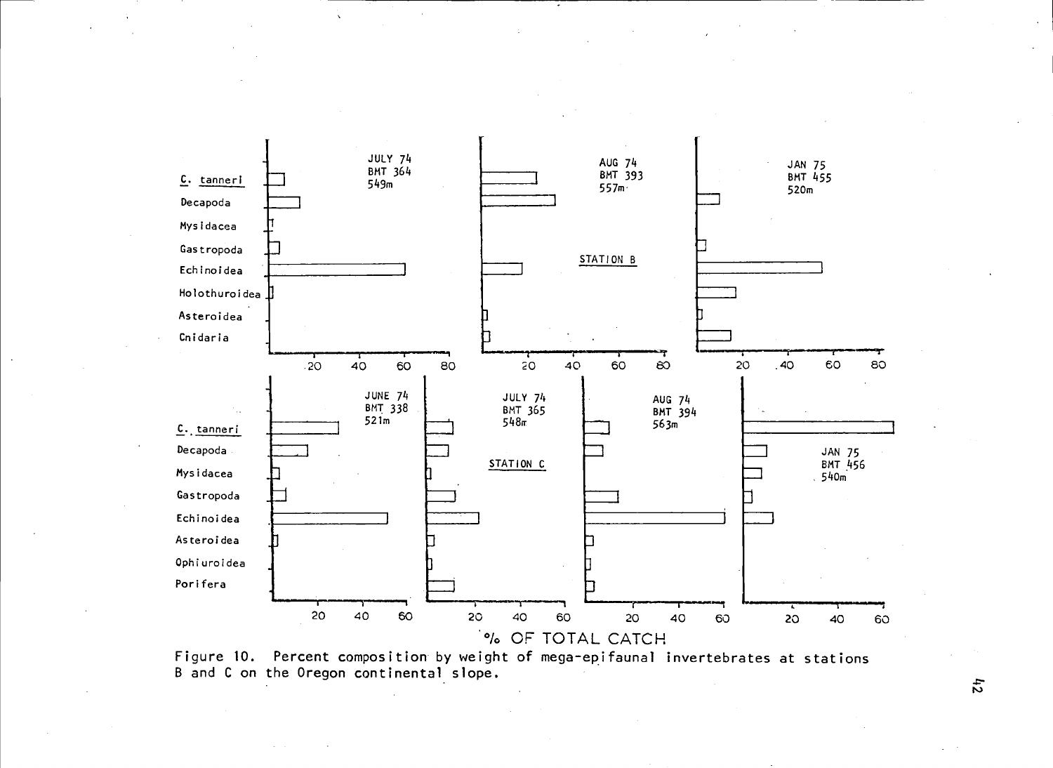Figure 10. Percent composition by weight of mega-epifaunal invertebrates at stations B and C on the Oregon continental slope.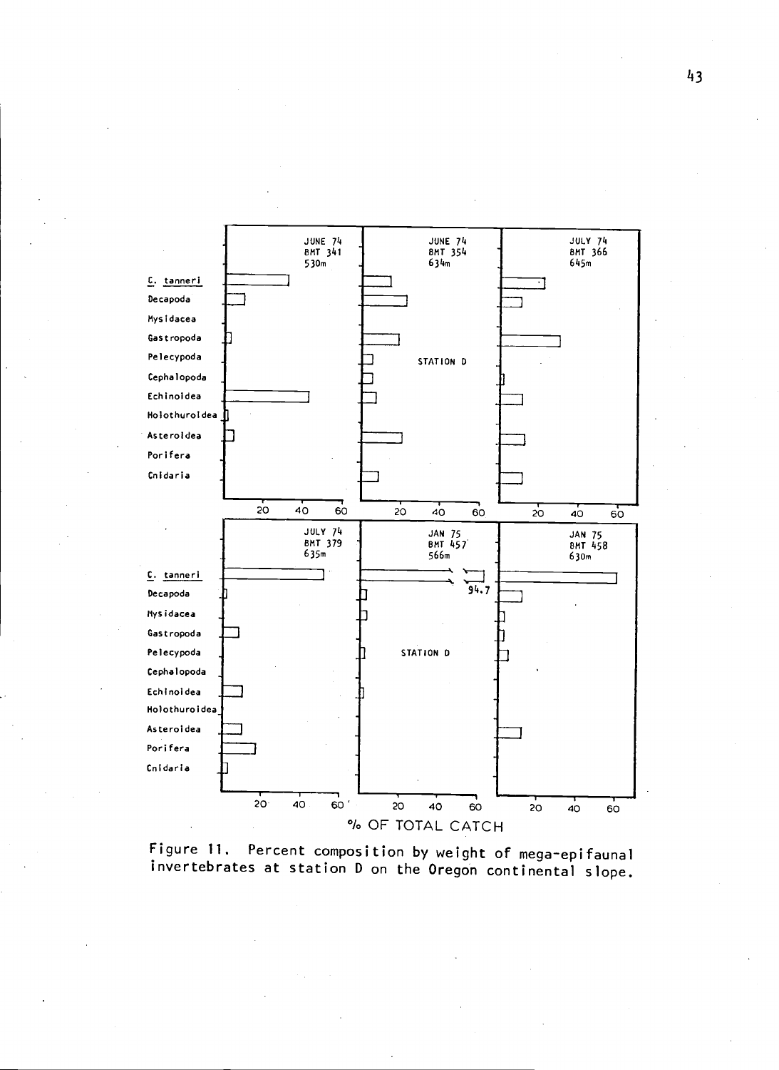Figure 11. Percent composition by weight of mega-epifaunal invertebrates at station D on the Oregon continental slope.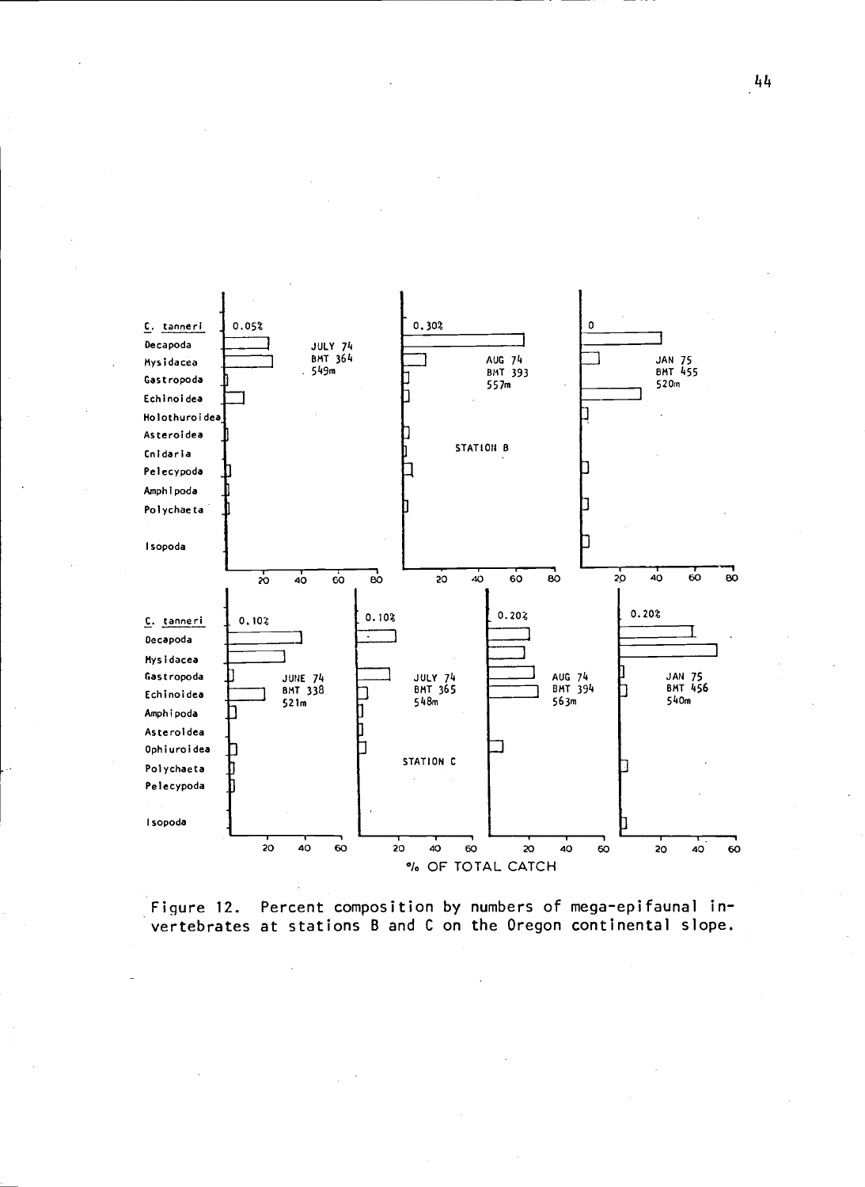Figure 12. Percent composition by numbers of mega-epifaunal invertebrates at stations B and C on the Oregon continental slope.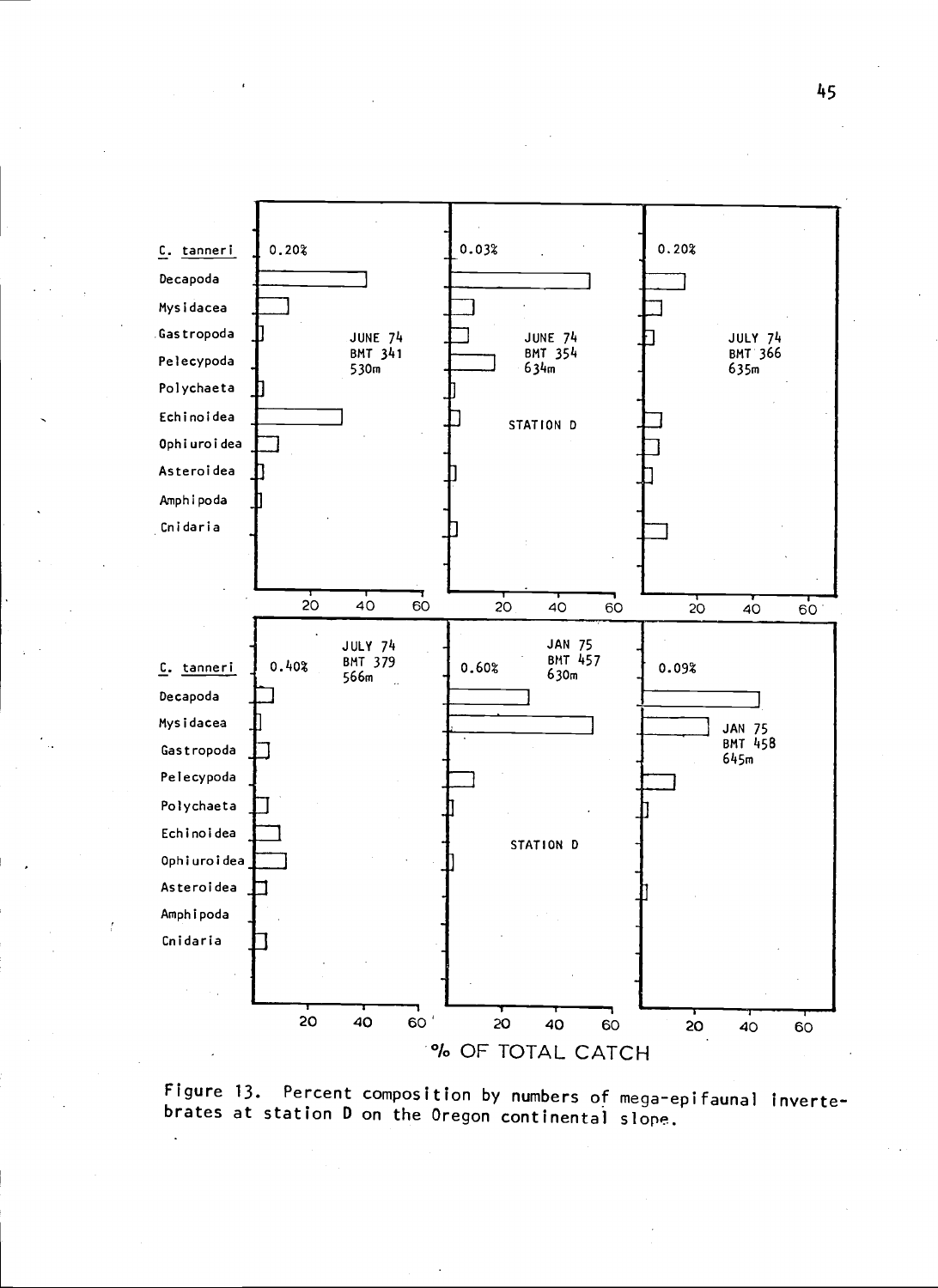Figure 13. Percent composition by numbers of mega-epifaunal invertebrates at station D on the Oregon continental slope.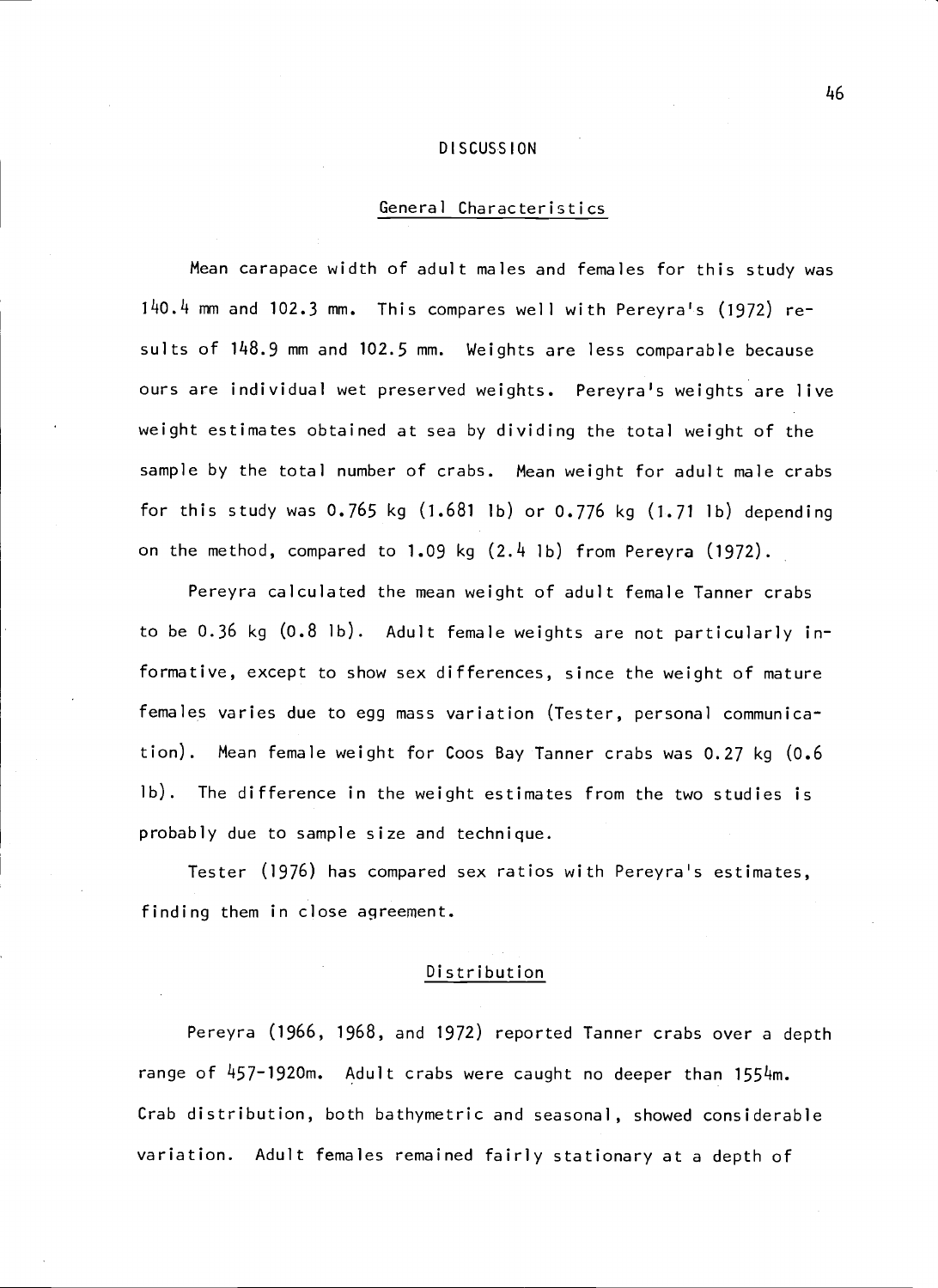# DISCUSSION

## General Characteristics

Mean carapace width of adult males and females for this study was 140.4 mm and 102.3 mm. This compares well with Pereyra's (1972) results of 148.9 mm and 102.5 mm. Weights are less comparable because ours are individual wet preserved weights. Pereyra's weights are live weight estimates obtained at sea by dividing the total weight of the sample by the total number of crabs. Mean weight for adult male crabs for this study was 0.765 kg (1.681 lb) or 0.776 kg (1.71 lb) depending on the method, compared to 1.09 kg (2.4 lb) from Pereyra (1972).

Pereyra calculated the mean weight of adult female Tanner crabs to be 0.36 kg (0.8 lb). Adult female weights are not particularly informative, except to show sex differences, since the weight of mature females varies due to egg mass variation (Tester, personal communication). Mean female weight for Coos Bay Tanner crabs was 0.27 kg (0.6 lb). The difference in the weight estimates from the two studies is probably due to sample size and technique.

Tester (1976) has compared sex ratios with Pereyra's estimates, finding them in close agreement.

## Distribution

Pereyra (1966, 1968, and 1972) reported Tanner crabs over a depth range of 457-1920m. Adult crabs were caught no deeper than 1554m. Crab distribution, both bathymetric and seasonal, showed considerable variation. Adult females remained fairly stationary at a depth of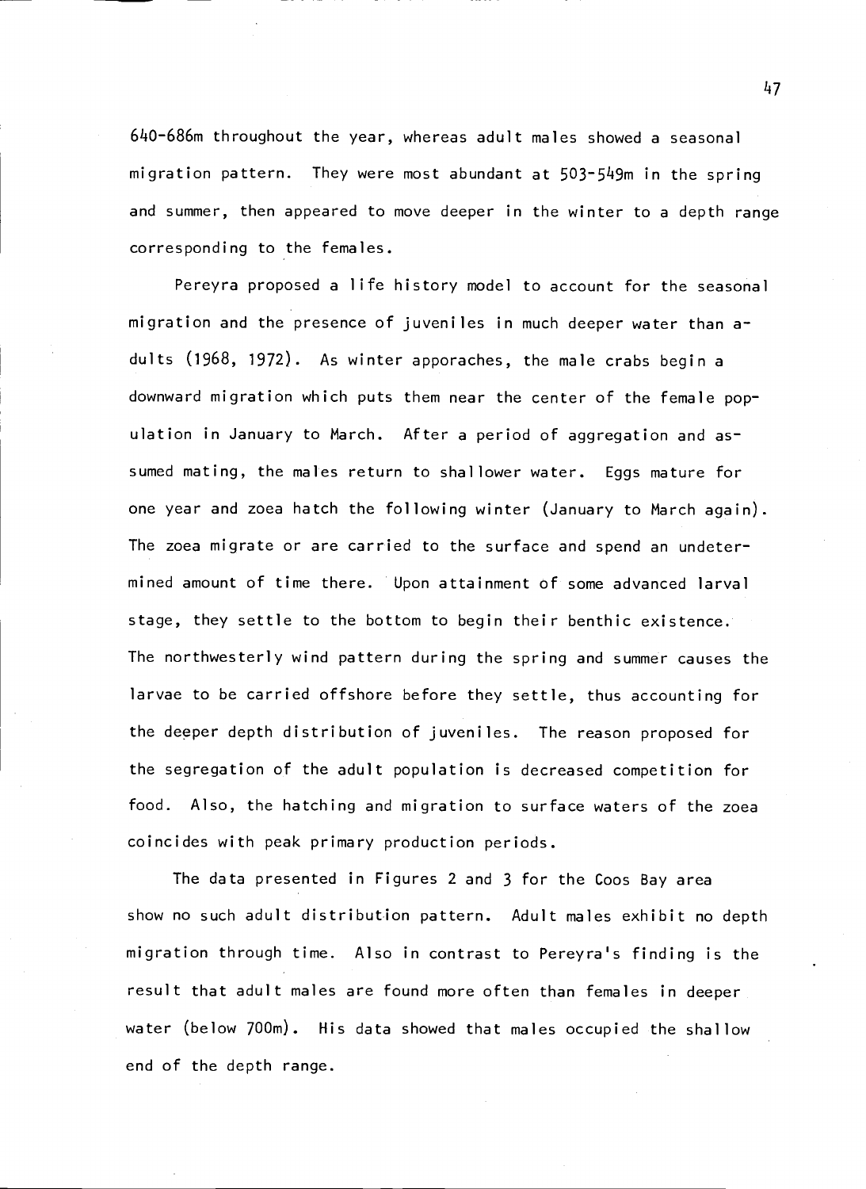640-686m throughout the year, whereas adult males showed a seasonal migration pattern. They were most abundant at 503-549m in the spring and summer, then appeared to move deeper in the winter to a depth range corresponding to the females.

Pereyra proposed a life history model to account for the seasonal migration and the presence of juveniles in much deeper water than adults (1968, 1972). As winter apporaches, the male crabs begin a downward migration which puts them near the center of the female population in January to March. After a period of aggregation and assumed mating, the males return to shallower water. Eggs mature for one year and zoea hatch the following winter (January to March again). The zoea migrate or are carried to the surface and spend an undetermined amount of time there. Upon attainment of some advanced larval stage, they settle to the bottom to begin their benthic existence. The northwesterly wind pattern during the spring and summer causes the larvae to be carried offshore before they settle, thus accounting for the deeper depth distribution of juveniles. The reason proposed for the segregation of the adult population is decreased competition for food. Also, the hatching and migration to surface waters of the zoea coincides with peak primary production periods.

The data presented in Figures 2 and 3 for the Coos Bay area show no such adult distribution pattern. Adult males exhibit no depth migration through time. Also in contrast to Pereyra's finding is the result that adult males are found more often than females in deeper water (below 700m). His data showed that males occupied the shallow end of the depth range.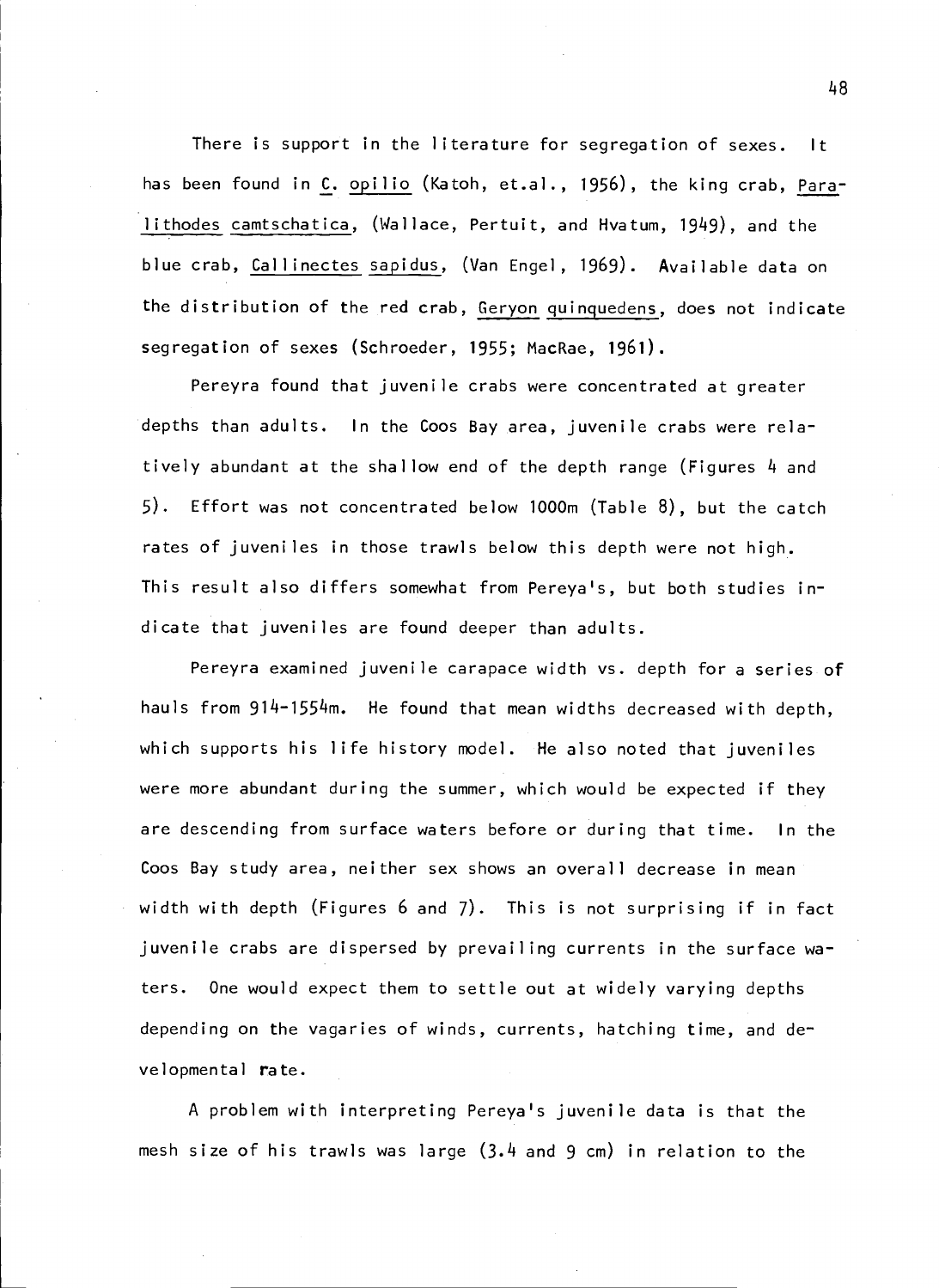There is support in the literature for segregation of sexes. It has been found in _C. opilio_ (Katoh, et.al., 1956), the king crab, _Paralithodes camtschatica_, (Wallace, Pertuit, and Hvatum, 1949), and the blue crab, _Callinectes sapidus_, (Van Engel, 1969). Available data on the distribution of the red crab, _Geryon quinquedens_, does not indicate segregation of sexes (Schroeder, 1955; MacRae, 1961).

Pereyra found that juvenile crabs were concentrated at greater depths than adults. In the Coos Bay area, juvenile crabs were relatively abundant at the shallow end of the depth range (Figures 4 and 5). Effort was not concentrated below 1000m (Table 8), but the catch rates of juveniles in those trawls below this depth were not high. This result also differs somewhat from Pereya's, but both studies indicate that juveniles are found deeper than adults.

Pereyra examined juvenile carapace width vs. depth for a series of hauls from 914-1554m. He found that mean widths decreased with depth, which supports his life history model. He also noted that juveniles were more abundant during the summer, which would be expected if they are descending from surface waters before or during that time. In the Coos Bay study area, neither sex shows an overall decrease in mean width with depth (Figures 6 and 7). This is not surprising if in fact juvenile crabs are dispersed by prevailing currents in the surface waters. One would expect them to settle out at widely varying depths depending on the vagaries of winds, currents, hatching time, and developmental rate.

A problem with interpreting Pereya's juvenile data is that the mesh size of his trawls was large (3.4 and 9 cm) in relation to the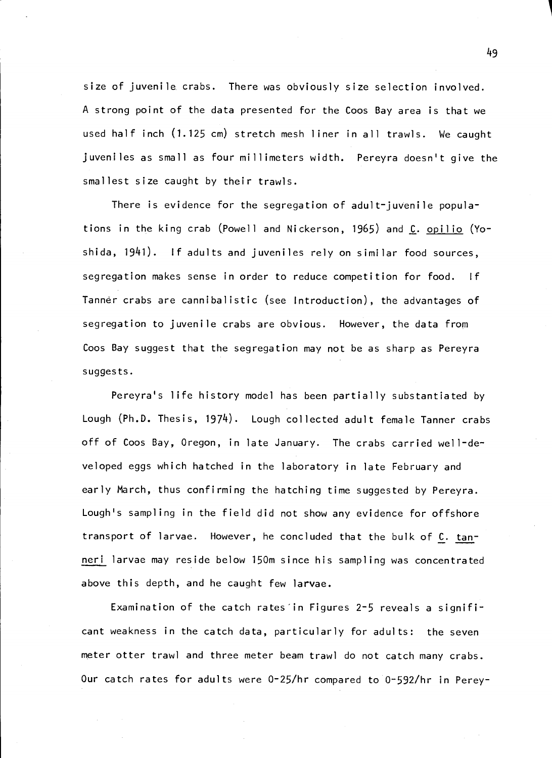size of juvenile crabs. There was obviously size selection involved. A strong point of the data presented for the Coos Bay area is that we used half inch (1.125 cm) stretch mesh liner in all trawls. We caught juveniles as small as four millimeters width. Pereyra doesn't give the smallest size caught by their trawls.

There is evidence for the segregation of adult-juvenile populations in the king crab (Powell and Nickerson, 1965) and C. opilio (Yoshida, 1941). If adults and juveniles rely on similar food sources, segregation makes sense in order to reduce competition for food. If Tanner crabs are cannibalistic (see Introduction), the advantages of segregation to juvenile crabs are obvious. However, the data from Coos Bay suggest that the segregation may not be as sharp as Pereyra suggests.

Pereyra's life history model has been partially substantiated by Lough (Ph.D. Thesis, 1974). Lough collected adult female Tanner crabs off of Coos Bay, Oregon, in late January. The crabs carried well-developed eggs which hatched in the laboratory in late February and early March, thus confirming the hatching time suggested by Pereyra. Lough's sampling in the field did not show any evidence for offshore transport of larvae. However, he concluded that the bulk of C. tanneri larvae may reside below 150m since his sampling was concentrated above this depth, and he caught few larvae.

Examination of the catch rates in Figures 2-5 reveals a significant weakness in the catch data, particularly for adults: the seven meter otter trawl and three meter beam trawl do not catch many crabs. Our catch rates for adults were 0-25/hr compared to 0-592/hr in Perey-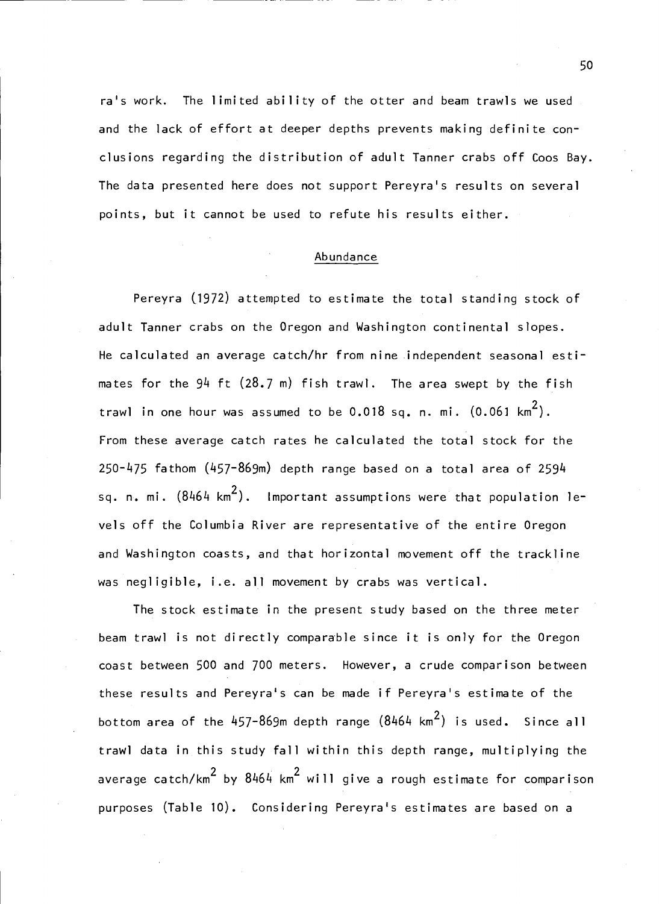ra's work. The limited ability of the otter and beam trawls we used and the lack of effort at deeper depths prevents making definite conclusions regarding the distribution of adult Tanner crabs off Coos Bay. The data presented here does not support Pereyra's results on several points, but it cannot be used to refute his results either.

## Abundance

Pereyra (1972) attempted to estimate the total standing stock of adult Tanner crabs on the Oregon and Washington continental slopes. He calculated an average catch/hr from nine independent seasonal estimates for the 94 ft (28.7 m) fish trawl. The area swept by the fish trawl in one hour was assumed to be 0.018 sq. n. mi. (0.061 $km^2$). From these average catch rates he calculated the total stock for the 250-475 fathom (457-869m) depth range based on a total area of 2594 sq. n. mi. (8464 $km^2$). Important assumptions were that population levels off the Columbia River are representative of the entire Oregon and Washington coasts, and that horizontal movement off the trackline was negligible, i.e. all movement by crabs was vertical.

The stock estimate in the present study based on the three meter beam trawl is not directly comparable since it is only for the Oregon coast between 500 and 700 meters. However, a crude comparison between these results and Pereyra's can be made if Pereyra's estimate of the bottom area of the 457-869m depth range (8464 $km^2$) is used. Since all trawl data in this study fall within this depth range, multiplying the average catch/$km^2$ by 8464 $km^2$ will give a rough estimate for comparison purposes (Table 10). Considering Pereyra's estimates are based on a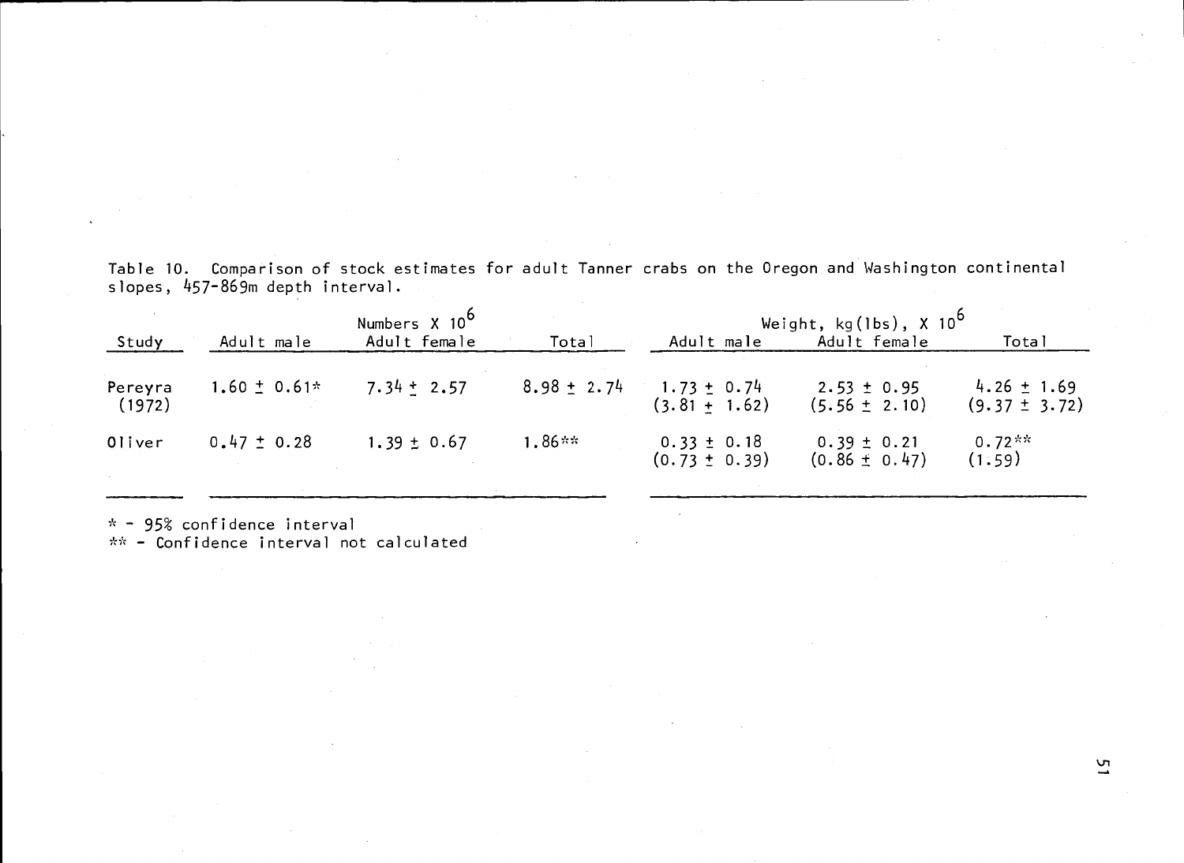Table 10. Comparison of stock estimates for adult Tanner crabs on the Oregon and Washington continental slopes, 457-869m depth interval.

| Study | Numbers X $10^6$ | | | Weight, kg(lbs), X $10^6$ | | |
|---|---|---|---|---|---|---|
| | Adult male | Adult female | Total | Adult male | Adult female | Total |
| Pereyra (1972) | 1.60 ± 0.61* | 7.34 ± 2.57 | 8.98 ± 2.74 | 1.73 ± 0.74 (3.81 ± 1.62) | 2.53 ± 0.95 (5.56 ± 2.10) | 4.26 ± 1.69 (9.37 ± 3.72) |
| Oliver | 0.47 ± 0.28 | 1.39 ± 0.67 | 1.86** | 0.33 ± 0.18 (0.73 ± 0.39) | 0.39 ± 0.21 (0.86 ± 0.47) | 0.72** (1.59) |

\* - 95% confidence interval

** - Confidence interval not calculated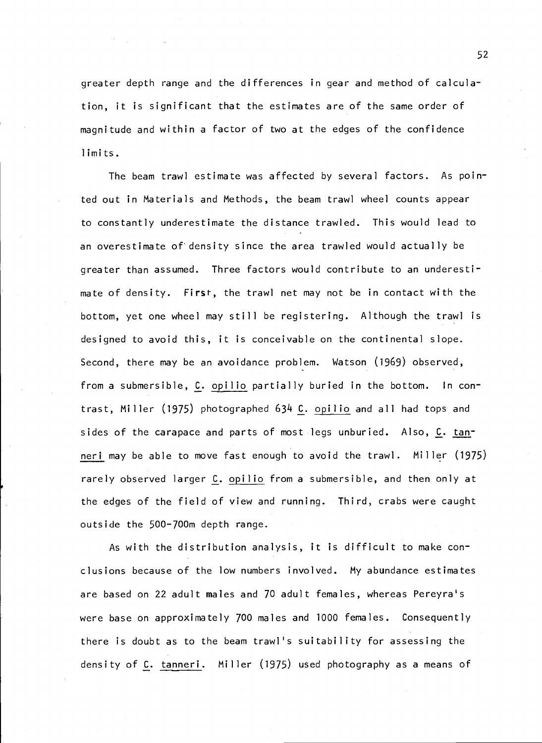greater depth range and the differences in gear and method of calculation, it is significant that the estimates are of the same order of magnitude and within a factor of two at the edges of the confidence limits.

The beam trawl estimate was affected by several factors. As pointed out in Materials and Methods, the beam trawl wheel counts appear to constantly underestimate the distance trawled. This would lead to an overestimate of density since the area trawled would actually be greater than assumed. Three factors would contribute to an underestimate of density. First, the trawl net may not be in contact with the bottom, yet one wheel may still be registering. Although the trawl is designed to avoid this, it is conceivable on the continental slope. Second, there may be an avoidance problem. Watson (1969) observed, from a submersible, _C. opilio_ partially buried in the bottom. In contrast, Miller (1975) photographed 634 _C. opilio_ and all had tops and sides of the carapace and parts of most legs unburied. Also, _C. tanneri_ may be able to move fast enough to avoid the trawl. Miller (1975) rarely observed larger _C. opilio_ from a submersible, and then only at the edges of the field of view and running. Third, crabs were caught outside the 500-700m depth range.

As with the distribution analysis, it is difficult to make conclusions because of the low numbers involved. My abundance estimates are based on 22 adult males and 70 adult females, whereas Pereyra's were base on approximately 700 males and 1000 females. Consequently there is doubt as to the beam trawl's suitability for assessing the density of _C. tanneri_. Miller (1975) used photography as a means of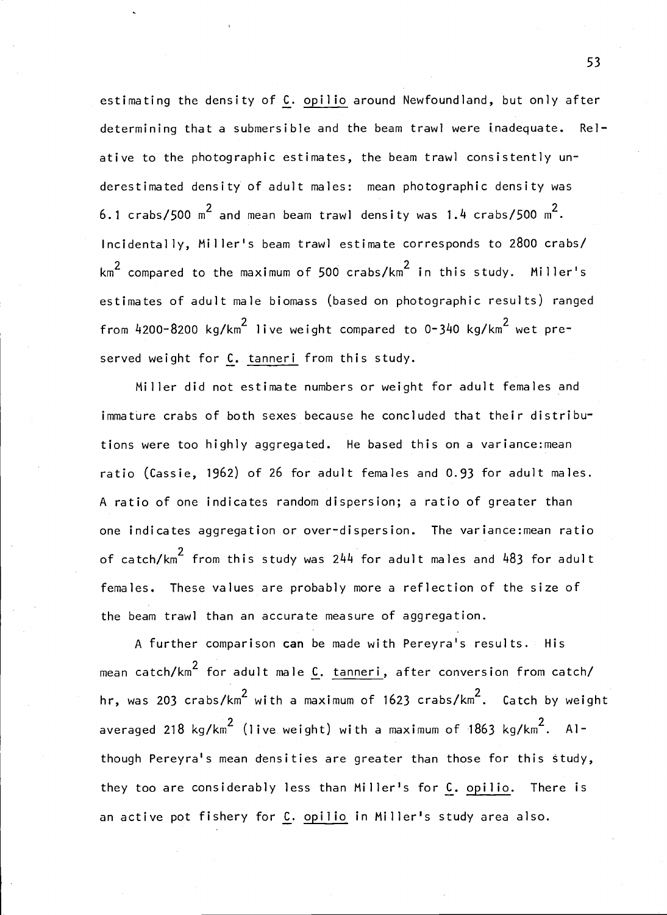estimating the density of _C. opilio_ around Newfoundland, but only after determining that a submersible and the beam trawl were inadequate. Relative to the photographic estimates, the beam trawl consistently underestimated density of adult males: mean photographic density was 6.1 crabs/500 $m^2$ and mean beam trawl density was 1.4 crabs/500 $m^2$. Incidentally, Miller's beam trawl estimate corresponds to 2800 crabs/$km^2$ compared to the maximum of 500 crabs/$km^2$ in this study. Miller's estimates of adult male biomass (based on photographic results) ranged from 4200-8200 kg/$km^2$ live weight compared to 0-340 kg/$km^2$ wet preserved weight for _C. tanneri_ from this study.

Miller did not estimate numbers or weight for adult females and immature crabs of both sexes because he concluded that their distributions were too highly aggregated. He based this on a variance:mean ratio (Cassie, 1962) of 26 for adult females and 0.93 for adult males. A ratio of one indicates random dispersion; a ratio of greater than one indicates aggregation or over-dispersion. The variance:mean ratio of catch/$km^2$ from this study was 244 for adult males and 483 for adult females. These values are probably more a reflection of the size of the beam trawl than an accurate measure of aggregation.

A further comparison can be made with Pereyra's results. His mean catch/$km^2$ for adult male _C. tanneri_, after conversion from catch/hr, was 203 crabs/$km^2$ with a maximum of 1623 crabs/$km^2$. Catch by weight averaged 218 kg/$km^2$ (live weight) with a maximum of 1863 kg/$km^2$. Although Pereyra's mean densities are greater than those for this study, they too are considerably less than Miller's for _C. opilio_. There is an active pot fishery for _C. opilio_ in Miller's study area also.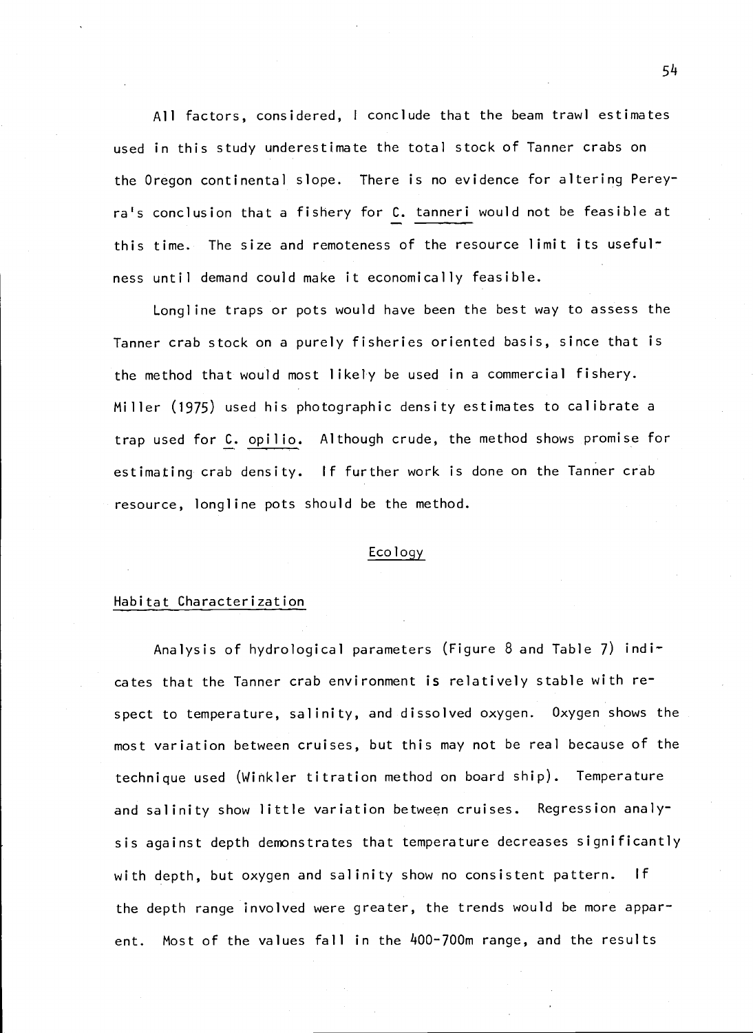All factors, considered, I conclude that the beam trawl estimates used in this study underestimate the total stock of Tanner crabs on the Oregon continental slope. There is no evidence for altering Pereyra's conclusion that a fishery for C. tanneri would not be feasible at this time. The size and remoteness of the resource limit its usefulness until demand could make it economically feasible.

Longline traps or pots would have been the best way to assess the Tanner crab stock on a purely fisheries oriented basis, since that is the method that would most likely be used in a commercial fishery. Miller (1975) used his photographic density estimates to calibrate a trap used for C. opilio. Although crude, the method shows promise for estimating crab density. If further work is done on the Tanner crab resource, longline pots should be the method.

## Ecology

### Habitat Characterization

Analysis of hydrological parameters (Figure 8 and Table 7) indicates that the Tanner crab environment is relatively stable with respect to temperature, salinity, and dissolved oxygen. Oxygen shows the most variation between cruises, but this may not be real because of the technique used (Winkler titration method on board ship). Temperature and salinity show little variation between cruises. Regression analysis against depth demonstrates that temperature decreases significantly with depth, but oxygen and salinity show no consistent pattern. If the depth range involved were greater, the trends would be more apparent. Most of the values fall in the 400-700m range, and the results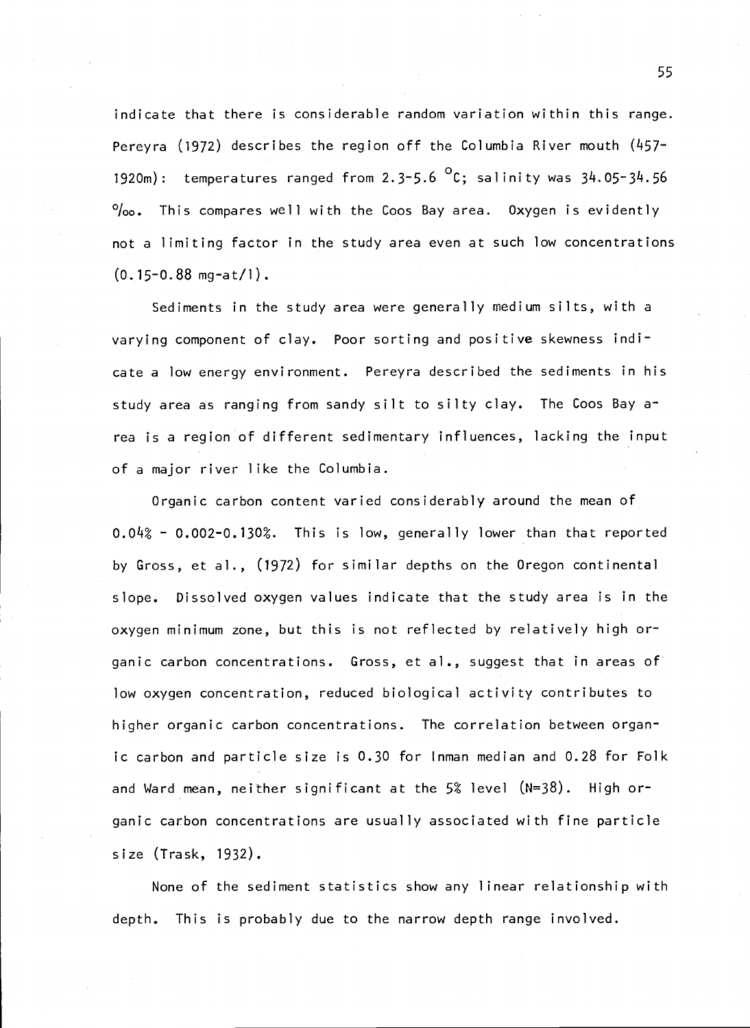indicate that there is considerable random variation within this range. Pereyra (1972) describes the region off the Columbia River mouth (457-1920m): temperatures ranged from 2.3-5.6 °C; salinity was 34.05-34.56 ‰. This compares well with the Coos Bay area. Oxygen is evidently not a limiting factor in the study area even at such low concentrations (0.15-0.88 mg-at/l).

Sediments in the study area were generally medium silts, with a varying component of clay. Poor sorting and positive skewness indicate a low energy environment. Pereyra described the sediments in his study area as ranging from sandy silt to silty clay. The Coos Bay area is a region of different sedimentary influences, lacking the input of a major river like the Columbia.

Organic carbon content varied considerably around the mean of 0.04% - 0.002-0.130%. This is low, generally lower than that reported by Gross, et al., (1972) for similar depths on the Oregon continental slope. Dissolved oxygen values indicate that the study area is in the oxygen minimum zone, but this is not reflected by relatively high organic carbon concentrations. Gross, et al., suggest that in areas of low oxygen concentration, reduced biological activity contributes to higher organic carbon concentrations. The correlation between organic carbon and particle size is 0.30 for Inman median and 0.28 for Folk and Ward mean, neither significant at the 5% level (N=38). High organic carbon concentrations are usually associated with fine particle size (Trask, 1932).

None of the sediment statistics show any linear relationship with depth. This is probably due to the narrow depth range involved.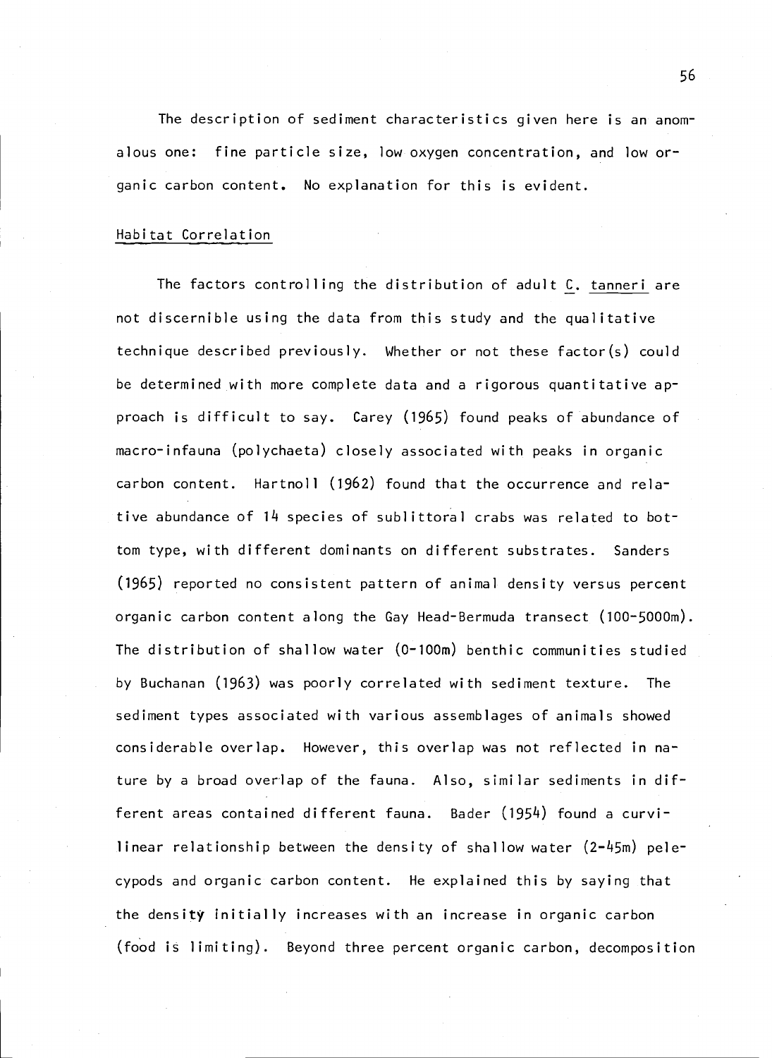The description of sediment characteristics given here is an anomalous one: fine particle size, low oxygen concentration, and low organic carbon content. No explanation for this is evident.

## Habitat Correlation

The factors controlling the distribution of adult *C. tanneri* are not discernible using the data from this study and the qualitative technique described previously. Whether or not these factor(s) could be determined with more complete data and a rigorous quantitative approach is difficult to say. Carey (1965) found peaks of abundance of macro-infauna (polychaeta) closely associated with peaks in organic carbon content. Hartnoll (1962) found that the occurrence and relative abundance of 14 species of sublittoral crabs was related to bottom type, with different dominants on different substrates. Sanders (1965) reported no consistent pattern of animal density versus percent organic carbon content along the Gay Head-Bermuda transect (100-5000m). The distribution of shallow water (0-100m) benthic communities studied by Buchanan (1963) was poorly correlated with sediment texture. The sediment types associated with various assemblages of animals showed considerable overlap. However, this overlap was not reflected in nature by a broad overlap of the fauna. Also, similar sediments in different areas contained different fauna. Bader (1954) found a curvilinear relationship between the density of shallow water (2-45m) pelecypods and organic carbon content. He explained this by saying that the density initially increases with an increase in organic carbon (food is limiting). Beyond three percent organic carbon, decomposition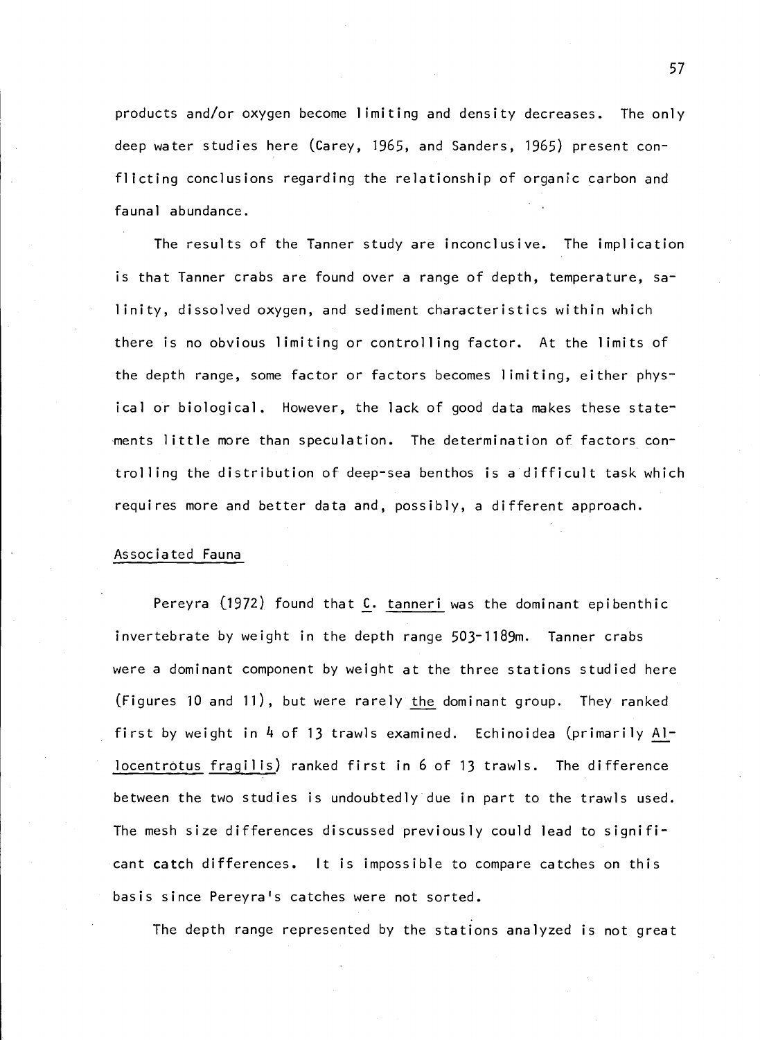products and/or oxygen become limiting and density decreases. The only deep water studies here (Carey, 1965, and Sanders, 1965) present conflicting conclusions regarding the relationship of organic carbon and faunal abundance.

The results of the Tanner study are inconclusive. The implication is that Tanner crabs are found over a range of depth, temperature, salinity, dissolved oxygen, and sediment characteristics within which there is no obvious limiting or controlling factor. At the limits of the depth range, some factor or factors becomes limiting, either physical or biological. However, the lack of good data makes these statements little more than speculation. The determination of factors controlling the distribution of deep-sea benthos is a difficult task which requires more and better data and, possibly, a different approach.

## Associated Fauna

Pereyra (1972) found that *C. tanneri* was the dominant epibenthic invertebrate by weight in the depth range 503-1189m. Tanner crabs were a dominant component by weight at the three stations studied here (Figures 10 and 11), but were rarely *the* dominant group. They ranked first by weight in 4 of 13 trawls examined. Echinoidea (primarily *Allocentrotus fragilis*) ranked first in 6 of 13 trawls. The difference between the two studies is undoubtedly due in part to the trawls used. The mesh size differences discussed previously could lead to significant catch differences. It is impossible to compare catches on this basis since Pereyra's catches were not sorted.

The depth range represented by the stations analyzed is not great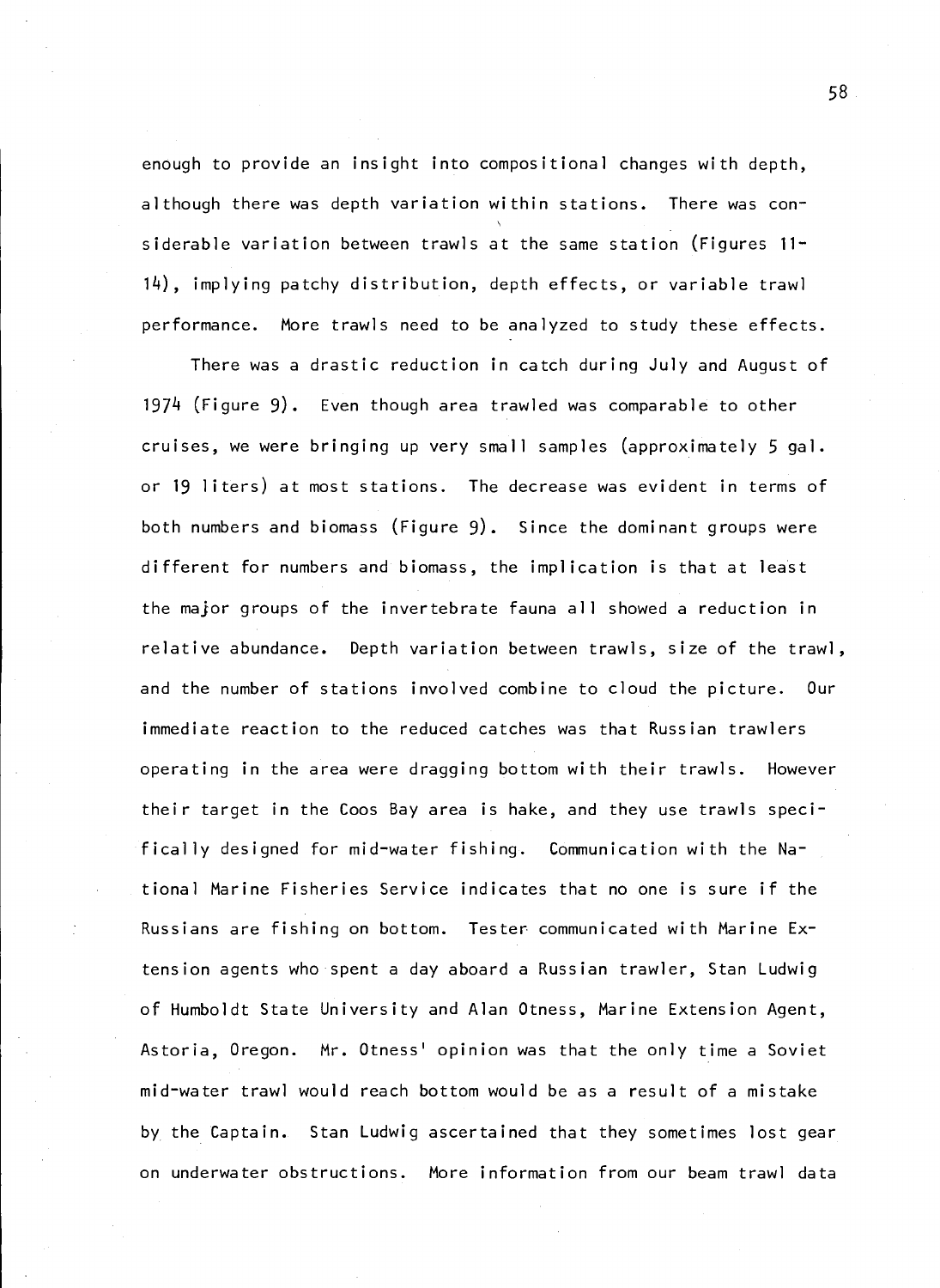enough to provide an insight into compositional changes with depth, although there was depth variation within stations. There was considerable variation between trawls at the same station (Figures 11-14), implying patchy distribution, depth effects, or variable trawl performance. More trawls need to be analyzed to study these effects.

There was a drastic reduction in catch during July and August of 1974 (Figure 9). Even though area trawled was comparable to other cruises, we were bringing up very small samples (approximately 5 gal. or 19 liters) at most stations. The decrease was evident in terms of both numbers and biomass (Figure 9). Since the dominant groups were different for numbers and biomass, the implication is that at least the major groups of the invertebrate fauna all showed a reduction in relative abundance. Depth variation between trawls, size of the trawl, and the number of stations involved combine to cloud the picture. Our immediate reaction to the reduced catches was that Russian trawlers operating in the area were dragging bottom with their trawls. However their target in the Coos Bay area is hake, and they use trawls specifically designed for mid-water fishing. Communication with the National Marine Fisheries Service indicates that no one is sure if the Russians are fishing on bottom. Tester communicated with Marine Extension agents who spent a day aboard a Russian trawler, Stan Ludwig of Humboldt State University and Alan Otness, Marine Extension Agent, Astoria, Oregon. Mr. Otness' opinion was that the only time a Soviet mid-water trawl would reach bottom would be as a result of a mistake by the Captain. Stan Ludwig ascertained that they sometimes lost gear on underwater obstructions. More information from our beam trawl data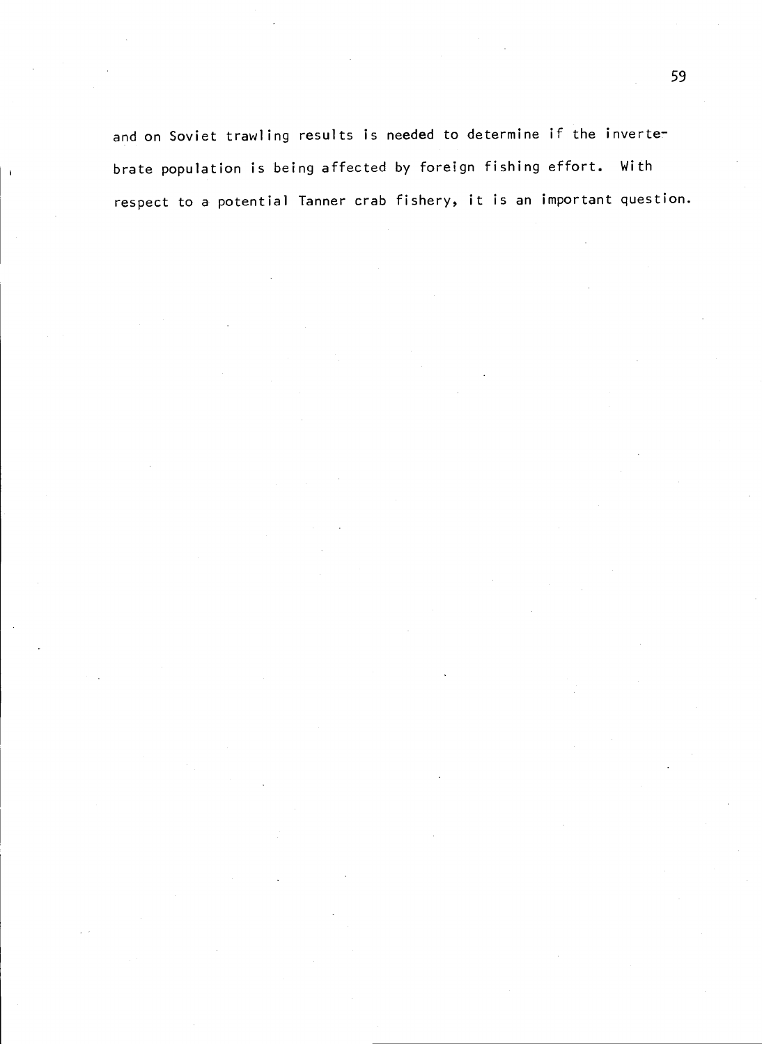and on Soviet trawling results is needed to determine if the invertebrate population is being affected by foreign fishing effort. With respect to a potential Tanner crab fishery, it is an important question.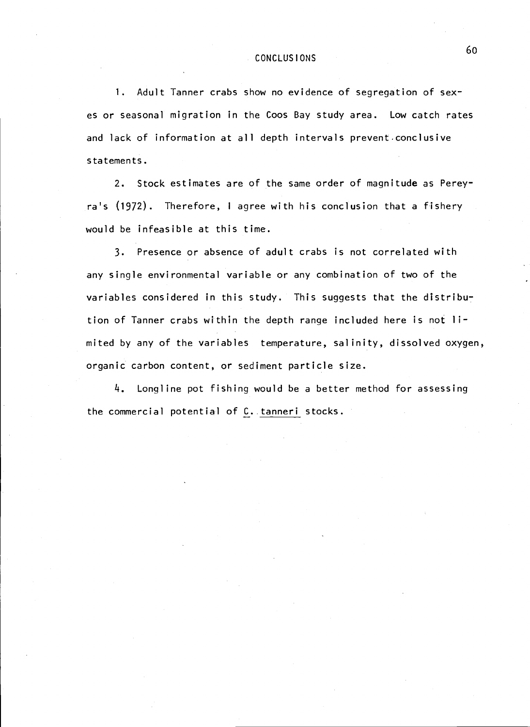# CONCLUSIONS

1. Adult Tanner crabs show no evidence of segregation of sexes or seasonal migration in the Coos Bay study area. Low catch rates and lack of information at all depth intervals prevent conclusive statements.

2. Stock estimates are of the same order of magnitude as Pereyra's (1972). Therefore, I agree with his conclusion that a fishery would be infeasible at this time.

3. Presence or absence of adult crabs is not correlated with any single environmental variable or any combination of two of the variables considered in this study. This suggests that the distribution of Tanner crabs within the depth range included here is not limited by any of the variables temperature, salinity, dissolved oxygen, organic carbon content, or sediment particle size.

4. Longline pot fishing would be a better method for assessing the commercial potential of *C. tanneri* stocks.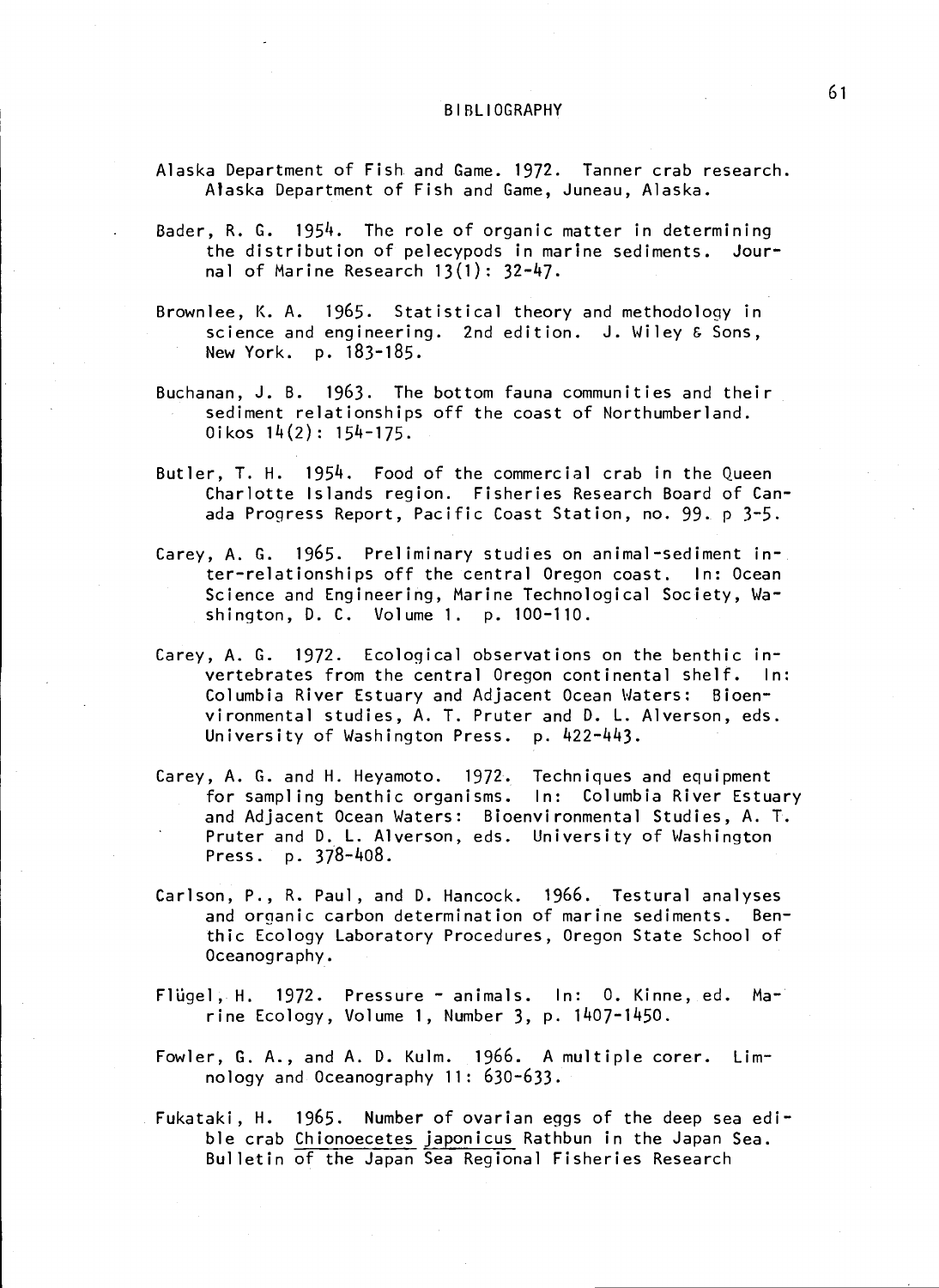# BIBLIOGRAPHY

Alaska Department of Fish and Game. 1972. Tanner crab research. Alaska Department of Fish and Game, Juneau, Alaska.

Bader, R. G. 1954. The role of organic matter in determining the distribution of pelecypods in marine sediments. Journal of Marine Research 13(1): 32-47.

Brownlee, K. A. 1965. Statistical theory and methodology in science and engineering. 2nd edition. J. Wiley & Sons, New York. p. 183-185.

Buchanan, J. B. 1963. The bottom fauna communities and their sediment relationships off the coast of Northumberland. Oikos 14(2): 154-175.

Butler, T. H. 1954. Food of the commercial crab in the Queen Charlotte Islands region. Fisheries Research Board of Canada Progress Report, Pacific Coast Station, no. 99. p 3-5.

Carey, A. G. 1965. Preliminary studies on animal-sediment inter-relationships off the central Oregon coast. In: Ocean Science and Engineering, Marine Technological Society, Washington, D. C. Volume 1. p. 100-110.

Carey, A. G. 1972. Ecological observations on the benthic invertebrates from the central Oregon continental shelf. In: Columbia River Estuary and Adjacent Ocean Waters: Bioenvironmental studies, A. T. Pruter and D. L. Alverson, eds. University of Washington Press. p. 422-443.

Carey, A. G. and H. Heyamoto. 1972. Techniques and equipment for sampling benthic organisms. In: Columbia River Estuary and Adjacent Ocean Waters: Bioenvironmental Studies, A. T. Pruter and D. L. Alverson, eds. University of Washington Press. p. 378-408.

Carlson, P., R. Paul, and D. Hancock. 1966. Testural analyses and organic carbon determination of marine sediments. Benthic Ecology Laboratory Procedures, Oregon State School of Oceanography.

Flügel, H. 1972. Pressure - animals. In: O. Kinne, ed. Marine Ecology, Volume 1, Number 3, p. 1407-1450.

Fowler, G. A., and A. D. Kulm. 1966. A multiple corer. Limnology and Oceanography 11: 630-633.

Fukataki, H. 1965. Number of ovarian eggs of the deep sea edible crab *Chionoecetes japonicus* Rathbun in the Japan Sea. Bulletin of the Japan Sea Regional Fisheries Research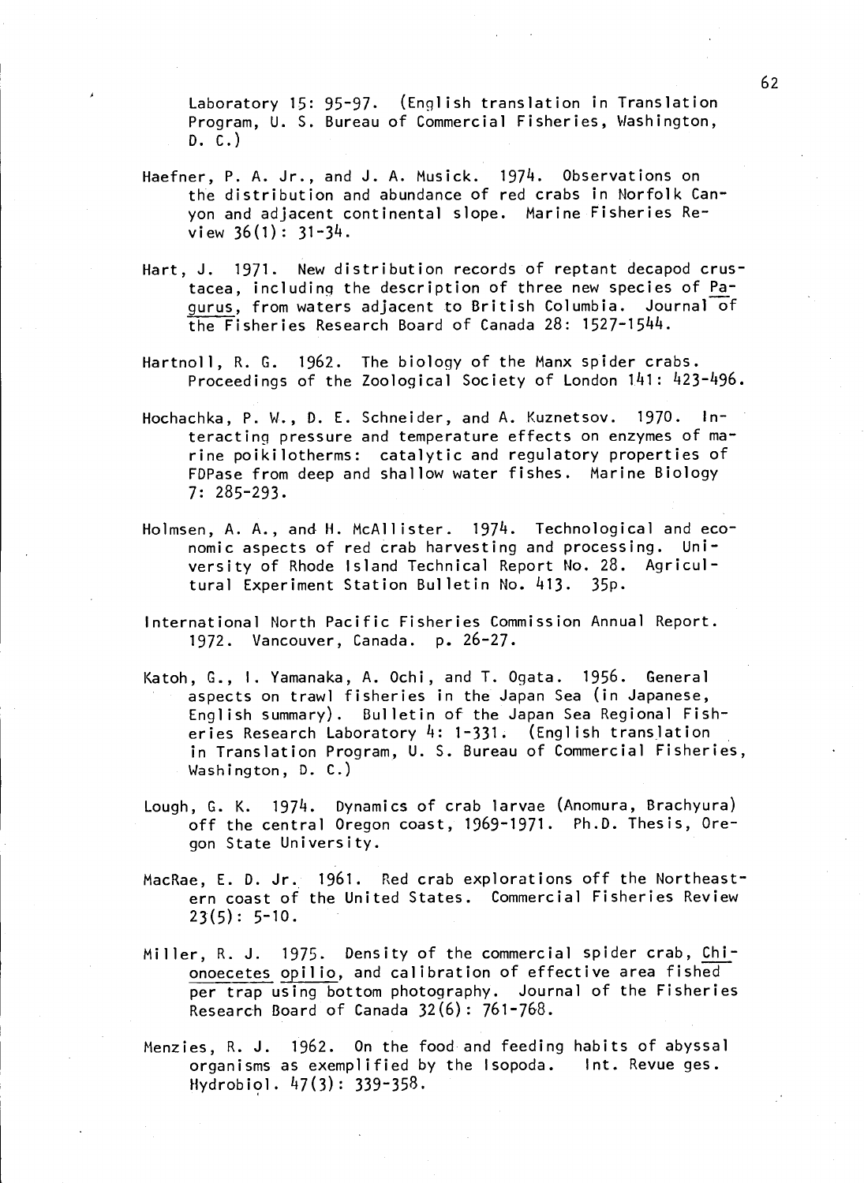Laboratory 15: 95-97. (English translation in Translation Program, U. S. Bureau of Commercial Fisheries, Washington, D. C.)

Haefner, P. A. Jr., and J. A. Musick. 1974. Observations on the distribution and abundance of red crabs in Norfolk Canyon and adjacent continental slope. Marine Fisheries Review 36(1): 31-34.

Hart, J. 1971. New distribution records of reptant decapod crustacea, including the description of three new species of Pagurus, from waters adjacent to British Columbia. Journal of the Fisheries Research Board of Canada 28: 1527-1544.

Hartnoll, R. G. 1962. The biology of the Manx spider crabs. Proceedings of the Zoological Society of London 141: 423-496.

Hochachka, P. W., D. E. Schneider, and A. Kuznetsov. 1970. Interacting pressure and temperature effects on enzymes of marine poikilotherms: catalytic and regulatory properties of FDPase from deep and shallow water fishes. Marine Biology 7: 285-293.

Holmsen, A. A., and H. McAllister. 1974. Technological and economic aspects of red crab harvesting and processing. University of Rhode Island Technical Report No. 28. Agricultural Experiment Station Bulletin No. 413. 35p.

International North Pacific Fisheries Commission Annual Report. 1972. Vancouver, Canada. p. 26-27.

Katoh, G., I. Yamanaka, A. Ochi, and T. Ogata. 1956. General aspects on trawl fisheries in the Japan Sea (in Japanese, English summary). Bulletin of the Japan Sea Regional Fisheries Research Laboratory 4: 1-331. (English translation in Translation Program, U. S. Bureau of Commercial Fisheries, Washington, D. C.)

Lough, G. K. 1974. Dynamics of crab larvae (Anomura, Brachyura) off the central Oregon coast, 1969-1971. Ph.D. Thesis, Oregon State University.

MacRae, E. D. Jr. 1961. Red crab explorations off the Northeastern coast of the United States. Commercial Fisheries Review 23(5): 5-10.

Miller, R. J. 1975. Density of the commercial spider crab, Chionoecetes opilio, and calibration of effective area fished per trap using bottom photography. Journal of the Fisheries Research Board of Canada 32(6): 761-768.

Menzies, R. J. 1962. On the food and feeding habits of abyssal organisms as exemplified by the Isopoda. Int. Revue ges. Hydrobiol. 47(3): 339-358.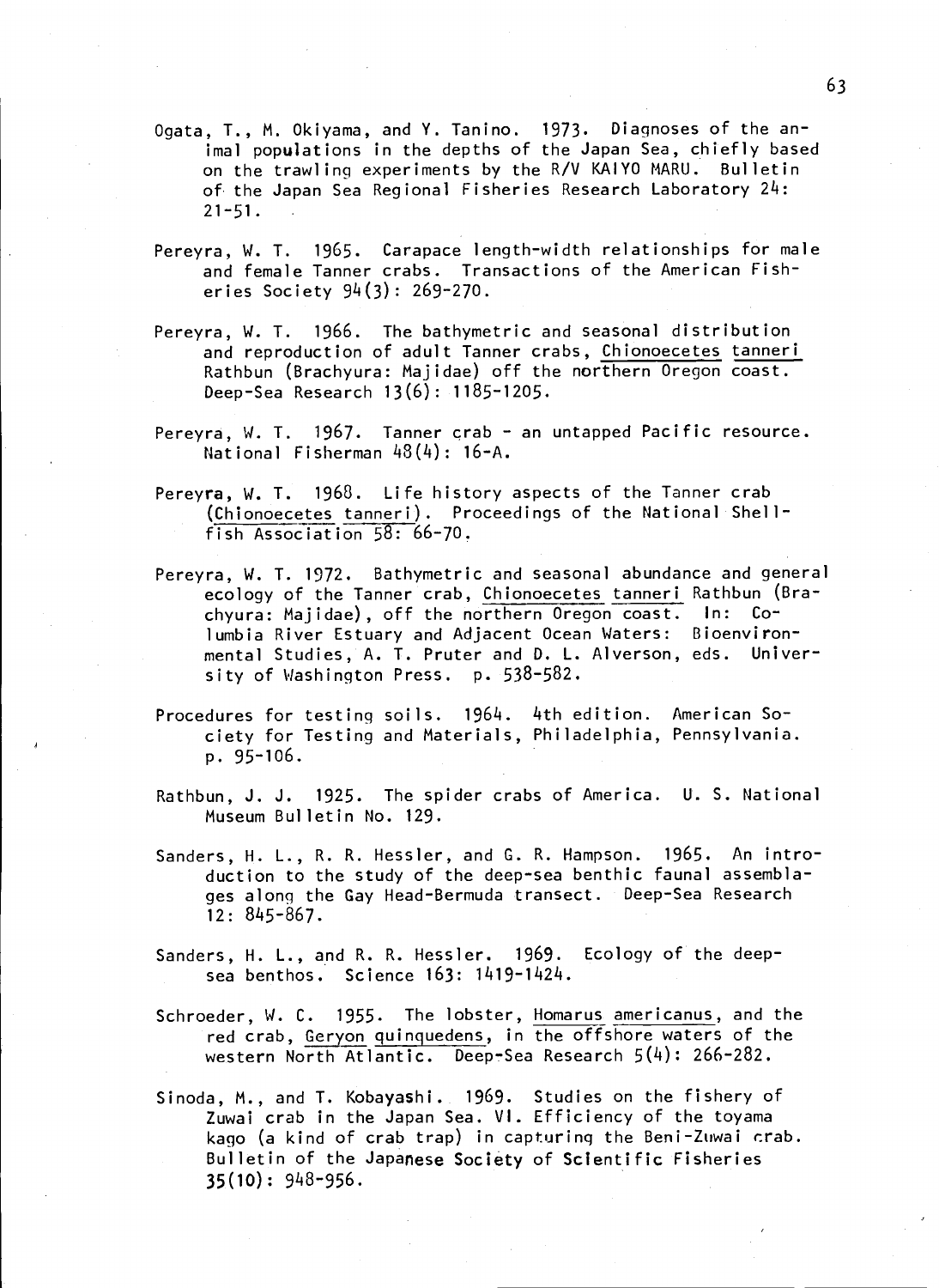Ogata, T., M. Okiyama, and Y. Tanino. 1973. Diagnoses of the animal populations in the depths of the Japan Sea, chiefly based on the trawling experiments by the R/V KAIYO MARU. Bulletin of the Japan Sea Regional Fisheries Research Laboratory 24: 21-51.

Pereyra, W. T. 1965. Carapace length-width relationships for male and female Tanner crabs. Transactions of the American Fisheries Society 94(3): 269-270.

Pereyra, W. T. 1966. The bathymetric and seasonal distribution and reproduction of adult Tanner crabs, Chionoecetes tanneri Rathbun (Brachyura: Majidae) off the northern Oregon coast. Deep-Sea Research 13(6): 1185-1205.

Pereyra, W. T. 1967. Tanner crab - an untapped Pacific resource. National Fisherman 48(4): 16-A.

Pereyra, W. T. 1968. Life history aspects of the Tanner crab (Chionoecetes tanneri). Proceedings of the National Shellfish Association 58: 66-70.

Pereyra, W. T. 1972. Bathymetric and seasonal abundance and general ecology of the Tanner crab, Chionoecetes tanneri Rathbun (Brachyura: Majidae), off the northern Oregon coast. In: Columbia River Estuary and Adjacent Ocean Waters: Bioenvironmental Studies, A. T. Pruter and D. L. Alverson, eds. University of Washington Press. p. 538-582.

Procedures for testing soils. 1964. 4th edition. American Society for Testing and Materials, Philadelphia, Pennsylvania. p. 95-106.

Rathbun, J. J. 1925. The spider crabs of America. U. S. National Museum Bulletin No. 129.

Sanders, H. L., R. R. Hessler, and G. R. Hampson. 1965. An introduction to the study of the deep-sea benthic faunal assemblages along the Gay Head-Bermuda transect. Deep-Sea Research 12: 845-867.

Sanders, H. L., and R. R. Hessler. 1969. Ecology of the deep-sea benthos. Science 163: 1419-1424.

Schroeder, W. C. 1955. The lobster, Homarus americanus, and the red crab, Geryon quinquedens, in the offshore waters of the western North Atlantic. Deep-Sea Research 5(4): 266-282.

Sinoda, M., and T. Kobayashi. 1969. Studies on the fishery of Zuwai crab in the Japan Sea. VI. Efficiency of the toyama kago (a kind of crab trap) in capturing the Beni-Zuwai crab. Bulletin of the Japanese Society of Scientific Fisheries 35(10): 948-956.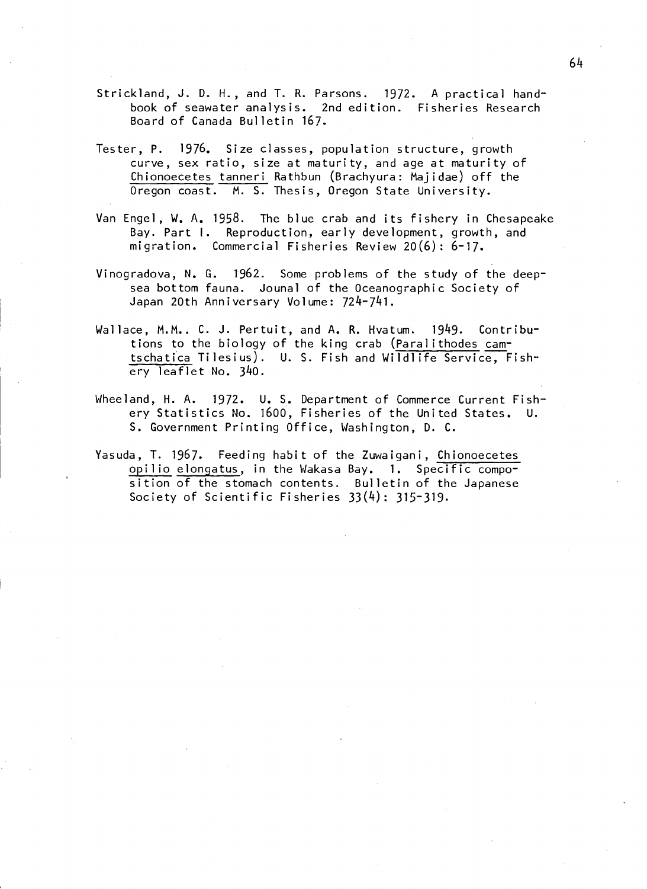Strickland, J. D. H., and T. R. Parsons. 1972. A practical handbook of seawater analysis. 2nd edition. Fisheries Research Board of Canada Bulletin 167.

Tester, P. 1976. Size classes, population structure, growth curve, sex ratio, size at maturity, and age at maturity of Chionoecetes tanneri Rathbun (Brachyura: Majidae) off the Oregon coast. M. S. Thesis, Oregon State University.

Van Engel, W. A. 1958. The blue crab and its fishery in Chesapeake Bay. Part I. Reproduction, early development, growth, and migration. Commercial Fisheries Review 20(6): 6-17.

Vinogradova, N. G. 1962. Some problems of the study of the deep-sea bottom fauna. Jounal of the Oceanographic Society of Japan 20th Anniversary Volume: 724-741.

Wallace, M.M.. C. J. Pertuit, and A. R. Hvatum. 1949. Contributions to the biology of the king crab (Paralithodes camtschatica Tilesius). U. S. Fish and Wildlife Service, Fishery leaflet No. 340.

Wheeland, H. A. 1972. U. S. Department of Commerce Current Fishery Statistics No. 1600, Fisheries of the United States. U. S. Government Printing Office, Washington, D. C.

Yasuda, T. 1967. Feeding habit of the Zuwaigani, Chionoecetes opilio elongatus, in the Wakasa Bay. 1. Specific composition of the stomach contents. Bulletin of the Japanese Society of Scientific Fisheries 33(4): 315-319.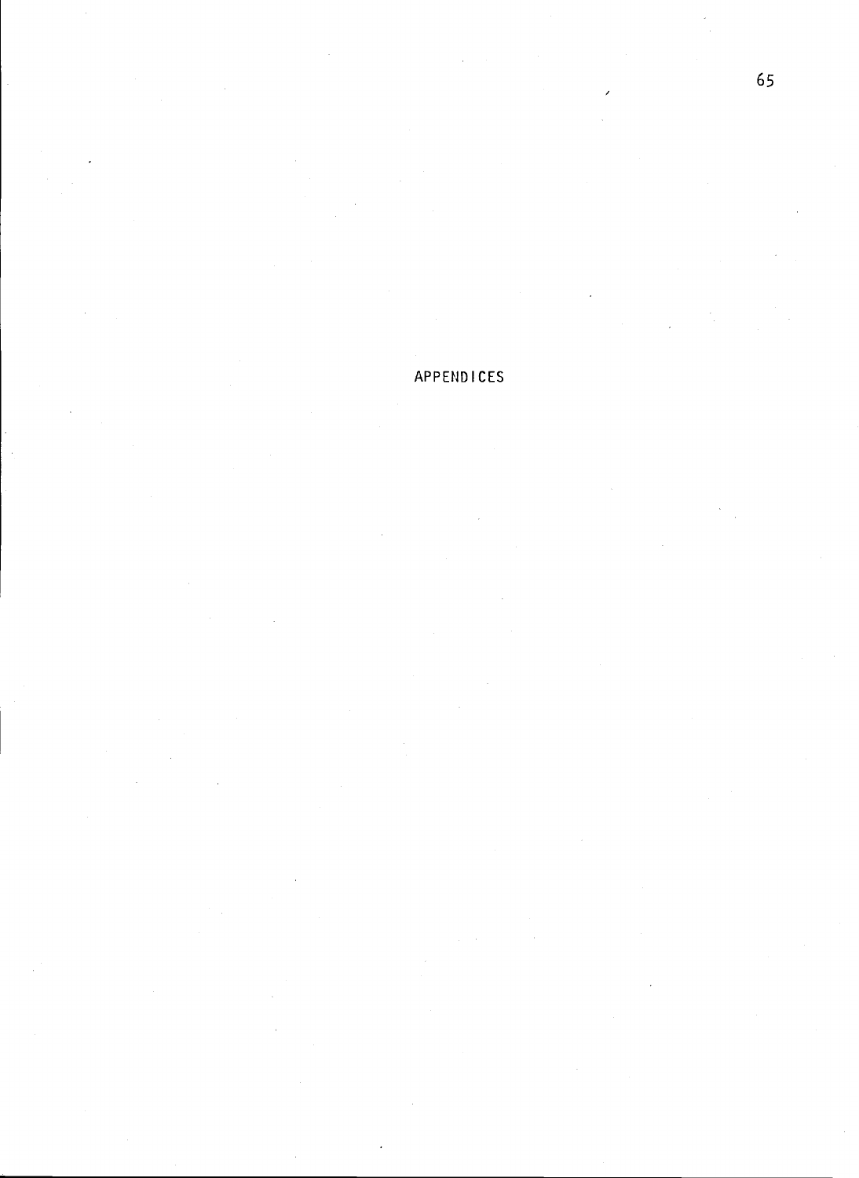# APPENDICES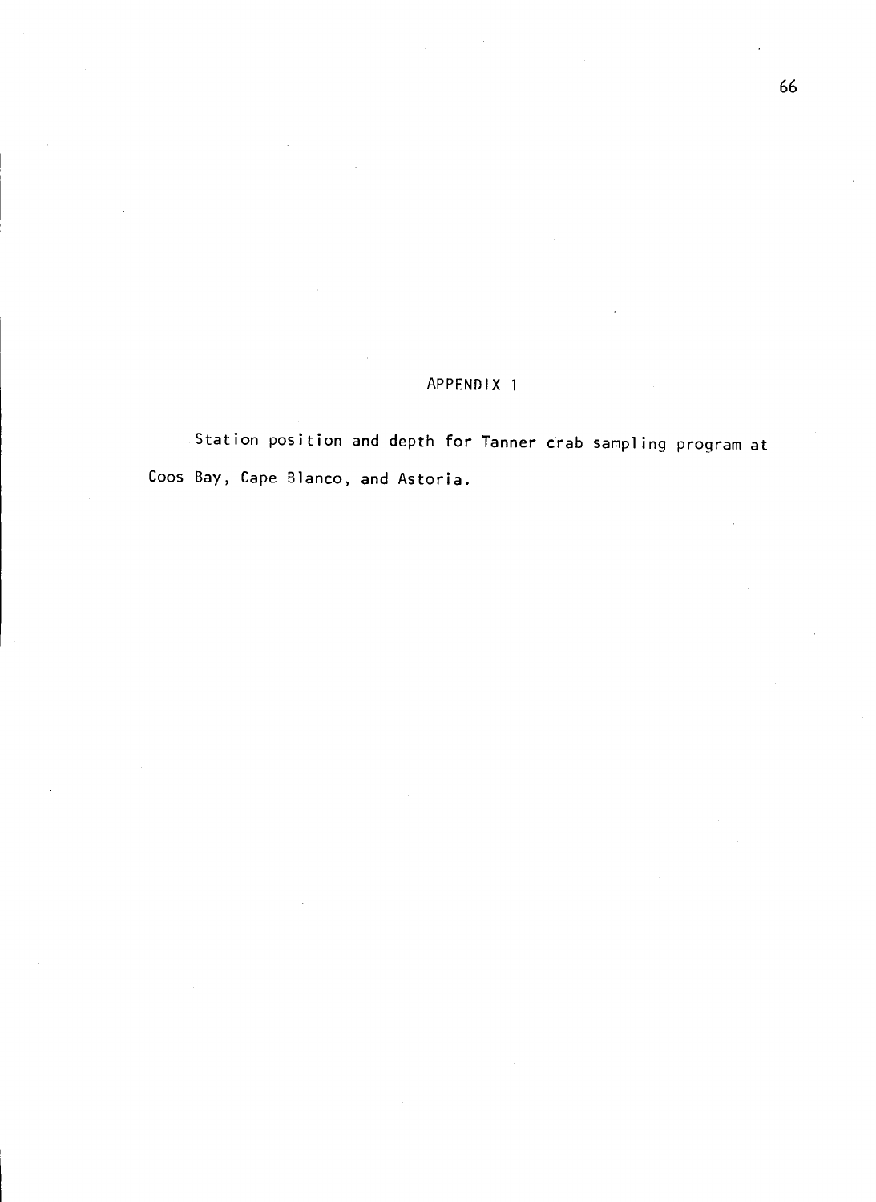# APPENDIX 1

Station position and depth for Tanner crab sampling program at Coos Bay, Cape Blanco, and Astoria.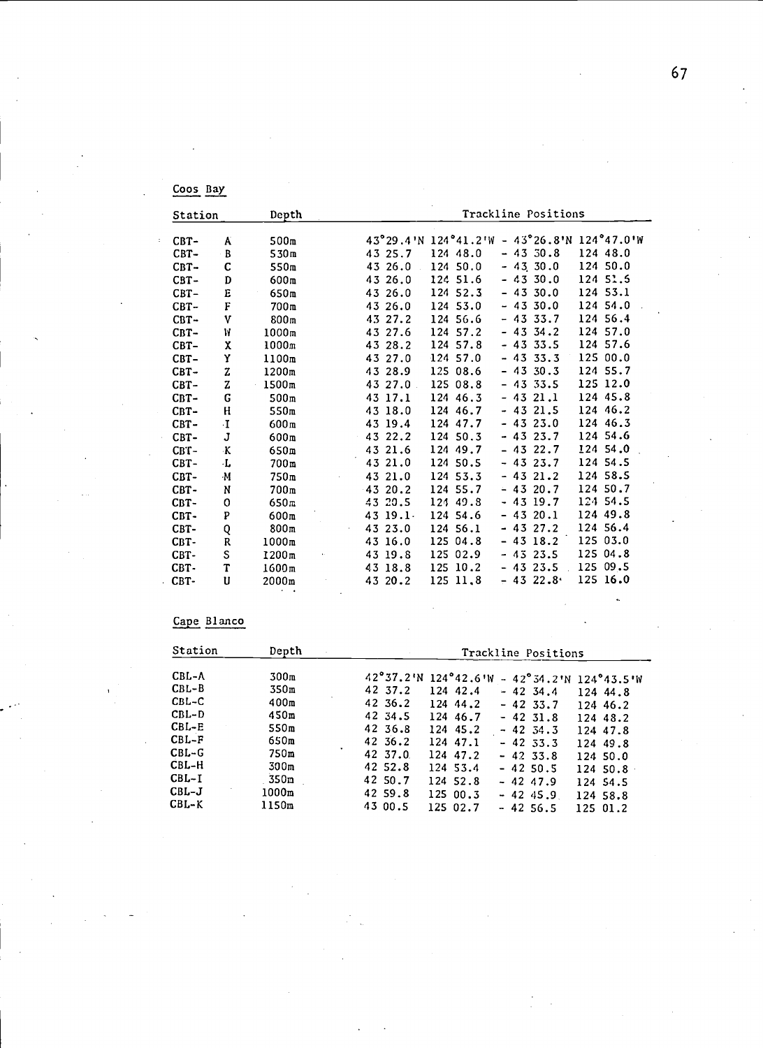Coos Bay

| Station | | Depth | Trackline Positions | | | |
|---|---|---|---|---|---|---|
| CBT- | A | 500m | 43°29.4'N | 124°41.2'W | - 43°26.8'N | 124°47.0'W |
| CBT- | B | 530m | 43 25.7 | 124 48.0 | - 43 30.8 | 124 48.0 |
| CBT- | C | 550m | 43 26.0 | 124 50.0 | - 43 30.0 | 124 50.0 |
| CBT- | D | 600m | 43 26.0 | 124 51.6 | - 43 30.0 | 124 51.5 |
| CBT- | E | 650m | 43 26.0 | 124 52.3 | - 43 30.0 | 124 53.1 |
| CBT- | F | 700m | 43 26.0 | 124 53.0 | - 43 30.0 | 124 54.0 |
| CBT- | V | 800m | 43 27.2 | 124 56.6 | - 43 33.7 | 124 56.4 |
| CBT- | W | 1000m | 43 27.6 | 124 57.2 | - 43 34.2 | 124 57.0 |
| CBT- | X | 1000m | 43 28.2 | 124 57.8 | - 43 33.5 | 124 57.6 |
| CBT- | Y | 1100m | 43 27.0 | 124 57.0 | - 43 33.3 | 125 00.0 |
| CBT- | Z | 1200m | 43 28.9 | 125 08.6 | - 43 30.3 | 124 55.7 |
| CBT- | Z | 1500m | 43 27.0 | 125 08.8 | - 43 33.5 | 125 12.0 |
| CBT- | G | 500m | 43 17.1 | 124 46.3 | - 43 21.1 | 124 45.8 |
| CBT- | H | 550m | 43 18.0 | 124 46.7 | - 43 21.5 | 124 46.2 |
| CBT- | I | 600m | 43 19.4 | 124 47.7 | - 43 23.0 | 124 46.3 |
| CBT- | J | 600m | 43 22.2 | 124 50.3 | - 43 23.7 | 124 54.6 |
| CBT- | K | 650m | 43 21.6 | 124 49.7 | - 43 22.7 | 124 54.0 |
| CBT- | L | 700m | 43 21.0 | 124 50.5 | - 43 23.7 | 124 54.5 |
| CBT- | M | 750m | 43 21.0 | 124 53.3 | - 43 21.2 | 124 58.5 |
| CBT- | N | 700m | 43 20.2 | 124 55.7 | - 43 20.7 | 124 50.7 |
| CBT- | O | 650m | 43 20.5 | 124 49.8 | - 43 19.7 | 124 54.5 |
| CBT- | P | 600m | 43 19.1 | 124 54.6 | - 43 20.1 | 124 49.8 |
| CBT- | Q | 800m | 43 23.0 | 124 56.1 | - 43 27.2 | 124 56.4 |
| CBT- | R | 1000m | 43 16.0 | 125 04.8 | - 43 18.2 | 125 03.0 |
| CBT- | S | 1200m | 43 19.8 | 125 02.9 | - 43 23.5 | 125 04.8 |
| CBT- | T | 1600m | 43 18.8 | 125 10.2 | - 43 23.5 | 125 09.5 |
| CBT- | U | 2000m | 43 20.2 | 125 11.8 | - 43 22.8 | 125 16.0 |

Cape Blanco

| Station | Depth | Trackline Positions | | | |
|---|---|---|---|---|---|
| CBL-A | 300m | 42°37.2'N | 124°42.6'W | - 42°34.2'N | 124°43.5'W |
| CBL-B | 350m | 42 37.2 | 124 42.4 | - 42 34.4 | 124 44.8 |
| CBL-C | 400m | 42 36.2 | 124 44.2 | - 42 33.7 | 124 46.2 |
| CBL-D | 450m | 42 34.5 | 124 46.7 | - 42 31.8 | 124 48.2 |
| CBL-E | 550m | 42 36.8 | 124 45.2 | - 42 34.3 | 124 47.8 |
| CBL-F | 650m | 42 36.2 | 124 47.1 | - 42 33.3 | 124 49.8 |
| CBL-G | 750m | 42 37.0 | 124 47.2 | - 42 33.8 | 124 50.0 |
| CBL-H | 300m | 42 52.8 | 124 53.4 | - 42 50.5 | 124 50.8 |
| CBL-I | 350m | 42 50.7 | 124 52.8 | - 42 47.9 | 124 54.5 |
| CBL-J | 1000m | 42 59.8 | 125 00.3 | - 42 45.9 | 124 58.8 |
| CBL-K | 1150m | 43 00.5 | 125 02.7 | - 42 56.5 | 125 01.2 |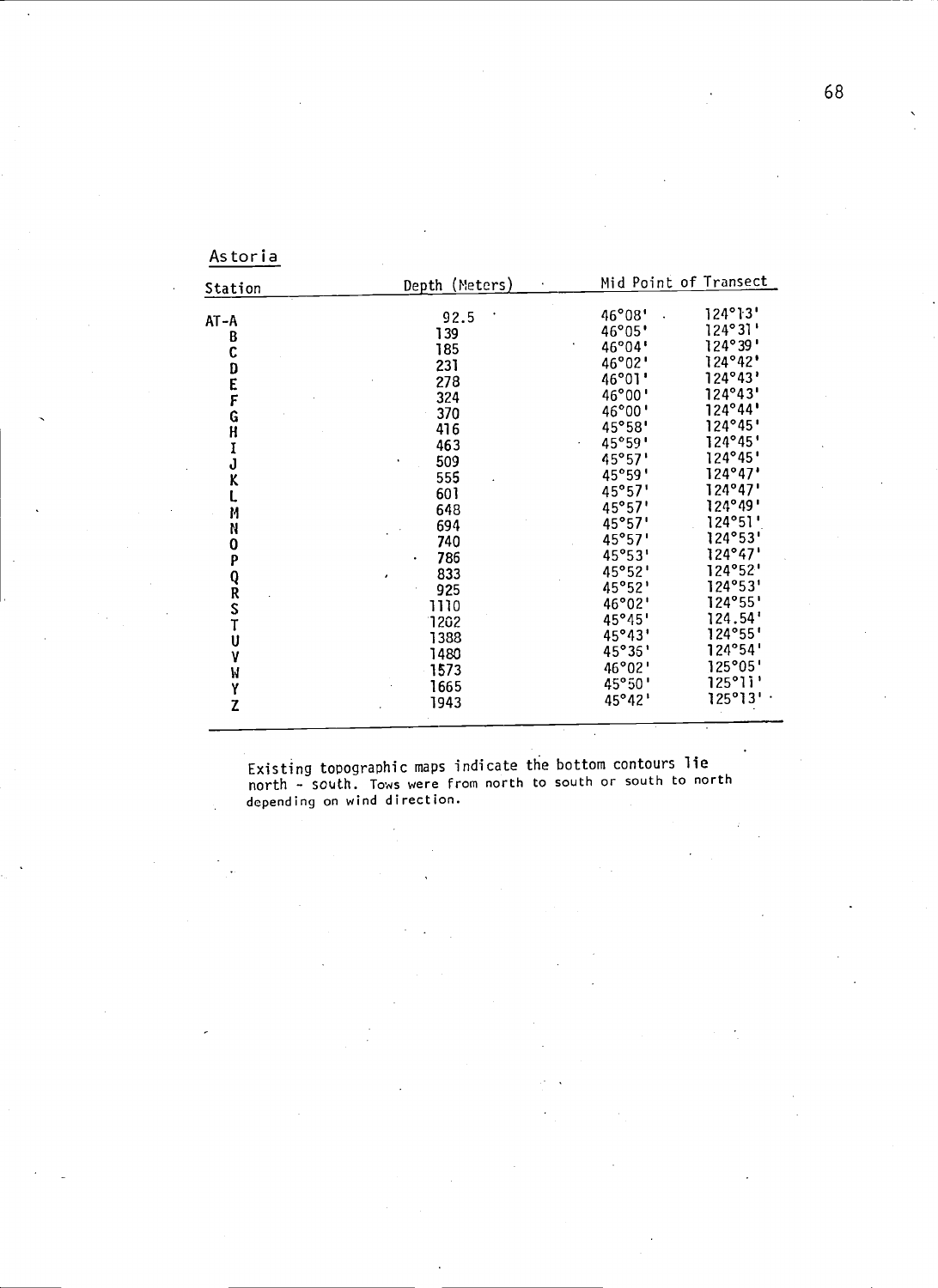Astoria

| Station | Depth (Meters) | Mid Point of Transect | |
|---|---|---|---|
| AT-A | 92.5 | 46°08' | 124°13' |
| B | 139 | 46°05' | 124°31' |
| C | 185 | 46°04' | 124°39' |
| D | 231 | 46°02' | 124°42' |
| E | 278 | 46°01' | 124°43' |
| F | 324 | 46°00' | 124°43' |
| G | 370 | 46°00' | 124°44' |
| H | 416 | 45°58' | 124°45' |
| I | 463 | 45°59' | 124°45' |
| J | 509 | 45°57' | 124°45' |
| K | 555 | 45°59' | 124°47' |
| L | 601 | 45°57' | 124°47' |
| M | 648 | 45°57' | 124°49' |
| N | 694 | 45°57' | 124°51' |
| O | 740 | 45°57' | 124°53' |
| P | 786 | 45°53' | 124°47' |
| Q | 833 | 45°52' | 124°52' |
| R | 925 | 45°52' | 124°53' |
| S | 1110 | 46°02' | 124°55' |
| T | 1202 | 45°45' | 124.54' |
| U | 1388 | 45°43' | 124°55' |
| V | 1480 | 45°35' | 124°54' |
| W | 1573 | 46°02' | 125°05' |
| Y | 1665 | 45°50' | 125°11' |
| Z | 1943 | 45°42' | 125°13' |

Existing topographic maps indicate the bottom contours lie north - south. Tows were from north to south or south to north depending on wind direction.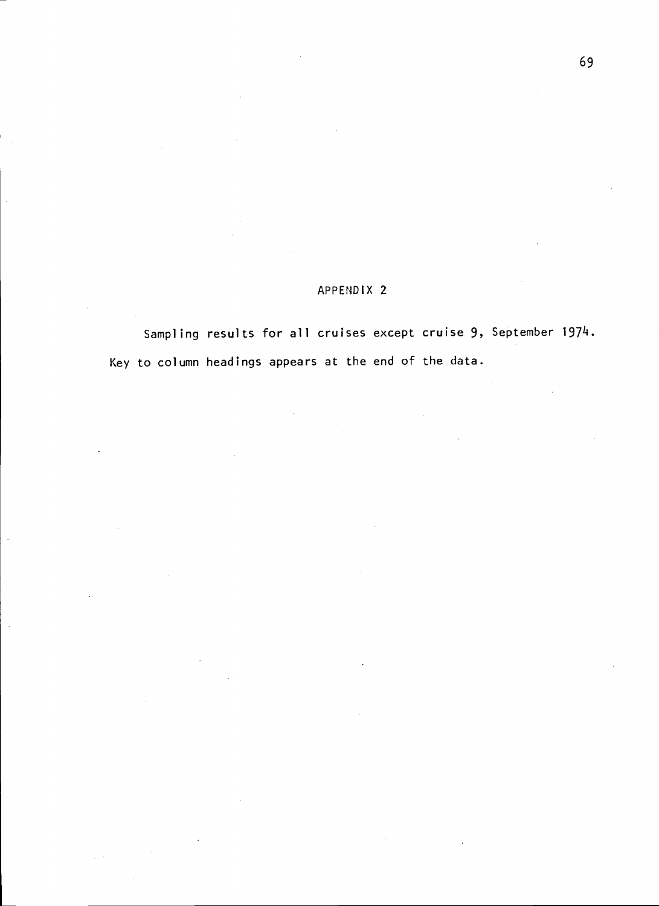## APPENDIX 2

Sampling results for all cruises except cruise 9, September 1974. Key to column headings appears at the end of the data.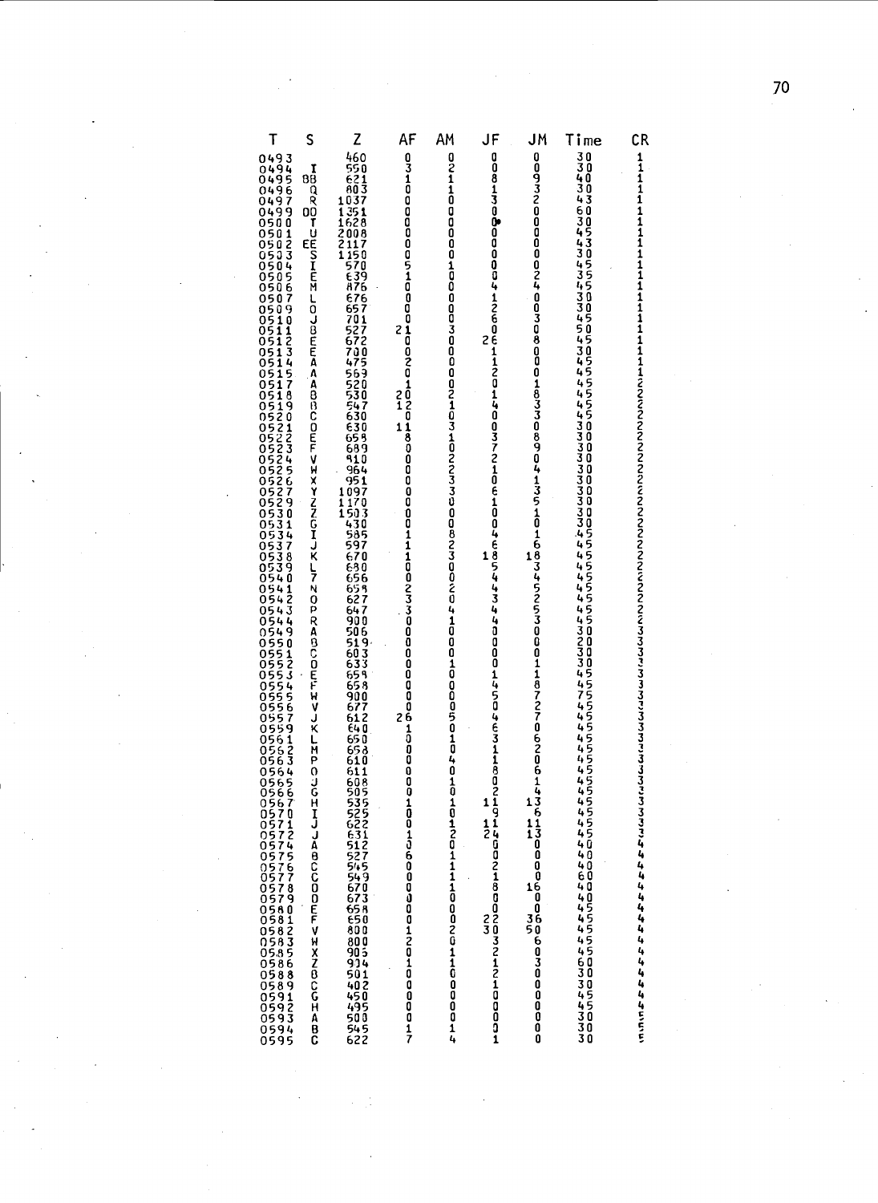| T | S | Z | AF | AM | JF | JM | Time | CR |
|---|---|---|---|---|---|---|---|---|
| 0493 | | 460 | 0 | 0 | 0 | 0 | 30 | 1 |
| 0494 | I | 550 | 3 | 2 | 0 | 0 | 30 | 1 |
| 0495 | BB | 621 | 1 | 1 | 8 | 9 | 40 | 1 |
| 0496 | Q | 803 | 0 | 1 | 1 | 3 | 30 | 1 |
| 0497 | R | 1037 | 0 | 0 | 3 | 2 | 43 | 1 |
| 0499 | OO | 1351 | 0 | 0 | 0 | 0 | 60 | 1 |
| 0500 | T | 1628 | 0 | 0 | 0 | 0 | 30 | 1 |
| 0501 | U | 2008 | 0 | 0 | 0 | 0 | 45 | 1 |
| 0502 | EE | 2117 | 0 | 0 | 0 | 0 | 43 | 1 |
| 0503 | S | 1150 | 0 | 0 | 0 | 0 | 30 | 1 |
| 0504 | I | 570 | 5 | 1 | 0 | 0 | 45 | 1 |
| 0505 | E | 639 | 1 | 0 | 0 | 2 | 35 | 1 |
| 0506 | M | 876 | 0 | 0 | 4 | 4 | 45 | 1 |
| 0507 | L | 676 | 0 | 0 | 1 | 0 | 30 | 1 |
| 0509 | O | 657 | 0 | 0 | 2 | 0 | 30 | 1 |
| 0510 | J | 701 | 0 | 3 | 6 | 3 | 45 | 1 |
| 0511 | B | 527 | 21 | 0 | 0 | 0 | 50 | 1 |
| 0512 | E | 672 | 0 | 0 | 26 | 8 | 45 | 1 |
| 0513 | E | 700 | 0 | 0 | 1 | 0 | 30 | 1 |
| 0514 | A | 475 | 2 | 0 | 1 | 0 | 45 | 1 |
| 0515 | A | 569 | 0 | 0 | 2 | 0 | 45 | 1 |
| 0517 | A | 520 | 1 | 2 | 0 | 1 | 45 | 2 |
| 0518 | B | 530 | 20 | 1 | 1 | 8 | 45 | 2 |
| 0519 | B | 547 | 12 | 0 | 4 | 3 | 45 | 2 |
| 0520 | C | 630 | 0 | 3 | 0 | 3 | 45 | 2 |
| 0521 | O | 630 | 11 | 1 | 0 | 0 | 30 | 2 |
| 0522 | E | 658 | 8 | 0 | 3 | 8 | 30 | 2 |
| 0523 | F | 689 | 0 | 2 | 7 | 9 | 30 | 2 |
| 0524 | V | 910 | 0 | 2 | 2 | 0 | 30 | 2 |
| 0525 | H | 964 | 0 | 3 | 1 | 4 | 30 | 2 |
| 0526 | X | 951 | 0 | 3 | 0 | 1 | 30 | 2 |
| 0527 | Y | 1097 | 0 | 0 | 6 | 3 | 30 | 2 |
| 0529 | Z | 1170 | 0 | 0 | 1 | 5 | 30 | 2 |
| 0530 | Z | 1503 | 0 | 0 | 0 | 1 | 30 | 2 |
| 0531 | G | 430 | 0 | 8 | 0 | 0 | 30 | 2 |
| 0534 | I | 585 | 1 | 2 | 4 | 1 | 45 | 2 |
| 0537 | J | 597 | 1 | 3 | 6 | 6 | 45 | 2 |
| 0538 | K | 670 | 1 | 0 | 18 | 18 | 45 | 2 |
| 0539 | L | 680 | 0 | 0 | 5 | 3 | 45 | 2 |
| 0540 | 7 | 656 | 0 | 2 | 4 | 4 | 45 | 2 |
| 0541 | N | 658 | 2 | 0 | 4 | 5 | 45 | 2 |
| 0542 | O | 627 | 3 | 4 | 3 | 2 | 45 | 2 |
| 0543 | P | 647 | 3 | 1 | 4 | 5 | 45 | 2 |
| 0544 | R | 900 | 0 | 0 | 4 | 3 | 45 | 2 |
| 0549 | A | 506 | 0 | 0 | 0 | 0 | 30 | 3 |
| 0550 | B | 519 | 0 | 0 | 0 | 0 | 20 | 3 |
| 0551 | C | 603 | 0 | 1 | 0 | 0 | 30 | 3 |
| 0552 | D | 633 | 0 | 0 | 0 | 1 | 30 | 3 |
| 0553 | E | 658 | 0 | 0 | 1 | 1 | 45 | 3 |
| 0554 | F | 658 | 0 | 0 | 4 | 8 | 45 | 3 |
| 0555 | W | 900 | 0 | 5 | 5 | 7 | 75 | 3 |
| 0556 | V | 677 | 0 | 0 | 0 | 2 | 45 | 3 |
| 0557 | J | 612 | 26 | 1 | 4 | 7 | 45 | 3 |
| 0559 | K | 640 | 1 | 0 | 6 | 0 | 45 | 3 |
| 0561 | L | 650 | 0 | 4 | 3 | 6 | 45 | 3 |
| 0562 | M | 658 | 0 | 0 | 1 | 2 | 45 | 3 |
| 0563 | P | 610 | 0 | 1 | 1 | 0 | 45 | 3 |
| 0564 | O | 611 | 0 | 0 | 8 | 6 | 45 | 3 |
| 0565 | J | 608 | 0 | 1 | 0 | 1 | 45 | 3 |
| 0566 | G | 505 | 0 | 0 | 2 | 4 | 45 | 3 |
| 0567 | H | 535 | 1 | 1 | 11 | 13 | 45 | 3 |
| 0570 | I | 525 | 0 | 2 | 9 | 6 | 45 | 3 |
| 0571 | J | 622 | 0 | 0 | 11 | 11 | 45 | 3 |
| 0572 | J | 631 | 1 | 1 | 24 | 13 | 45 | 3 |
| 0574 | A | 512 | 0 | 1 | 0 | 0 | 40 | 4 |
| 0575 | B | 527 | 6 | 1 | 0 | 0 | 40 | 4 |
| 0576 | C | 545 | 0 | 1 | 2 | 0 | 60 | 4 |
| 0577 | C | 549 | 0 | 0 | 1 | 0 | 40 | 4 |
| 0578 | D | 670 | 0 | 0 | 8 | 16 | 40 | 4 |
| 0579 | D | 673 | 0 | 0 | 0 | 0 | 40 | 4 |
| 0580 | E | 658 | 0 | 2 | 0 | 0 | 45 | 4 |
| 0581 | F | 650 | 0 | 0 | 22 | 36 | 45 | 4 |
| 0582 | V | 800 | 1 | 1 | 30 | 50 | 45 | 4 |
| 0583 | H | 800 | 2 | 1 | 3 | 6 | 45 | 4 |
| 0585 | X | 905 | 0 | 0 | 2 | 0 | 45 | 4 |
| 0586 | Z | 934 | 1 | 0 | 1 | 3 | 60 | 4 |
| 0588 | B | 501 | 0 | 0 | 2 | 0 | 30 | 4 |
| 0589 | C | 402 | 0 | 0 | 1 | 0 | 30 | 4 |
| 0591 | G | 450 | 0 | 0 | 0 | 0 | 45 | 4 |
| 0592 | H | 495 | 0 | 0 | 0 | 0 | 45 | 4 |
| 0593 | A | 500 | 0 | 0 | 0 | 0 | 30 | 5 |
| 0594 | B | 545 | 1 | 1 | 0 | 0 | 30 | 5 |
| 0595 | C | 622 | 7 | 4 | 1 | 0 | 30 | 5 |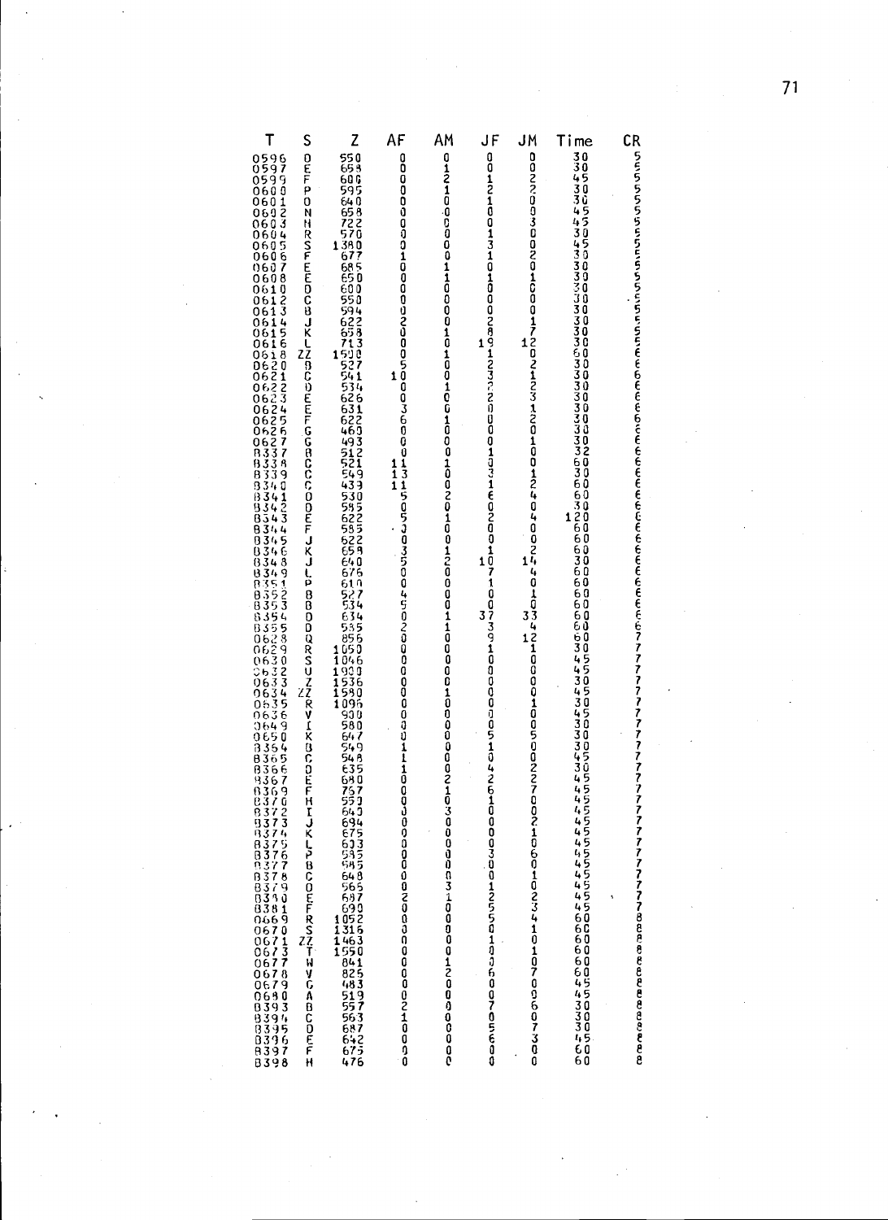| T | S | Z | AF | AM | JF | JM | Time | CR |
|---|---|---|---|---|---|---|---|---|
| 0596 | D | 550 | 0 | 0 | 0 | 0 | 30 | 5 |
| 0597 | E | 658 | 0 | 1 | 0 | 0 | 30 | 5 |
| 0599 | F | 606 | 0 | 2 | 1 | 2 | 45 | 5 |
| 0600 | P | 595 | 0 | 1 | 2 | 2 | 30 | 5 |
| 0601 | O | 640 | 0 | 0 | 1 | 0 | 30 | 5 |
| 0602 | N | 658 | 0 | 0 | 0 | 0 | 45 | 5 |
| 0603 | H | 722 | 0 | 0 | 0 | 3 | 45 | 5 |
| 0604 | R | 570 | 0 | 0 | 1 | 0 | 30 | 5 |
| 0605 | S | 1380 | 0 | 0 | 3 | 0 | 45 | 5 |
| 0606 | F | 677 | 1 | 0 | 1 | 2 | 30 | 5 |
| 0607 | E | 685 | 0 | 1 | 0 | 0 | 30 | 5 |
| 0608 | E | 650 | 0 | 1 | 1 | 1 | 30 | 5 |
| 0610 | D | 600 | 0 | 0 | 0 | 0 | 30 | 5 |
| 0612 | C | 550 | 0 | 0 | 0 | 0 | 30 | 5 |
| 0613 | B | 594 | 0 | 0 | 0 | 0 | 30 | 5 |
| 0614 | J | 622 | 2 | 0 | 2 | 1 | 30 | 5 |
| 0615 | K | 658 | 0 | 1 | 8 | 7 | 30 | 5 |
| 0616 | L | 713 | 0 | 0 | 19 | 12 | 30 | 5 |
| 0618 | ZZ | 1590 | 0 | 1 | 1 | 0 | 60 | 6 |
| 0620 | B | 527 | 5 | 0 | 2 | 2 | 30 | 6 |
| 0621 | C | 541 | 10 | 0 | 3 | 1 | 30 | 6 |
| 0622 | D | 534 | 0 | 1 | 2 | 2 | 30 | 6 |
| 0623 | E | 626 | 0 | 0 | 2 | 3 | 30 | 6 |
| 0624 | E | 631 | 3 | 1 | 0 | 1 | 30 | 6 |
| 0625 | F | 622 | 6 | 0 | 0 | 2 | 30 | 6 |
| 0626 | G | 460 | 0 | 0 | 0 | 0 | 30 | 6 |
| 0627 | G | 493 | 0 | 0 | 1 | 1 | 32 | 6 |
| B337 | B | 512 | 0 | 1 | 0 | 0 | 60 | 6 |
| B338 | C | 521 | 11 | 0 | 3 | 0 | 30 | 6 |
| B339 | C | 549 | 13 | 0 | 1 | 1 | 60 | 6 |
| B340 | C | 439 | 11 | 2 | 6 | 2 | 60 | 6 |
| B341 | D | 530 | 5 | 0 | 0 | 4 | 30 | 6 |
| B342 | D | 585 | 0 | 1 | 2 | 0 | 120 | 6 |
| B343 | E | 622 | 5 | 0 | 0 | 4 | 60 | 6 |
| B344 | F | 585 | 3 | 0 | 0 | 0 | 60 | 6 |
| B345 | J | 622 | 0 | 1 | 1 | 0 | 60 | 6 |
| B346 | K | 658 | 3 | 2 | 10 | 2 | 30 | 6 |
| B348 | J | 640 | 5 | 0 | 7 | 14 | 60 | 6 |
| B349 | L | 676 | 0 | 0 | 1 | 4 | 60 | 6 |
| B351 | P | 610 | 4 | 0 | 0 | 0 | 60 | 6 |
| B352 | B | 527 | 5 | 1 | 0 | 1 | 60 | 6 |
| B353 | B | 534 | 0 | 1 | 37 | 0 | 60 | 6 |
| B354 | D | 634 | 2 | 0 | 3 | 33 | 60 | 6 |
| B355 | D | 585 | 0 | 0 | 9 | 4 | 60 | 7 |
| 0628 | Q | 856 | 0 | 0 | 1 | 12 | 30 | 7 |
| 0629 | R | 1050 | 0 | 0 | 0 | 1 | 45 | 7 |
| 0630 | S | 1046 | 0 | 0 | 0 | 0 | 45 | 7 |
| 0632 | U | 1900 | 0 | 1 | 0 | 0 | 30 | 7 |
| 0633 | Z | 1536 | 0 | 0 | 0 | 0 | 45 | 7 |
| 0634 | ZZ | 1580 | 0 | 0 | 0 | 1 | 30 | 7 |
| 0635 | R | 1096 | 0 | 0 | 0 | 0 | 45 | 7 |
| 0636 | V | 900 | 0 | 0 | 0 | 0 | 30 | 7 |
| 0649 | I | 580 | 0 | 0 | 5 | 5 | 30 | 7 |
| 0650 | K | 647 | 1 | 0 | 1 | 0 | 30 | 7 |
| B364 | B | 549 | 1 | 0 | 0 | 0 | 45 | 7 |
| B365 | C | 548 | 1 | 2 | 4 | 2 | 30 | 7 |
| B366 | D | 635 | 0 | 1 | 2 | 2 | 45 | 7 |
| B367 | E | 680 | 0 | 0 | 6 | 7 | 45 | 7 |
| B369 | F | 767 | 0 | 3 | 1 | 0 | 45 | 7 |
| B370 | H | 553 | 0 | 0 | 0 | 0 | 45 | 7 |
| B372 | I | 640 | 0 | 0 | 0 | 2 | 45 | 7 |
| B373 | J | 694 | 0 | 0 | 0 | 1 | 45 | 7 |
| B374 | K | 675 | 0 | 0 | 3 | 0 | 45 | 7 |
| B375 | L | 633 | 0 | 0 | 0 | 6 | 45 | 7 |
| B376 | P | 585 | 0 | 3 | 1 | 0 | 45 | 7 |
| B377 | B | 585 | 0 | 1 | 2 | 1 | 45 | 7 |
| B378 | C | 648 | 2 | 0 | 5 | 0 | 45 | 7 |
| B379 | D | 565 | 0 | 0 | 5 | 2 | 45 | 7 |
| B380 | E | 687 | 0 | 0 | 0 | 3 | 45 | 8 |
| B381 | F | 690 | 0 | 0 | 1 | 4 | 60 | 8 |
| 0669 | R | 1052 | 0 | 0 | 0 | 1 | 60 | 8 |
| 0670 | S | 1316 | 0 | 1 | 0 | 0 | 60 | 8 |
| 0671 | ZZ | 1463 | 0 | 2 | 6 | 1 | 60 | 8 |
| 0673 | T | 1550 | 0 | 0 | 0 | 0 | 60 | 8 |
| 0677 | W | 841 | 0 | 0 | 7 | 7 | 60 | 8 |
| 0678 | V | 825 | 0 | 0 | 0 | 0 | 45 | 8 |
| 0679 | G | 483 | 2 | 0 | 5 | 6 | 45 | 8 |
| 0680 | A | 519 | 1 | 0 | 6 | 0 | 30 | 8 |
| B393 | B | 557 | 0 | 0 | 0 | 7 | 30 | 8 |
| B394 | C | 563 | 0 | 0 | 0 | 3 | 30 | 8 |
| B395 | D | 687 | 0 | 0 | 0 | 0 | 45 | 8 |
| B396 | E | 642 | 0 | 0 | 0 | 0 | 60 | 8 |
| B397 | F | 675 | 0 | 0 | 0 | 0 | 60 | 8 |
| B398 | H | 476 | 0 | 0 | 0 | 0 | 60 | 8 |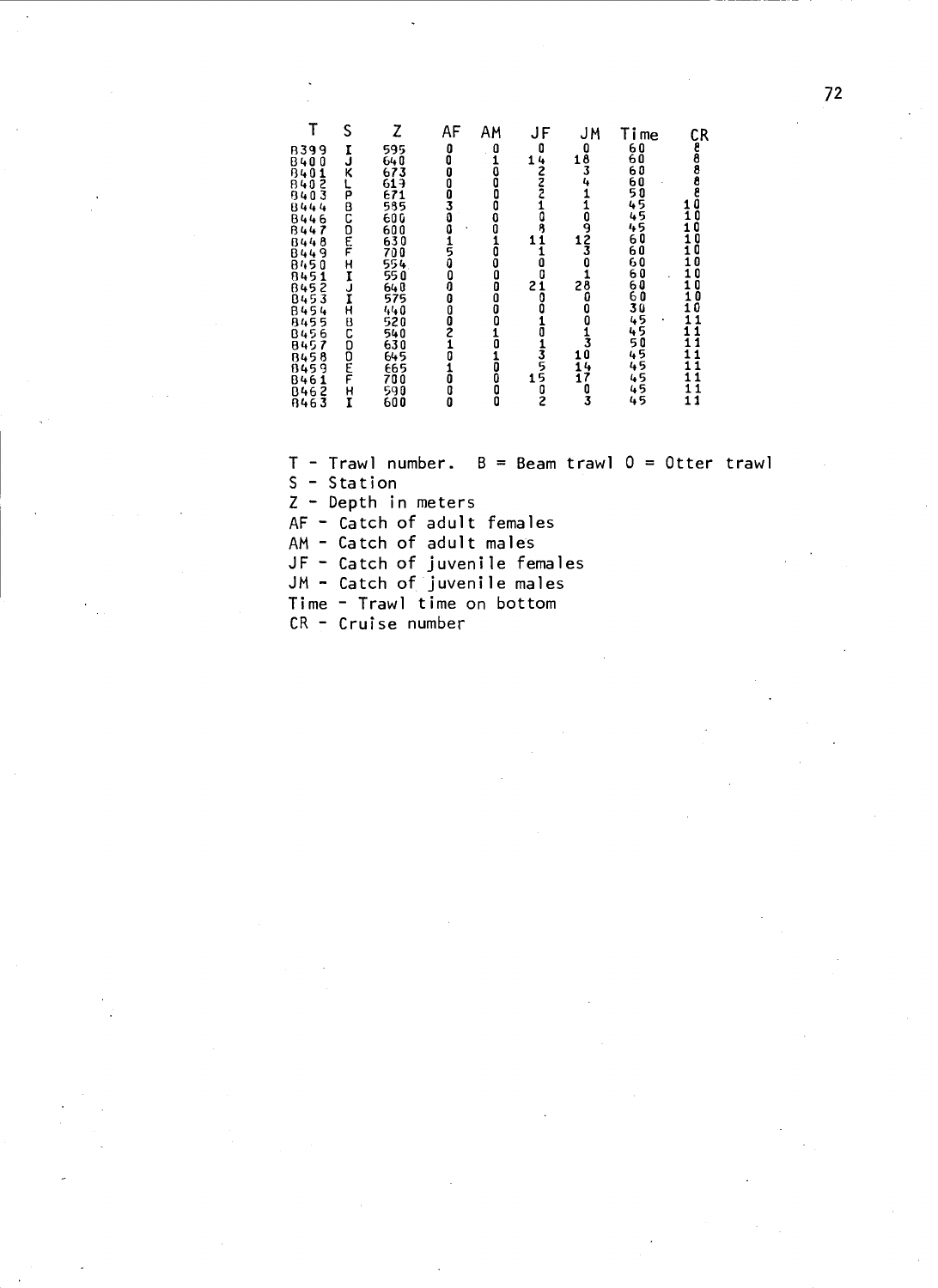| T | S | Z | AF | AM | JF | JM | Time | CR |
|---|---|---|---|---|---|---|---|---|
| B399 | I | 595 | 0 | 0 | 0 | 0 | 60 | 8 |
| B400 | J | 640 | 0 | 1 | 14 | 18 | 60 | 8 |
| B401 | K | 673 | 0 | 0 | 2 | 3 | 60 | 8 |
| B402 | L | 619 | 0 | 0 | 2 | 4 | 60 | 8 |
| B403 | P | 671 | 0 | 0 | 2 | 1 | 50 | 8 |
| B444 | B | 585 | 3 | 0 | 1 | 1 | 45 | 10 |
| B446 | C | 600 | 0 | 0 | 0 | 0 | 45 | 10 |
| B447 | D | 600 | 0 | 0 | 8 | 9 | 45 | 10 |
| B448 | E | 630 | 1 | 1 | 11 | 12 | 60 | 10 |
| B449 | F | 700 | 5 | 0 | 1 | 3 | 60 | 10 |
| B450 | H | 554 | 0 | 0 | 0 | 0 | 60 | 10 |
| B451 | I | 550 | 0 | 0 | 0 | 1 | 60 | 10 |
| B452 | J | 640 | 0 | 0 | 21 | 28 | 60 | 10 |
| B453 | I | 575 | 0 | 0 | 0 | 0 | 60 | 10 |
| B454 | H | 440 | 0 | 0 | 0 | 0 | 30 | 10 |
| B455 | B | 520 | 0 | 0 | 1 | 0 | 45 | 11 |
| B456 | C | 540 | 2 | 1 | 0 | 1 | 45 | 11 |
| B457 | D | 630 | 1 | 0 | 1 | 3 | 50 | 11 |
| B458 | D | 645 | 0 | 1 | 3 | 10 | 45 | 11 |
| B459 | E | 665 | 1 | 0 | 5 | 14 | 45 | 11 |
| B461 | F | 700 | 0 | 0 | 15 | 17 | 45 | 11 |
| B462 | H | 590 | 0 | 0 | 0 | 0 | 45 | 11 |
| B463 | I | 600 | 0 | 0 | 2 | 3 | 45 | 11 |

T - Trawl number. B = Beam trawl O = Otter trawl
S - Station
Z - Depth in meters
AF - Catch of adult females
AM - Catch of adult males
JF - Catch of juvenile females
JM - Catch of juvenile males
Time - Trawl time on bottom
CR - Cruise number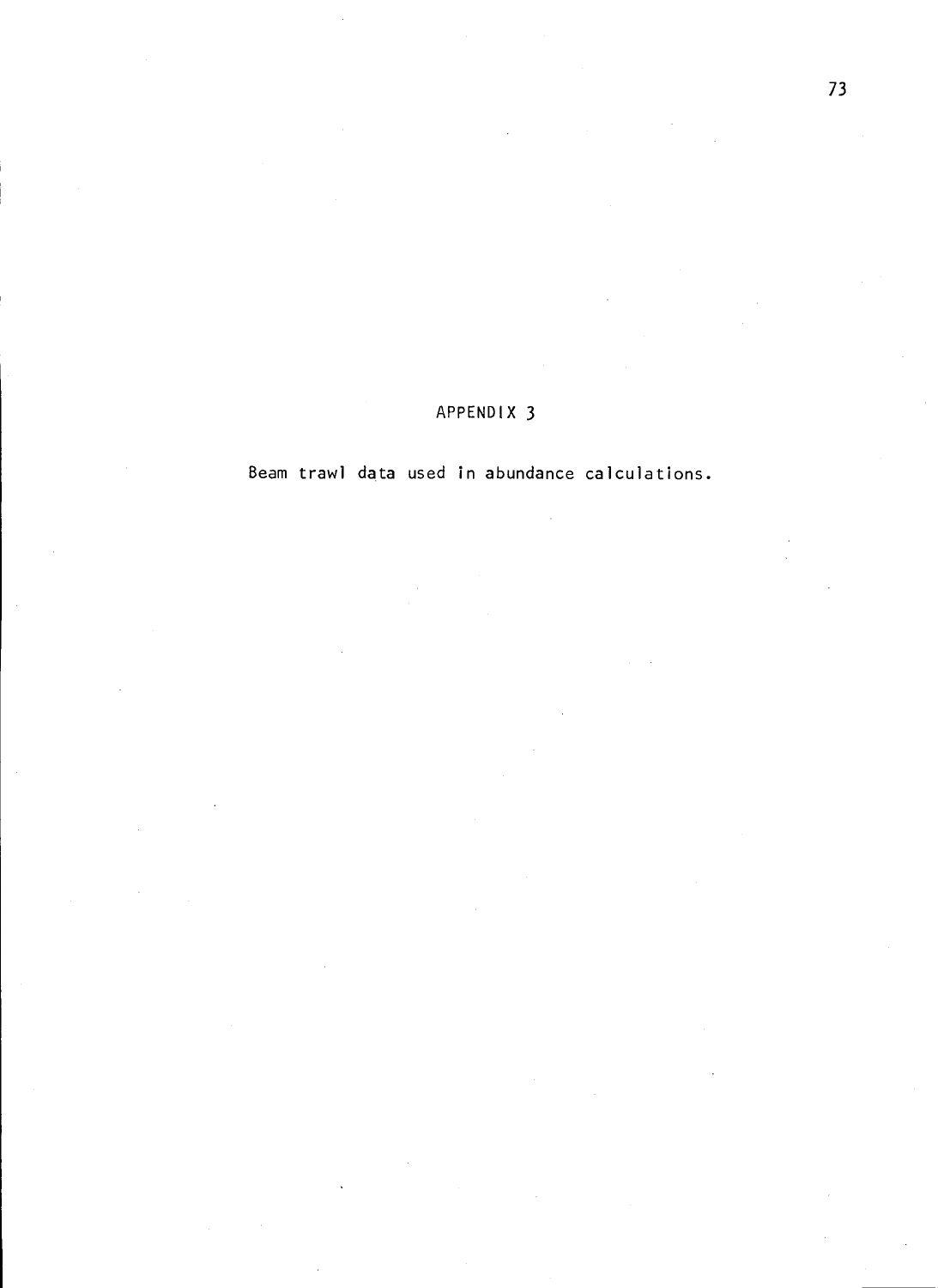# APPENDIX 3

Beam trawl data used in abundance calculations.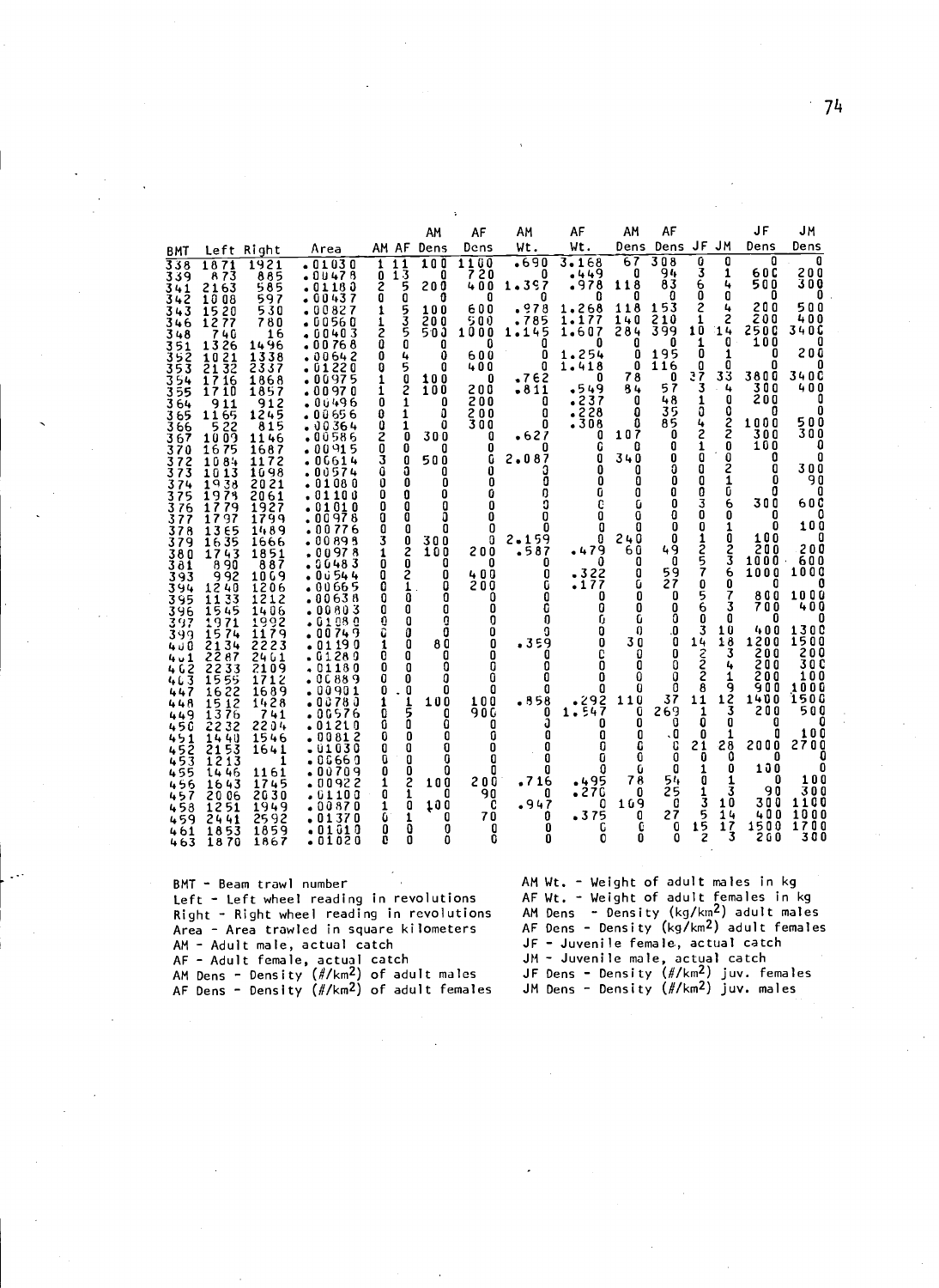| BMT | Left | Right | Area | AM | AF | AM Dens | AF Dens | AM Wt. | AF Wt. | AM Dens | AF Dens | JF | JM | JF Dens | JM Dens |
|---|---|---|---|---|---|---|---|---|---|---|---|---|---|---|---|
| 338 | 1871 | 1921 | .01030 | 1 | 11 | 100 | 1100 | .690 | 3.168 | 67 | 308 | 0 | 0 | 0 | 0 |
| 339 | 873 | 885 | .00478 | 0 | 13 | 0 | 720 | 0 | .449 | 0 | 94 | 3 | 1 | 600 | 200 |
| 341 | 2163 | 585 | .01180 | 2 | 5 | 200 | 400 | 1.397 | .978 | 118 | 83 | 6 | 4 | 500 | 300 |
| 342 | 1008 | 597 | .00437 | 0 | 0 | 0 | 0 | 0 | 0 | 0 | 0 | 0 | 0 | 0 | 0 |
| 343 | 1520 | 530 | .00827 | 1 | 5 | 100 | 600 | .978 | 1.268 | 118 | 153 | 2 | 4 | 200 | 500 |
| 346 | 1277 | 780 | .00560 | 1 | 3 | 200 | 500 | .785 | 1.177 | 140 | 210 | 1 | 2 | 200 | 400 |
| 348 | 740 | 16 | .00403 | 2 | 5 | 500 | 1000 | 1.145 | 1.607 | 284 | 399 | 10 | 14 | 2500 | 3400 |
| 351 | 1326 | 1496 | .00768 | 0 | 0 | 0 | 0 | 0 | 0 | 0 | 0 | 1 | 0 | 100 | 0 |
| 352 | 1021 | 1338 | .00642 | 0 | 4 | 0 | 600 | 0 | 1.254 | 0 | 195 | 0 | 1 | 0 | 200 |
| 353 | 2132 | 2337 | .01220 | 0 | 5 | 0 | 400 | 0 | 1.418 | 0 | 116 | 0 | 0 | 0 | 0 |
| 354 | 1716 | 1868 | .00975 | 1 | 0 | 100 | 0 | .762 | 0 | 78 | 0 | 37 | 33 | 3800 | 3400 |
| 355 | 1710 | 1857 | .00970 | 1 | 2 | 100 | 200 | .811 | .549 | 84 | 57 | 3 | 4 | 300 | 400 |
| 364 | 911 | 912 | .00496 | 0 | 1 | 0 | 200 | 0 | .237 | 0 | 48 | 1 | 0 | 200 | 0 |
| 365 | 1165 | 1245 | .00656 | 0 | 1 | 0 | 200 | 0 | .228 | 0 | 35 | 0 | 0 | 0 | 0 |
| 366 | 522 | 815 | .00364 | 0 | 1 | 0 | 300 | 0 | .308 | 0 | 85 | 4 | 2 | 1000 | 500 |
| 367 | 1009 | 1146 | .00586 | 2 | 0 | 300 | 0 | .627 | 0 | 107 | 0 | 2 | 2 | 300 | 300 |
| 370 | 1675 | 1687 | .00915 | 0 | 0 | 0 | 0 | 0 | 0 | 0 | 0 | 1 | 0 | 100 | 0 |
| 372 | 1084 | 1172 | .00614 | 3 | 0 | 500 | 0 | 2.087 | 0 | 340 | 0 | 0 | 0 | 0 | 0 |
| 373 | 1013 | 1098 | .00574 | 0 | 0 | 0 | 0 | 0 | 0 | 0 | 0 | 0 | 2 | 0 | 300 |
| 374 | 1938 | 2021 | .01080 | 0 | 0 | 0 | 0 | 0 | 0 | 0 | 0 | 0 | 1 | 0 | 90 |
| 375 | 1978 | 2061 | .01100 | 0 | 0 | 0 | 0 | 0 | 0 | 0 | 0 | 0 | 0 | 0 | 0 |
| 376 | 1779 | 1927 | .01010 | 0 | 0 | 0 | 0 | 0 | 0 | 0 | 0 | 3 | 6 | 300 | 600 |
| 377 | 1797 | 1799 | .00978 | 0 | 0 | 0 | 0 | 0 | 0 | 0 | 0 | 0 | 0 | 0 | 0 |
| 378 | 1365 | 1489 | .00776 | 0 | 0 | 0 | 0 | 0 | 0 | 0 | 0 | 0 | 1 | 0 | 100 |
| 379 | 1635 | 1666 | .00898 | 3 | 0 | 300 | 0 | 2.159 | 0 | 240 | 0 | 1 | 0 | 100 | 0 |
| 380 | 1743 | 1851 | .00978 | 1 | 2 | 100 | 200 | .587 | .479 | 60 | 49 | 2 | 2 | 200 | 200 |
| 381 | 890 | 887 | .00483 | 0 | 0 | 0 | 0 | 0 | 0 | 0 | 0 | 5 | 3 | 1000 | 600 |
| 393 | 992 | 1069 | .00544 | 0 | 2 | 0 | 400 | 0 | .322 | 0 | 59 | 7 | 6 | 1000 | 1000 |
| 394 | 1240 | 1206 | .00665 | 0 | 1 | 0 | 200 | 0 | .177 | 0 | 27 | 0 | 0 | 0 | 0 |
| 395 | 1133 | 1212 | .00638 | 0 | 0 | 0 | 0 | 0 | 0 | 0 | 0 | 5 | 7 | 800 | 1000 |
| 396 | 1545 | 1406 | .00803 | 0 | 0 | 0 | 0 | 0 | 0 | 0 | 0 | 6 | 3 | 700 | 400 |
| 397 | 1971 | 1992 | .01080 | 0 | 0 | 0 | 0 | 0 | 0 | 0 | 0 | 0 | 0 | 0 | 0 |
| 399 | 1574 | 1179 | .00749 | 0 | 0 | 0 | 0 | 0 | 0 | 0 | 0 | 3 | 10 | 400 | 1300 |
| 400 | 2134 | 2223 | .01190 | 1 | 0 | 80 | 0 | .359 | 0 | 30 | 0 | 14 | 18 | 1200 | 1500 |
| 401 | 2287 | 2401 | .01280 | 0 | 0 | 0 | 0 | 0 | 0 | 0 | 0 | 2 | 3 | 200 | 200 |
| 402 | 2233 | 2109 | .01180 | 0 | 0 | 0 | 0 | 0 | 0 | 0 | 0 | 2 | 4 | 200 | 300 |
| 403 | 1555 | 1712 | .00889 | 0 | 0 | 0 | 0 | 0 | 0 | 0 | 0 | 2 | 1 | 200 | 100 |
| 447 | 1622 | 1689 | .00901 | 0 | 0 | 0 | 0 | 0 | 0 | 0 | 0 | 8 | 9 | 900 | 1000 |
| 448 | 1512 | 1428 | .00780 | 1 | 1 | 100 | 100 | .858 | .292 | 110 | 37 | 11 | 12 | 1400 | 1500 |
| 449 | 1376 | 741 | .00576 | 0 | 5 | 0 | 900 | 0 | 1.547 | 0 | 269 | 1 | 3 | 200 | 500 |
| 450 | 2232 | 2204 | .01210 | 0 | 0 | 0 | 0 | 0 | 0 | 0 | 0 | 0 | 0 | 0 | 0 |
| 451 | 1440 | 1546 | .00812 | 0 | 0 | 0 | 0 | 0 | 0 | 0 | 0 | 0 | 1 | 0 | 100 |
| 452 | 2153 | 1641 | .01030 | 0 | 0 | 0 | 0 | 0 | 0 | 0 | 0 | 21 | 28 | 2000 | 2700 |
| 453 | 1213 | 1 | .00660 | 0 | 0 | 0 | 0 | 0 | 0 | 0 | 0 | 0 | 0 | 0 | 0 |
| 455 | 1446 | 1161 | .00709 | 0 | 0 | 0 | 0 | 0 | 0 | 0 | 0 | 1 | 0 | 100 | 0 |
| 456 | 1643 | 1745 | .00922 | 1 | 2 | 100 | 200 | .716 | .495 | 78 | 54 | 0 | 1 | 0 | 100 |
| 457 | 2006 | 2030 | .01100 | 0 | 1 | 0 | 90 | 0 | .270 | 0 | 25 | 1 | 3 | 90 | 300 |
| 458 | 1251 | 1949 | .00870 | 1 | 0 | 100 | 0 | .947 | 0 | 109 | 0 | 3 | 10 | 300 | 1100 |
| 459 | 2441 | 2592 | .01370 | 0 | 1 | 0 | 70 | 0 | .375 | 0 | 27 | 5 | 14 | 400 | 1000 |
| 461 | 1853 | 1859 | .01610 | 0 | 0 | 0 | 0 | 0 | 0 | 0 | 0 | 15 | 17 | 1500 | 1700 |
| 463 | 1870 | 1867 | .01020 | 0 | 0 | 0 | 0 | 0 | 0 | 0 | 0 | 2 | 3 | 200 | 300 |

BMT - Beam trawl number
Left - Left wheel reading in revolutions
Right - Right wheel reading in revolutions
Area - Area trawled in square kilometers
AM - Adult male, actual catch
AF - Adult female, actual catch
AM Dens - Density (#/km$^2$) of adult males
AF Dens - Density (#/km$^2$) of adult females
AM Wt. - Weight of adult males in kg
AF Wt. - Weight of adult females in kg
AM Dens - Density (kg/km$^2$) adult males
AF Dens - Density (kg/km$^2$) adult females
JF - Juvenile female, actual catch
JM - Juvenile male, actual catch
JF Dens - Density (#/km$^2$) juv. females
JM Dens - Density (#/km$^2$) juv. males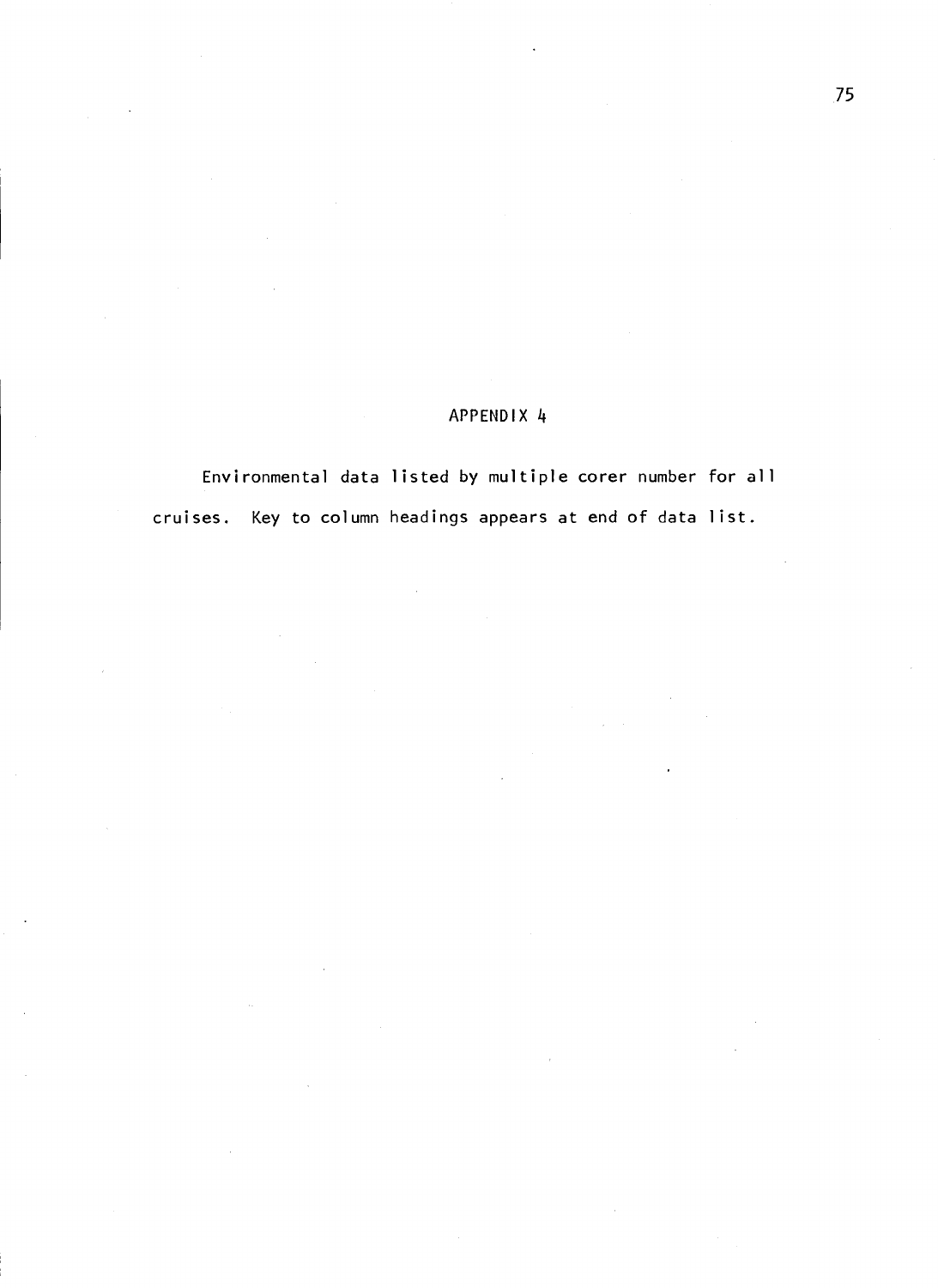# APPENDIX 4

Environmental data listed by multiple corer number for all cruises. Key to column headings appears at end of data list.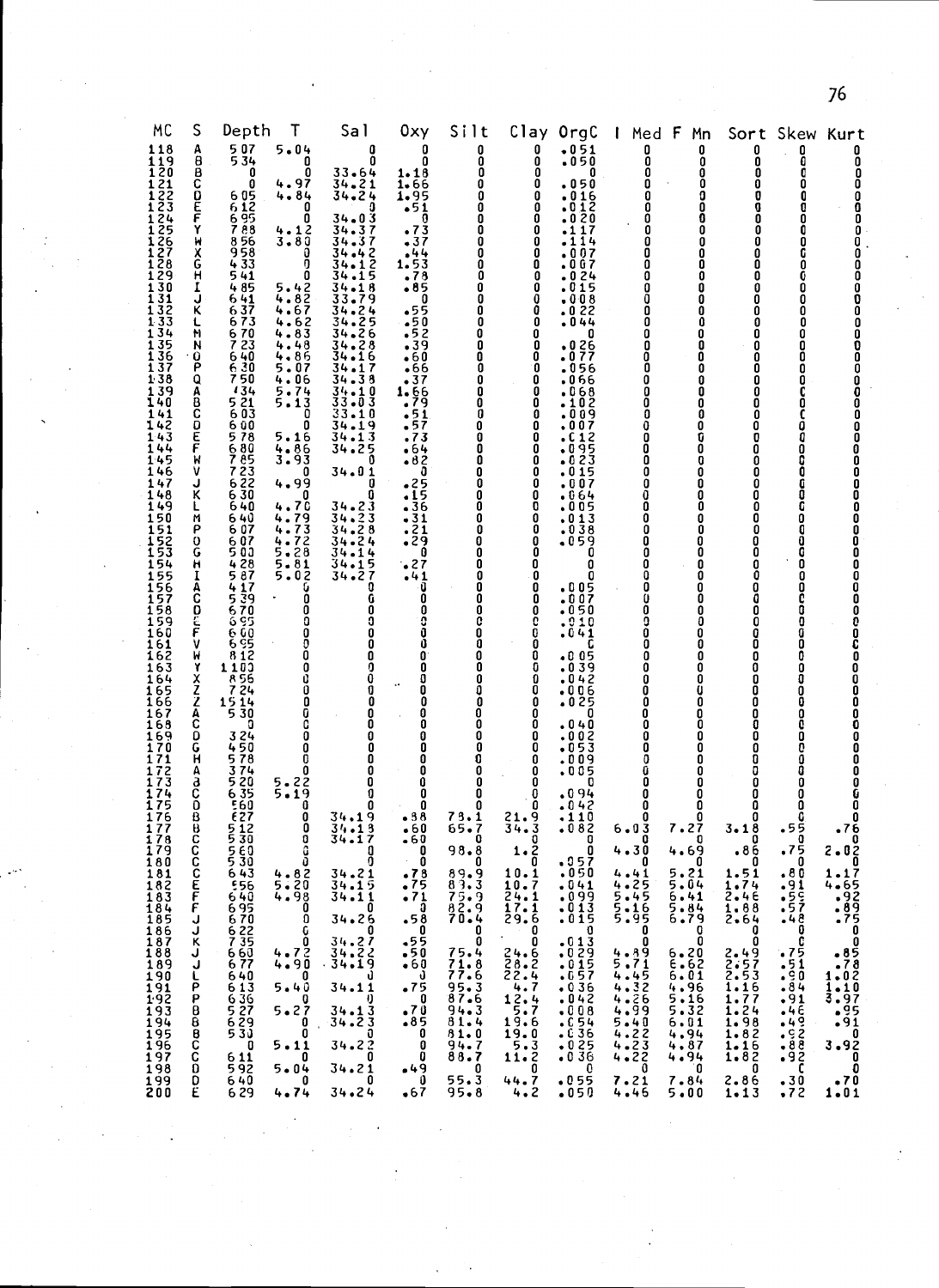| MC | S | Depth | T | Sal | Oxy | Silt | Clay | OrgC | I Med | F Mn | Sort | Skew | Kurt |
|---|---|---|---|---|---|---|---|---|---|---|---|---|---|
| 118 | A | 507 | 5.04 | 0 | 0 | 0 | 0 | .051 | 0 | 0 | 0 | 0 | 0 |
| 119 | B | 534 | 0 | 0 | 0 | 0 | 0 | .050 | 0 | 0 | 0 | 0 | 0 |
| 120 | B | 0 | 0 | 33.64 | 1.18 | 0 | 0 | 0 | 0 | 0 | 0 | 0 | 0 |
| 121 | C | 0 | 4.97 | 34.21 | 1.66 | 0 | 0 | .050 | 0 | 0 | 0 | 0 | 0 |
| 122 | D | 605 | 4.84 | 34.24 | 1.95 | 0 | 0 | .016 | 0 | 0 | 0 | 0 | 0 |
| 123 | E | 612 | 0 | 0 | .51 | 0 | 0 | .012 | 0 | 0 | 0 | 0 | 0 |
| 124 | F | 695 | 0 | 34.03 | 0 | 0 | 0 | .020 | 0 | 0 | 0 | 0 | 0 |
| 125 | Y | 788 | 4.12 | 34.37 | .73 | 0 | 0 | .117 | 0 | 0 | 0 | 0 | 0 |
| 126 | W | 856 | 3.80 | 34.37 | .37 | 0 | 0 | .114 | 0 | 0 | 0 | 0 | 0 |
| 127 | X | 958 | 0 | 34.42 | .44 | 0 | 0 | .007 | 0 | 0 | 0 | 0 | 0 |
| 128 | G | 433 | 0 | 34.12 | 1.53 | 0 | 0 | .007 | 0 | 0 | 0 | 0 | 0 |
| 129 | H | 541 | 0 | 34.15 | .78 | 0 | 0 | .024 | 0 | 0 | 0 | 0 | 0 |
| 130 | I | 485 | 5.42 | 34.18 | .85 | 0 | 0 | .015 | 0 | 0 | 0 | 0 | 0 |
| 131 | J | 641 | 4.82 | 33.79 | 0 | 0 | 0 | .008 | 0 | 0 | 0 | 0 | 0 |
| 132 | K | 637 | 4.67 | 34.24 | .55 | 0 | 0 | .022 | 0 | 0 | 0 | 0 | 0 |
| 133 | L | 673 | 4.62 | 34.25 | .50 | 0 | 0 | .044 | 0 | 0 | 0 | 0 | 0 |
| 134 | M | 670 | 4.83 | 34.26 | .52 | 0 | 0 | 0 | 0 | 0 | 0 | 0 | 0 |
| 135 | N | 723 | 4.48 | 34.28 | .39 | 0 | 0 | .026 | 0 | 0 | 0 | 0 | 0 |
| 136 | O | 640 | 4.86 | 34.16 | .60 | 0 | 0 | .077 | 0 | 0 | 0 | 0 | 0 |
| 137 | P | 630 | 5.07 | 34.17 | .66 | 0 | 0 | .056 | 0 | 0 | 0 | 0 | 0 |
| 138 | Q | 750 | 4.06 | 34.38 | .37 | 0 | 0 | .066 | 0 | 0 | 0 | 0 | 0 |
| 139 | A | 434 | 5.74 | 34.10 | 1.66 | 0 | 0 | .068 | 0 | 0 | 0 | 0 | 0 |
| 140 | B | 521 | 5.13 | 33.03 | .79 | 0 | 0 | .102 | 0 | 0 | 0 | 0 | 0 |
| 141 | C | 603 | 0 | 33.10 | .51 | 0 | 0 | .009 | 0 | 0 | 0 | 0 | 0 |
| 142 | D | 600 | 0 | 34.19 | .57 | 0 | 0 | .007 | 0 | 0 | 0 | 0 | 0 |
| 143 | E | 578 | 5.16 | 34.13 | .73 | 0 | 0 | .012 | 0 | 0 | 0 | 0 | 0 |
| 144 | F | 680 | 4.86 | 34.25 | .64 | 0 | 0 | .095 | 0 | 0 | 0 | 0 | 0 |
| 145 | W | 785 | 3.93 | 0 | .82 | 0 | 0 | .023 | 0 | 0 | 0 | 0 | 0 |
| 146 | V | 723 | 0 | 34.01 | 0 | 0 | 0 | .015 | 0 | 0 | 0 | 0 | 0 |
| 147 | J | 622 | 4.99 | 0 | .25 | 0 | 0 | .007 | 0 | 0 | 0 | 0 | 0 |
| 148 | K | 630 | 0 | 0 | .15 | 0 | 0 | .064 | 0 | 0 | 0 | 0 | 0 |
| 149 | L | 640 | 4.70 | 34.23 | .36 | 0 | 0 | .005 | 0 | 0 | 0 | 0 | 0 |
| 150 | M | 640 | 4.79 | 34.23 | .31 | 0 | 0 | .013 | 0 | 0 | 0 | 0 | 0 |
| 151 | P | 607 | 4.73 | 34.28 | .21 | 0 | 0 | .038 | 0 | 0 | 0 | 0 | 0 |
| 152 | O | 607 | 4.72 | 34.24 | .29 | 0 | 0 | .059 | 0 | 0 | 0 | 0 | 0 |
| 153 | G | 500 | 5.28 | 34.14 | 0 | 0 | 0 | 0 | 0 | 0 | 0 | 0 | 0 |
| 154 | H | 428 | 5.81 | 34.15 | .27 | 0 | 0 | 0 | 0 | 0 | 0 | 0 | 0 |
| 155 | I | 587 | 5.02 | 34.27 | .41 | 0 | 0 | 0 | 0 | 0 | 0 | 0 | 0 |
| 156 | A | 417 | 0 | 0 | 0 | 0 | 0 | .005 | 0 | 0 | 0 | 0 | 0 |
| 157 | C | 539 | 0 | 0 | 0 | 0 | 0 | .007 | 0 | 0 | 0 | 0 | 0 |
| 158 | D | 670 | 0 | 0 | 0 | 0 | 0 | .050 | 0 | 0 | 0 | 0 | 0 |
| 159 | E | 695 | 0 | 0 | 0 | 0 | 0 | .010 | 0 | 0 | 0 | 0 | 0 |
| 160 | F | 600 | 0 | 0 | 0 | 0 | 0 | .041 | 0 | 0 | 0 | 0 | 0 |
| 161 | V | 695 | 0 | 0 | 0 | 0 | 0 | 0 | 0 | 0 | 0 | 0 | 0 |
| 162 | W | 812 | 0 | 0 | 0 | 0 | 0 | .005 | 0 | 0 | 0 | 0 | 0 |
| 163 | Y | 1100 | 0 | 0 | 0 | 0 | 0 | .039 | 0 | 0 | 0 | 0 | 0 |
| 164 | X | 856 | 0 | 0 | 0 | 0 | 0 | .042 | 0 | 0 | 0 | 0 | 0 |
| 165 | Z | 724 | 0 | 0 | 0 | 0 | 0 | .006 | 0 | 0 | 0 | 0 | 0 |
| 166 | Z | 1514 | 0 | 0 | 0 | 0 | 0 | .025 | 0 | 0 | 0 | 0 | 0 |
| 167 | A | 530 | 0 | 0 | 0 | 0 | 0 | 0 | 0 | 0 | 0 | 0 | 0 |
| 168 | C | 0 | 0 | 0 | 0 | 0 | 0 | .040 | 0 | 0 | 0 | 0 | 0 |
| 169 | D | 324 | 0 | 0 | 0 | 0 | 0 | .002 | 0 | 0 | 0 | 0 | 0 |
| 170 | G | 450 | 0 | 0 | 0 | 0 | 0 | .053 | 0 | 0 | 0 | 0 | 0 |
| 171 | H | 578 | 0 | 0 | 0 | 0 | 0 | .009 | 0 | 0 | 0 | 0 | 0 |
| 172 | A | 374 | 0 | 0 | 0 | 0 | 0 | .005 | 0 | 0 | 0 | 0 | 0 |
| 173 | B | 520 | 5.22 | 0 | 0 | 0 | 0 | 0 | 0 | 0 | 0 | 0 | 0 |
| 174 | C | 635 | 5.19 | 0 | 0 | 0 | 0 | .094 | 0 | 0 | 0 | 0 | 0 |
| 175 | D | 560 | 0 | 0 | 0 | 0 | 0 | .042 | 0 | 0 | 0 | 0 | 0 |
| 176 | B | 627 | 0 | 34.19 | .88 | 78.1 | 21.9 | .110 | 0 | 0 | 0 | 0 | 0 |
| 177 | B | 512 | 0 | 34.13 | .60 | 65.7 | 34.3 | .082 | 6.03 | 7.27 | 3.18 | .55 | .76 |
| 178 | C | 530 | 0 | 34.17 | .60 | 0 | 0 | 0 | 0 | 0 | 0 | 0 | 0 |
| 179 | C | 560 | 0 | 0 | 0 | 98.8 | 1.2 | 0 | 4.30 | 4.69 | .86 | .75 | 2.02 |
| 180 | C | 530 | 0 | 0 | 0 | 0 | 0 | .057 | 0 | 0 | 0 | 0 | 0 |
| 181 | C | 643 | 4.82 | 34.21 | .78 | 89.9 | 10.1 | .050 | 4.41 | 5.21 | 1.51 | .80 | 1.17 |
| 182 | E | 556 | 5.20 | 34.15 | .75 | 89.3 | 10.7 | .041 | 4.25 | 5.04 | 1.74 | .91 | 4.65 |
| 183 | F | 640 | 4.98 | 34.11 | .71 | 75.9 | 24.1 | .099 | 5.45 | 6.41 | 2.46 | .59 | .92 |
| 184 | F | 695 | 0 | 0 | 0 | 82.9 | 17.1 | .013 | 5.16 | 5.84 | 1.88 | .57 | .89 |
| 185 | J | 670 | 0 | 34.26 | .58 | 70.4 | 29.6 | .015 | 5.95 | 6.79 | 2.64 | .48 | .75 |
| 186 | J | 622 | 0 | 0 | 0 | 0 | 0 | 0 | 0 | 0 | 0 | 0 | 0 |
| 187 | K | 735 | 0 | 34.27 | .55 | 0 | 0 | .013 | 0 | 0 | 0 | 0 | 0 |
| 188 | J | 660 | 4.72 | 34.22 | .50 | 75.4 | 24.6 | .029 | 4.89 | 6.20 | 2.49 | .75 | .85 |
| 189 | J | 677 | 4.90 | 34.19 | .60 | 71.8 | 28.2 | .015 | 5.71 | 6.62 | 2.57 | .51 | .78 |
| 190 | L | 640 | 0 | 0 | 0 | 77.6 | 22.4 | .057 | 4.45 | 6.01 | 2.53 | .90 | 1.02 |
| 191 | P | 613 | 5.40 | 34.11 | .75 | 95.3 | 4.7 | .036 | 4.32 | 4.96 | 1.16 | .84 | 1.10 |
| 192 | P | 636 | 0 | 0 | 0 | 87.6 | 12.4 | .042 | 4.26 | 5.16 | 1.77 | .91 | 3.97 |
| 193 | B | 527 | 5.27 | 34.13 | .70 | 94.3 | 5.7 | .008 | 4.99 | 5.32 | 1.24 | .46 | .95 |
| 194 | B | 629 | 0 | 34.23 | .85 | 81.4 | 18.6 | .054 | 5.40 | 6.01 | 1.98 | .49 | .91 |
| 195 | B | 530 | 0 | 0 | 0 | 81.0 | 19.0 | .036 | 4.22 | 4.94 | 1.82 | .92 | 0 |
| 196 | C | 0 | 5.11 | 34.22 | 0 | 94.7 | 5.3 | .025 | 4.23 | 4.87 | 1.16 | .88 | 3.92 |
| 197 | C | 611 | 0 | 0 | 0 | 88.7 | 11.2 | .036 | 4.22 | 4.94 | 1.82 | .92 | 0 |
| 198 | D | 592 | 5.04 | 34.21 | .49 | 0 | 0 | 0 | 0 | 0 | 0 | 0 | 0 |
| 199 | D | 640 | 0 | 0 | 0 | 55.3 | 44.7 | .055 | 7.21 | 7.84 | 2.86 | .30 | .70 |
| 200 | E | 629 | 4.74 | 34.24 | .67 | 95.8 | 4.2 | .050 | 4.46 | 5.00 | 1.13 | .72 | 1.01 |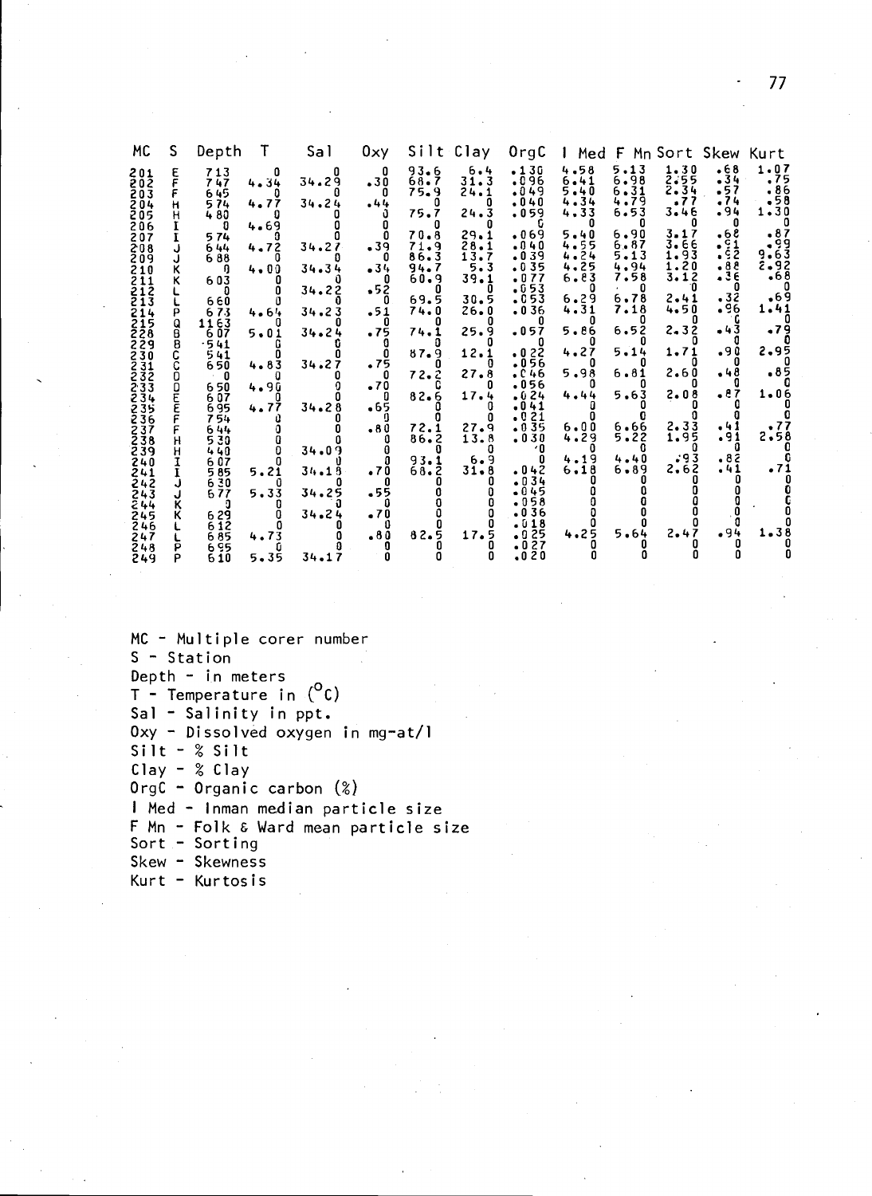| MC | S | Depth | T | Sal | Oxy | Silt | Clay | OrgC | I Med | F Mn | Sort | Skew | Kurt |
|---|---|---|---|---|---|---|---|---|---|---|---|---|---|
| 201 | E | 713 | 0 | 0 | 0 | 93.6 | 6.4 | .130 | 4.58 | 5.13 | 1.30 | .68 | 1.07 |
| 202 | F | 747 | 4.34 | 34.29 | .30 | 68.7 | 31.3 | .096 | 6.41 | 6.98 | 2.55 | .34 | .75 |
| 203 | F | 645 | 0 | 0 | 0 | 75.9 | 24.1 | .049 | 5.40 | 6.31 | 2.34 | .57 | .86 |
| 204 | H | 574 | 4.77 | 34.24 | .44 | 0 | 0 | .040 | 4.34 | 4.79 | .77 | .74 | .58 |
| 205 | H | 480 | 0 | 0 | 0 | 75.7 | 24.3 | .059 | 4.33 | 6.53 | 3.46 | .94 | 1.30 |
| 206 | I | 0 | 4.69 | 0 | 0 | 0 | 0 | 0 | 0 | 0 | 0 | 0 | 0 |
| 207 | I | 574 | 0 | 0 | 0 | 70.8 | 29.1 | .069 | 5.40 | 6.90 | 3.17 | .68 | .87 |
| 208 | J | 644 | 4.72 | 34.27 | .39 | 71.9 | 28.1 | .040 | 4.55 | 6.87 | 3.66 | .91 | .99 |
| 209 | J | 688 | 0 | 0 | 0 | 86.3 | 13.7 | .039 | 4.24 | 5.13 | 1.93 | .62 | 9.63 |
| 210 | K | 0 | 4.00 | 34.34 | .34 | 94.7 | 5.3 | .035 | 4.25 | 4.94 | 1.20 | .88 | 2.92 |
| 211 | K | 603 | 0 | 0 | 0 | 60.9 | 39.1 | .077 | 6.83 | 7.58 | 3.12 | .36 | .68 |
| 212 | L | 0 | 0 | 34.22 | .52 | 0 | 0 | .053 | 0 | 0 | 0 | 0 | 0 |
| 213 | L | 660 | 0 | 0 | 0 | 69.5 | 30.5 | .053 | 6.29 | 6.78 | 2.41 | .32 | .69 |
| 214 | P | 673 | 4.64 | 34.23 | .51 | 74.0 | 26.0 | .036 | 4.31 | 7.18 | 4.50 | .96 | 1.41 |
| 215 | Q | 1163 | 0 | 0 | 0 | 0 | 0 | 0 | 0 | 0 | 0 | 0 | 0 |
| 228 | B | 607 | 5.01 | 34.24 | .75 | 74.1 | 25.9 | .057 | 5.86 | 6.52 | 2.32 | .43 | .79 |
| 229 | B | 541 | 0 | 0 | 0 | 0 | 0 | 0 | 0 | 0 | 0 | 0 | 0 |
| 230 | C | 541 | 0 | 0 | 0 | 87.9 | 12.1 | .022 | 4.27 | 5.14 | 1.71 | .90 | 2.95 |
| 231 | C | 650 | 4.83 | 34.27 | .75 | 0 | 0 | .056 | 0 | 0 | 0 | 0 | 0 |
| 232 | D | 0 | 0 | 0 | 0 | 72.2 | 27.8 | .046 | 5.98 | 6.81 | 2.60 | .48 | .85 |
| 233 | D | 650 | 4.90 | 0 | .70 | 0 | 0 | .056 | 0 | 0 | 0 | 0 | 0 |
| 234 | E | 607 | 0 | 0 | 0 | 82.6 | 17.4 | .024 | 4.44 | 5.63 | 2.08 | .87 | 1.06 |
| 235 | E | 695 | 4.77 | 34.28 | .65 | 0 | 0 | .041 | 0 | 0 | 0 | 0 | 0 |
| 236 | F | 754 | 0 | 0 | 0 | 0 | 0 | .021 | 0 | 0 | 0 | 0 | 0 |
| 237 | F | 644 | 0 | 0 | .80 | 72.1 | 27.9 | .035 | 6.00 | 6.66 | 2.33 | .41 | .77 |
| 238 | H | 530 | 0 | 0 | 0 | 86.2 | 13.8 | .030 | 4.29 | 5.22 | 1.95 | .91 | 2.58 |
| 239 | H | 440 | 0 | 34.09 | 0 | 0 | 0 | 0 | 0 | 0 | 0 | 0 | 0 |
| 240 | I | 607 | 0 | 0 | 0 | 93.1 | 6.9 | 0 | 4.19 | 4.40 | .93 | .82 | 0 |
| 241 | I | 585 | 5.21 | 34.18 | .70 | 68.2 | 31.8 | .042 | 6.18 | 6.89 | 2.62 | .41 | .71 |
| 242 | J | 630 | 0 | 0 | 0 | 0 | 0 | .034 | 0 | 0 | 0 | 0 | 0 |
| 243 | J | 677 | 5.33 | 34.25 | .55 | 0 | 0 | .045 | 0 | 0 | 0 | 0 | 0 |
| 244 | K | 0 | 0 | 0 | 0 | 0 | 0 | .058 | 0 | 0 | 0 | 0 | 0 |
| 245 | K | 629 | 0 | 34.24 | .70 | 0 | 0 | .036 | 0 | 0 | 0 | 0 | 0 |
| 246 | L | 612 | 0 | 0 | 0 | 0 | 0 | .018 | 0 | 0 | 0 | 0 | 0 |
| 247 | L | 685 | 4.73 | 0 | .80 | 82.5 | 17.5 | .025 | 4.25 | 5.64 | 2.47 | .94 | 1.38 |
| 248 | P | 695 | 0 | 0 | 0 | 0 | 0 | .027 | 0 | 0 | 0 | 0 | 0 |
| 249 | P | 610 | 5.35 | 34.17 | 0 | 0 | 0 | .020 | 0 | 0 | 0 | 0 | 0 |

MC - Multiple corer number
S - Station
Depth - in meters
T - Temperature in (°C)
Sal - Salinity in ppt.
Oxy - Dissolved oxygen in mg-at/l
Silt - % Silt
Clay - % Clay
OrgC - Organic carbon (%)
I Med - Inman median particle size
F Mn - Folk & Ward mean particle size
Sort - Sorting
Skew - Skewness
Kurt - Kurtosis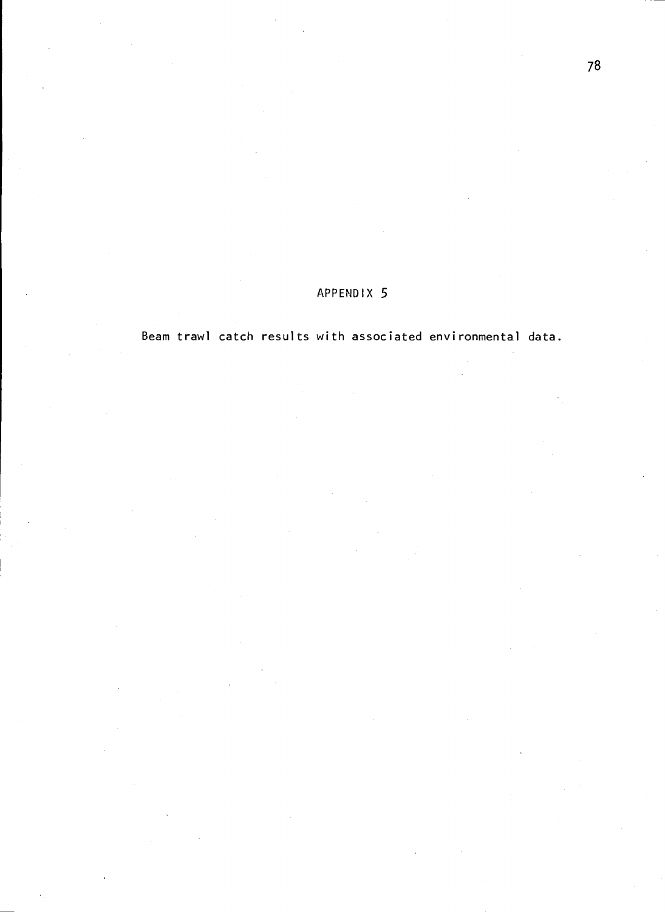# APPENDIX 5

Beam trawl catch results with associated environmental data.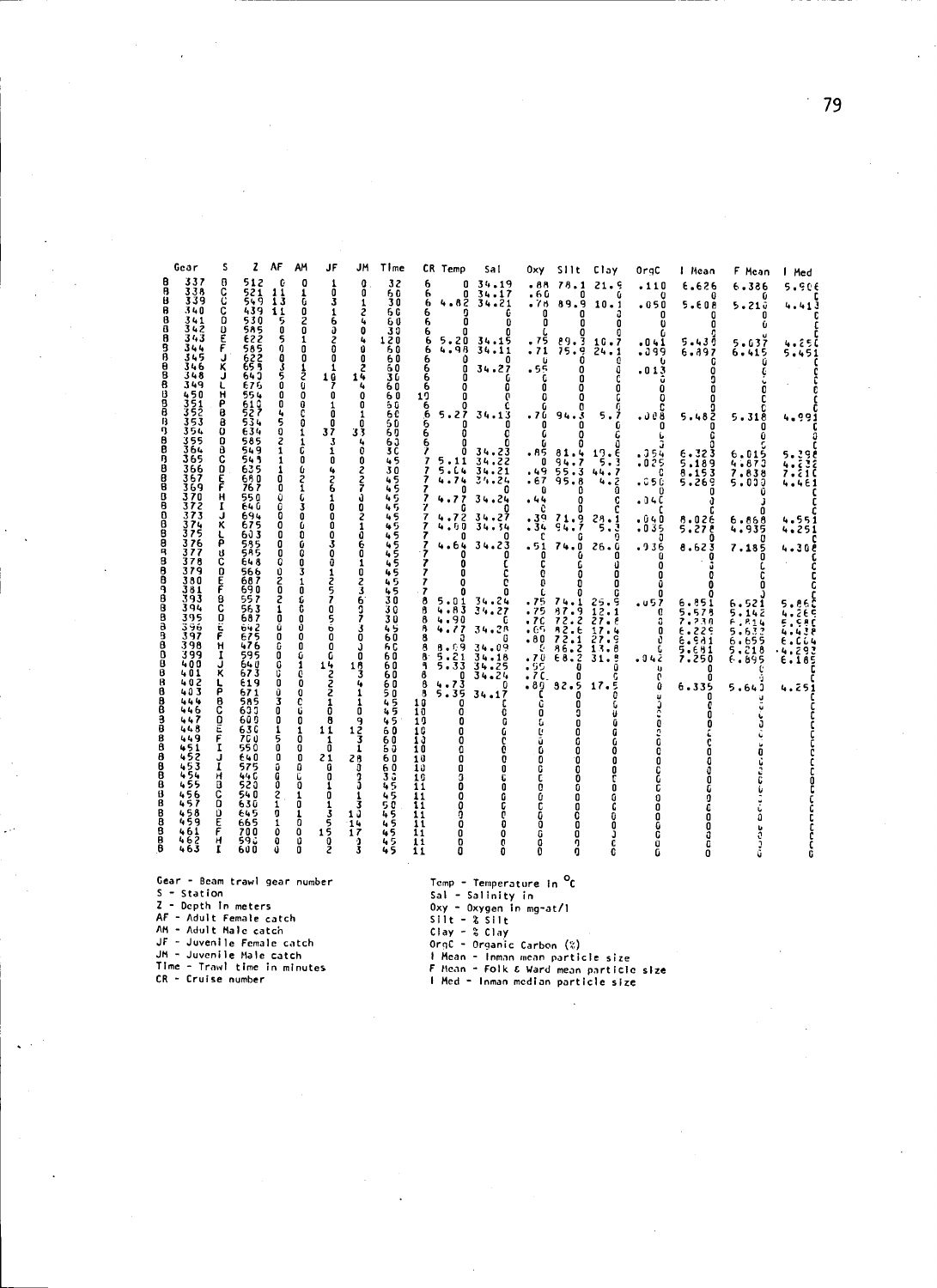| Gear | S | Z | AF | AM | JF | JM | Time | CR | Temp | Sal | Oxy | Silt | Clay | OrgC | I Mean | F Mean | I Med |
|---|---|---|---|---|---|---|---|---|---|---|---|---|---|---|---|---|---|
| B 337 | B | 512 | 0 | 0 | 1 | 0 | 32 | 6 | 0 | 34.19 | .88 | 78.1 | 21.9 | .110 | 6.626 | 6.386 | 5.906 |
| B 338 | C | 521 | 11 | 1 | 0 | 0 | 60 | 6 | 0 | 34.17 | .60 | 0 | 0 | 0 | 0 | 0 | 0 |
| B 339 | C | 549 | 13 | 0 | 3 | 1 | 30 | 6 | 4.82 | 34.21 | .78 | 89.9 | 10.1 | .050 | 5.608 | 5.210 | 4.413 |
| B 340 | C | 439 | 11 | 0 | 1 | 2 | 60 | 6 | 0 | 0 | 0 | 0 | 0 | 0 | 0 | 0 | 0 |
| B 341 | D | 530 | 5 | 2 | 6 | 4 | 60 | 6 | 0 | 0 | 0 | 0 | 0 | 0 | 0 | 0 | 0 |
| B 342 | D | 585 | 0 | 0 | 0 | 0 | 30 | 6 | 0 | 0 | 0 | 0 | 0 | 0 | 0 | 0 | 0 |
| B 343 | E | 622 | 5 | 1 | 2 | 4 | 120 | 6 | 5.20 | 34.15 | .75 | 89.3 | 10.7 | .041 | 5.430 | 5.037 | 4.250 |
| B 344 | F | 585 | 0 | 0 | 0 | 0 | 60 | 6 | 4.98 | 34.11 | .71 | 75.9 | 24.1 | .099 | 6.897 | 6.415 | 5.451 |
| B 345 | J | 622 | 0 | 0 | 1 | 0 | 60 | 6 | 0 | 0 | 0 | 0 | 0 | 0 | 0 | 0 | 0 |
| B 346 | K | 659 | 3 | 1 | 1 | 2 | 60 | 6 | 0 | 34.27 | .55 | 0 | 0 | .013 | 0 | 0 | 0 |
| B 348 | J | 640 | 5 | 2 | 10 | 14 | 30 | 6 | 0 | 0 | 0 | 0 | 0 | 0 | 0 | 0 | 0 |
| B 349 | L | 676 | 0 | 0 | 7 | 4 | 60 | 6 | 0 | 0 | 0 | 0 | 0 | 0 | 0 | 0 | 0 |
| B 350 | H | 554 | 0 | 0 | 0 | 0 | 60 | 10 | 0 | 0 | 0 | 0 | 0 | 0 | 0 | 0 | 0 |
| B 351 | P | 610 | 0 | 0 | 1 | 1 | 60 | 6 | 0 | 0 | 0 | 0 | 0 | 0 | 0 | 0 | 0 |
| B 352 | B | 527 | 4 | 0 | 0 | 0 | 60 | 6 | 5.27 | 34.13 | .70 | 94.3 | 5.7 | .008 | 5.482 | 5.318 | 4.991 |
| B 353 | B | 534 | 5 | 0 | 0 | 0 | 50 | 6 | 0 | 0 | 0 | 0 | 0 | 0 | 0 | 0 | 0 |
| B 354 | D | 634 | 0 | 1 | 37 | 33 | 60 | 6 | 0 | 0 | 0 | 0 | 0 | 0 | 0 | 0 | 0 |
| B 355 | D | 585 | 2 | 1 | 3 | 4 | 60 | 6 | 0 | 0 | 0 | 0 | 0 | 0 | 0 | 0 | 0 |
| B 364 | B | 549 | 1 | 1 | 1 | 0 | 30 | 7 | 0 | 34.23 | .85 | 81.4 | 18.6 | .054 | 6.323 | 6.015 | 5.398 |
| B 365 | C | 549 | 1 | 0 | 0 | 0 | 45 | 7 | 5.11 | 34.22 | 0 | 94.7 | 5.3 | .025 | 5.189 | 4.870 | 4.232 |
| B 366 | D | 635 | 1 | 0 | 4 | 2 | 30 | 7 | 5.64 | 34.21 | .49 | 55.3 | 44.7 | 0 | 8.153 | 7.838 | 7.210 |
| B 367 | E | 680 | 0 | 2 | 2 | 2 | 45 | 7 | 4.74 | 34.24 | .67 | 95.8 | 4.2 | .056 | 5.269 | 5.030 | 4.461 |
| B 369 | F | 767 | 0 | 1 | 6 | 7 | 45 | 7 | 0 | 0 | 0 | 0 | 0 | 0 | 0 | 0 | 0 |
| B 370 | H | 550 | 0 | 0 | 1 | 0 | 45 | 7 | 4.77 | 34.24 | .44 | 0 | 0 | .040 | 0 | 0 | 0 |
| B 372 | I | 640 | 0 | 3 | 0 | 0 | 45 | 7 | 0 | 0 | 0 | 0 | 0 | 0 | 0 | 0 | 0 |
| B 373 | J | 694 | 0 | 0 | 0 | 2 | 45 | 7 | 4.72 | 34.27 | .39 | 71.9 | 28.1 | .040 | 8.026 | 6.868 | 4.551 |
| B 374 | K | 675 | 0 | 0 | 0 | 1 | 45 | 7 | 4.60 | 34.34 | .34 | 94.7 | 5.3 | .035 | 5.278 | 4.935 | 4.251 |
| B 375 | L | 603 | 0 | 0 | 0 | 0 | 45 | 7 | 0 | 0 | 0 | 0 | 0 | 0 | 0 | 0 | 0 |
| B 376 | P | 595 | 0 | 0 | 3 | 6 | 45 | 7 | 4.64 | 34.23 | .51 | 74.0 | 26.0 | .036 | 8.623 | 7.185 | 4.308 |
| B 377 | U | 585 | 0 | 0 | 0 | 0 | 45 | 7 | 0 | 0 | 0 | 0 | 0 | 0 | 0 | 0 | 0 |
| B 378 | C | 648 | 0 | 0 | 0 | 1 | 45 | 7 | 0 | 0 | 0 | 0 | 0 | 0 | 0 | 0 | 0 |
| B 379 | D | 566 | 0 | 3 | 1 | 0 | 45 | 7 | 0 | 0 | 0 | 0 | 0 | 0 | 0 | 0 | 0 |
| B 380 | E | 687 | 2 | 1 | 2 | 2 | 45 | 7 | 0 | 0 | 0 | 0 | 0 | 0 | 0 | 0 | 0 |
| B 381 | F | 690 | 0 | 0 | 5 | 3 | 45 | 7 | 0 | 0 | 0 | 0 | 0 | 0 | 0 | 0 | 0 |
| B 393 | B | 557 | 2 | 0 | 7 | 6 | 30 | 8 | 5.01 | 34.24 | .75 | 74.1 | 25.9 | .057 | 6.851 | 6.521 | 5.865 |
| B 394 | C | 563 | 1 | 0 | 0 | 9 | 30 | 8 | 4.83 | 34.27 | .75 | 87.9 | 12.1 | 0 | 5.578 | 5.142 | 4.265 |
| B 395 | D | 687 | 0 | 0 | 5 | 7 | 30 | 8 | 4.90 | 0 | .70 | 72.2 | 27.8 | 0 | 7.230 | 6.814 | 6.580 |
| B 396 | E | 642 | 0 | 0 | 6 | 3 | 45 | 8 | 4.77 | 34.28 | .65 | 82.6 | 17.4 | 0 | 6.229 | 5.632 | 4.438 |
| B 397 | F | 675 | 0 | 0 | 0 | 0 | 60 | 8 | 0 | 0 | .80 | 72.1 | 27.9 | 0 | 6.581 | 6.655 | 6.064 |
| B 398 | H | 476 | 0 | 0 | 0 | 0 | 60 | 8 | 5.09 | 34.09 | 0 | 86.2 | 13.8 | 0 | 5.681 | 5.218 | 4.293 |
| B 399 | I | 595 | 0 | 1 | 14 | 18 | 60 | 8 | 5.21 | 34.18 | .70 | 68.2 | 31.8 | .042 | 7.250 | 6.895 | 6.185 |
| B 400 | J | 640 | 0 | 0 | 2 | 3 | 60 | 9 | 5.33 | 34.25 | .55 | 0 | 0 | 0 | 0 | 0 | 0 |
| B 401 | K | 673 | 0 | 0 | 2 | 4 | 60 | 8 | 0 | 34.24 | .70 | 0 | 0 | 0 | 0 | 0 | 0 |
| B 402 | L | 619 | 0 | 0 | 2 | 1 | 60 | 8 | 4.73 | 0 | 0 | 0 | 0 | 0 | 0 | 0 | 0 |
| B 403 | P | 671 | 0 | 0 | 1 | 1 | 50 | 8 | 5.35 | 34.17 | .80 | 92.5 | 17.5 | 0 | 6.335 | 5.640 | 4.251 |
| B 444 | B | 585 | 3 | 0 | 0 | 1 | 45 | 10 | 0 | 0 | 0 | 0 | 0 | 0 | 0 | 0 | 0 |
| B 446 | C | 603 | 0 | 0 | 8 | 0 | 45 | 10 | 0 | 0 | 0 | 0 | 0 | 0 | 0 | 0 | 0 |
| B 447 | D | 609 | 0 | 0 | 11 | 9 | 45 | 10 | 0 | 0 | 0 | 0 | 0 | 0 | 0 | 0 | 0 |
| B 448 | E | 630 | 1 | 1 | 1 | 12 | 60 | 10 | 0 | 0 | 0 | 0 | 0 | 0 | 0 | 0 | 0 |
| B 449 | F | 700 | 5 | 0 | 1 | 3 | 60 | 10 | 0 | 0 | 0 | 0 | 0 | 0 | 0 | 0 | 0 |
| B 451 | I | 550 | 0 | 0 | 0 | 1 | 50 | 10 | 0 | 0 | 0 | 0 | 0 | 0 | 0 | 0 | 0 |
| B 452 | J | 640 | 0 | 0 | 21 | 28 | 60 | 10 | 0 | 0 | 0 | 0 | 0 | 0 | 0 | 0 | 0 |
| B 453 | I | 575 | 0 | 0 | 0 | 0 | 60 | 10 | 0 | 0 | 0 | 0 | 0 | 0 | 0 | 0 | 0 |
| B 454 | H | 440 | 0 | 0 | 0 | 2 | 30 | 10 | 0 | 0 | 0 | 0 | 0 | 0 | 0 | 0 | 0 |
| B 455 | B | 520 | 0 | 0 | 1 | 0 | 45 | 11 | 0 | 0 | 0 | 0 | 0 | 0 | 0 | 0 | 0 |
| B 456 | C | 540 | 2 | 1 | 0 | 1 | 45 | 11 | 0 | 0 | 0 | 0 | 0 | 0 | 0 | 0 | 0 |
| B 457 | D | 630 | 1 | 0 | 1 | 3 | 50 | 11 | 0 | 0 | 0 | 0 | 0 | 0 | 0 | 0 | 0 |
| B 458 | D | 645 | 0 | 1 | 3 | 10 | 45 | 11 | 0 | 0 | 0 | 0 | 0 | 0 | 0 | 0 | 0 |
| B 459 | E | 665 | 1 | 0 | 5 | 14 | 45 | 11 | 0 | 0 | 0 | 0 | 0 | 0 | 0 | 0 | 0 |
| B 461 | F | 700 | 0 | 0 | 15 | 17 | 45 | 11 | 0 | 0 | 0 | 0 | 0 | 0 | 0 | 0 | 0 |
| B 462 | H | 590 | 0 | 0 | 0 | 3 | 45 | 11 | 0 | 0 | 0 | 0 | 0 | 0 | 0 | 0 | 0 |
| B 463 | I | 600 | 0 | 0 | 2 | 3 | 45 | 11 | 0 | 0 | 0 | 0 | 0 | 0 | 0 | 0 | 0 |

Gear - Beam trawl gear number
S - Station
Z - Depth in meters
AF - Adult Female catch
AM - Adult Male catch
JF - Juvenile Female catch
JM - Juvenile Male catch
Time - Trawl time in minutes
CR - Cruise number

Temp - Temperature in °C
Sal - Salinity in
Oxy - Oxygen in mg-at/l
Silt - % Silt
Clay - % Clay
OrgC - Organic Carbon (%)
I Mean - Inman mean particle size
F Mean - Folk & Ward mean particle size
I Med - Inman median particle size